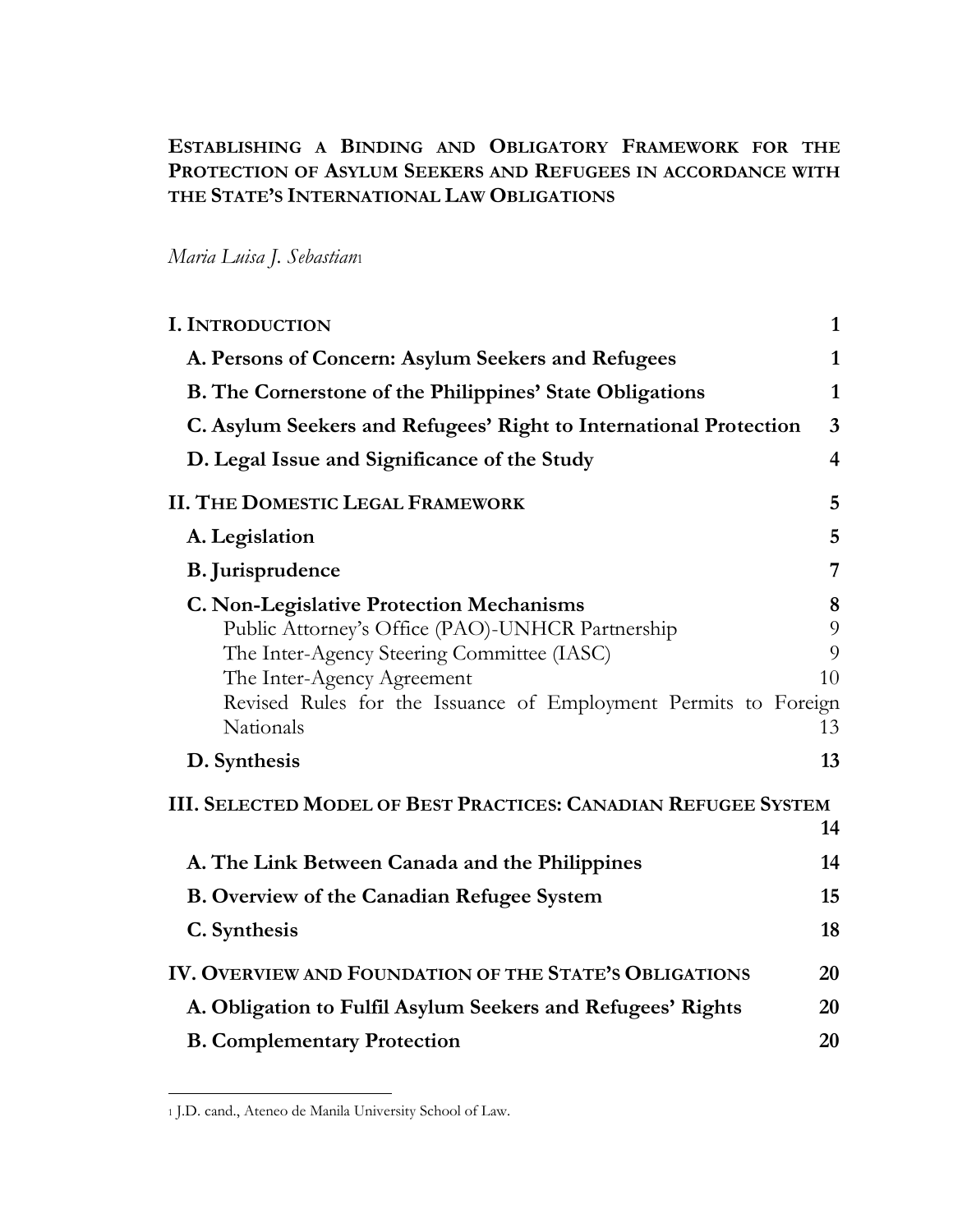# ESTABLISHING A BINDING AND OBLIGATORY FRAMEWORK FOR THE PROTECTION OF ASYLUM SEEKERS AND REFUGEES IN ACCORDANCE WITH THE STATE'S INTERNATIONAL LAW OBLIGATIONS

*Maria Luisa J. Sebastian*[1]

**I. INTRODUCTION** **1**

**A. Persons of Concern: Asylum Seekers and Refugees** **1**

**B. The Cornerstone of the Philippines' State Obligations** **1**

**C. Asylum Seekers and Refugees' Right to International Protection** **3**

**D. Legal Issue and Significance of the Study** **4**

**II. THE DOMESTIC LEGAL FRAMEWORK** **5**

**A. Legislation** **5**

**B. Jurisprudence** **7**

**C. Non-Legislative Protection Mechanisms** **8**

Public Attorney's Office (PAO)-UNHCR Partnership 9

The Inter-Agency Steering Committee (IASC) 9

The Inter-Agency Agreement 10

Revised Rules for the Issuance of Employment Permits to Foreign Nationals 13

**D. Synthesis** **13**

**III. SELECTED MODEL OF BEST PRACTICES: CANADIAN REFUGEE SYSTEM** **14**

**A. The Link Between Canada and the Philippines** **14**

**B. Overview of the Canadian Refugee System** **15**

**C. Synthesis** **18**

**IV. OVERVIEW AND FOUNDATION OF THE STATE'S OBLIGATIONS** **20**

**A. Obligation to Fulfil Asylum Seekers and Refugees' Rights** **20**

**B. Complementary Protection** **20**

---

[1] J.D. cand., Ateneo de Manila University School of Law.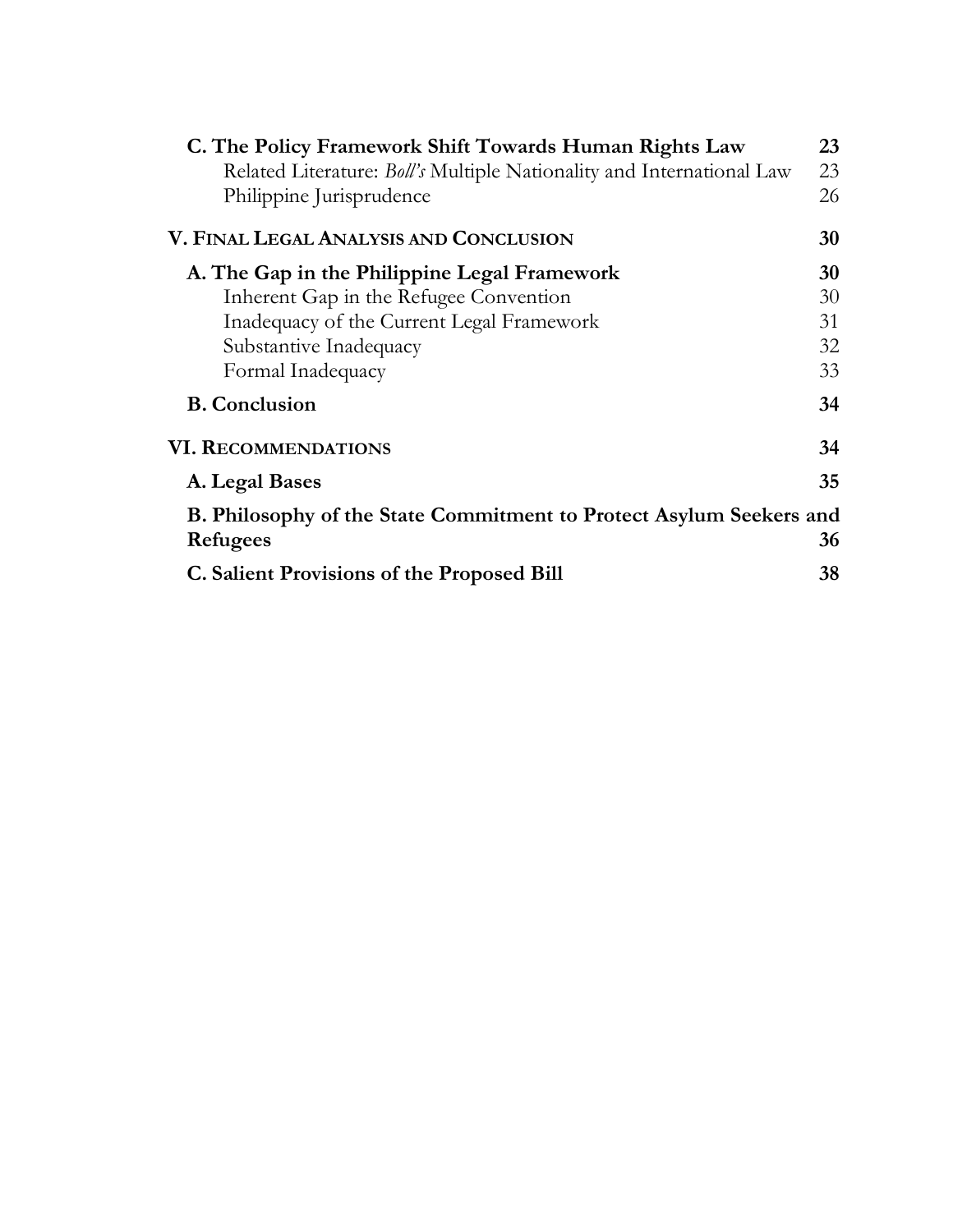**C. The Policy Framework Shift Towards Human Rights Law** **23**

Related Literature: *Boll's* Multiple Nationality and International Law 23

Philippine Jurisprudence 26

**V. FINAL LEGAL ANALYSIS AND CONCLUSION** **30**

**A. The Gap in the Philippine Legal Framework** **30**

Inherent Gap in the Refugee Convention 30

Inadequacy of the Current Legal Framework 31

Substantive Inadequacy 32

Formal Inadequacy 33

**B. Conclusion** **34**

**VI. RECOMMENDATIONS** **34**

**A. Legal Bases** **35**

**B. Philosophy of the State Commitment to Protect Asylum Seekers and Refugees** **36**

**C. Salient Provisions of the Proposed Bill** **38**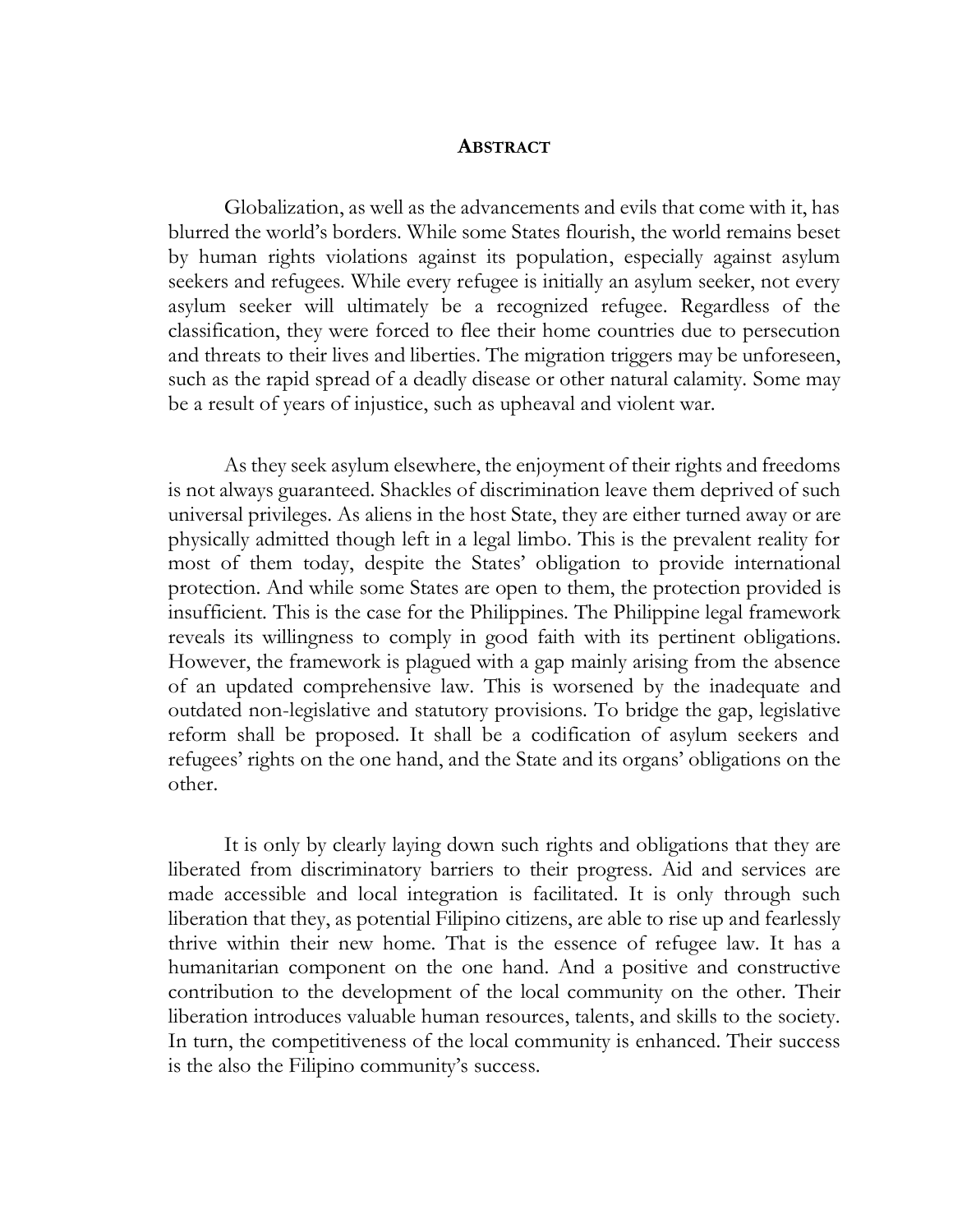# ABSTRACT

Globalization, as well as the advancements and evils that come with it, has blurred the world's borders. While some States flourish, the world remains beset by human rights violations against its population, especially against asylum seekers and refugees. While every refugee is initially an asylum seeker, not every asylum seeker will ultimately be a recognized refugee. Regardless of the classification, they were forced to flee their home countries due to persecution and threats to their lives and liberties. The migration triggers may be unforeseen, such as the rapid spread of a deadly disease or other natural calamity. Some may be a result of years of injustice, such as upheaval and violent war.

As they seek asylum elsewhere, the enjoyment of their rights and freedoms is not always guaranteed. Shackles of discrimination leave them deprived of such universal privileges. As aliens in the host State, they are either turned away or are physically admitted though left in a legal limbo. This is the prevalent reality for most of them today, despite the States' obligation to provide international protection. And while some States are open to them, the protection provided is insufficient. This is the case for the Philippines. The Philippine legal framework reveals its willingness to comply in good faith with its pertinent obligations. However, the framework is plagued with a gap mainly arising from the absence of an updated comprehensive law. This is worsened by the inadequate and outdated non-legislative and statutory provisions. To bridge the gap, legislative reform shall be proposed. It shall be a codification of asylum seekers and refugees' rights on the one hand, and the State and its organs' obligations on the other.

It is only by clearly laying down such rights and obligations that they are liberated from discriminatory barriers to their progress. Aid and services are made accessible and local integration is facilitated. It is only through such liberation that they, as potential Filipino citizens, are able to rise up and fearlessly thrive within their new home. That is the essence of refugee law. It has a humanitarian component on the one hand. And a positive and constructive contribution to the development of the local community on the other. Their liberation introduces valuable human resources, talents, and skills to the society. In turn, the competitiveness of the local community is enhanced. Their success is the also the Filipino community's success.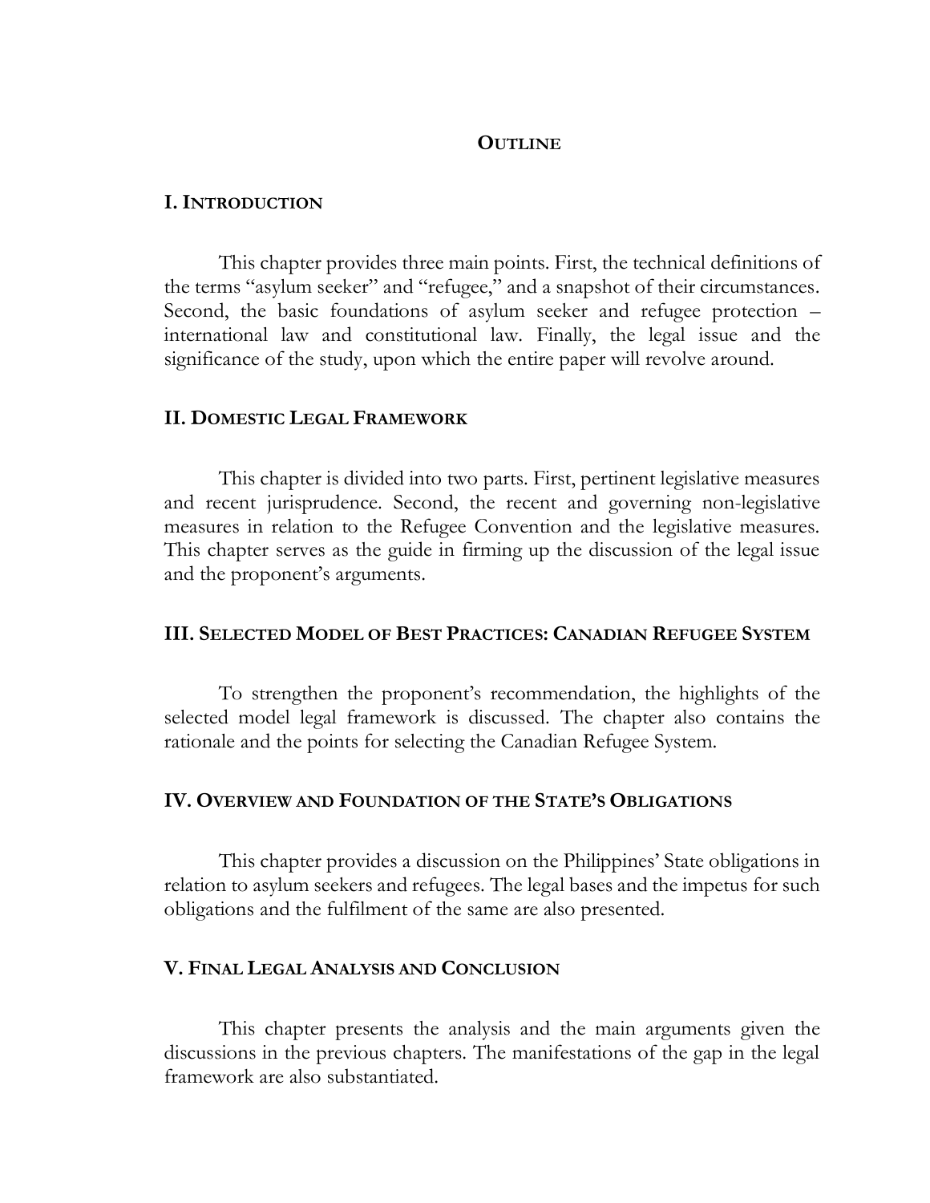# Outline

## I. Introduction

This chapter provides three main points. First, the technical definitions of the terms "asylum seeker" and "refugee," and a snapshot of their circumstances. Second, the basic foundations of asylum seeker and refugee protection – international law and constitutional law. Finally, the legal issue and the significance of the study, upon which the entire paper will revolve around.

## II. Domestic Legal Framework

This chapter is divided into two parts. First, pertinent legislative measures and recent jurisprudence. Second, the recent and governing non-legislative measures in relation to the Refugee Convention and the legislative measures. This chapter serves as the guide in firming up the discussion of the legal issue and the proponent's arguments.

## III. Selected Model of Best Practices: Canadian Refugee System

To strengthen the proponent's recommendation, the highlights of the selected model legal framework is discussed. The chapter also contains the rationale and the points for selecting the Canadian Refugee System.

## IV. Overview and Foundation of the State's Obligations

This chapter provides a discussion on the Philippines' State obligations in relation to asylum seekers and refugees. The legal bases and the impetus for such obligations and the fulfilment of the same are also presented.

## V. Final Legal Analysis and Conclusion

This chapter presents the analysis and the main arguments given the discussions in the previous chapters. The manifestations of the gap in the legal framework are also substantiated.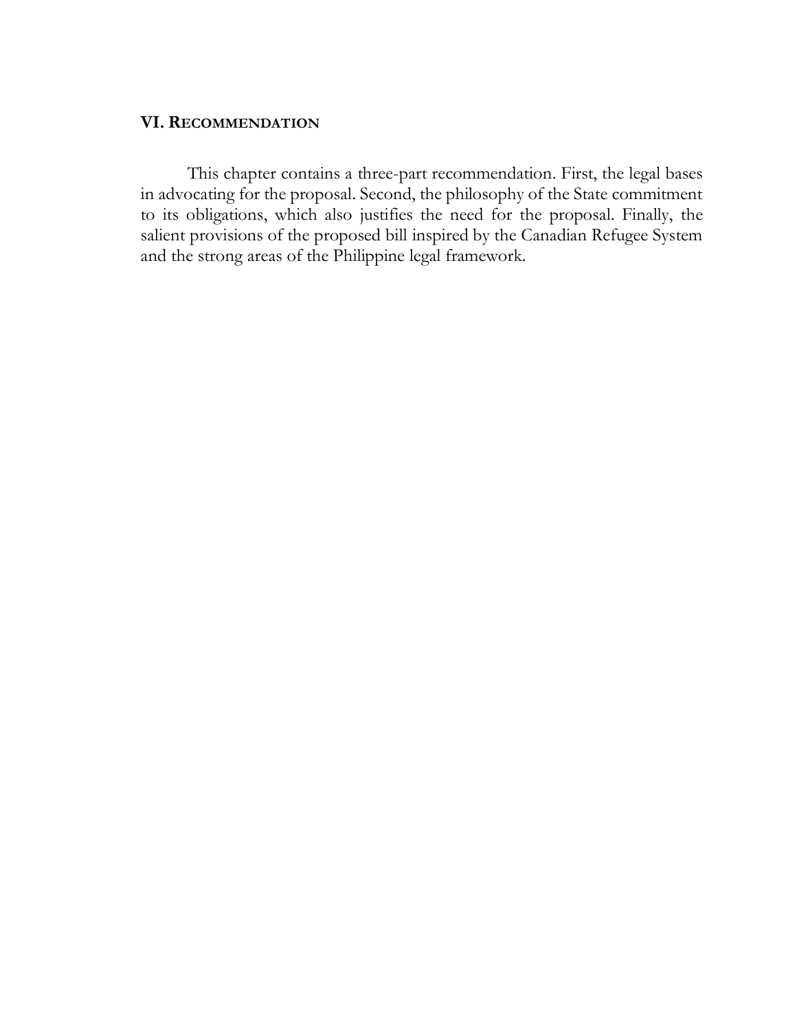## VI. Recommendation

This chapter contains a three-part recommendation. First, the legal bases in advocating for the proposal. Second, the philosophy of the State commitment to its obligations, which also justifies the need for the proposal. Finally, the salient provisions of the proposed bill inspired by the Canadian Refugee System and the strong areas of the Philippine legal framework.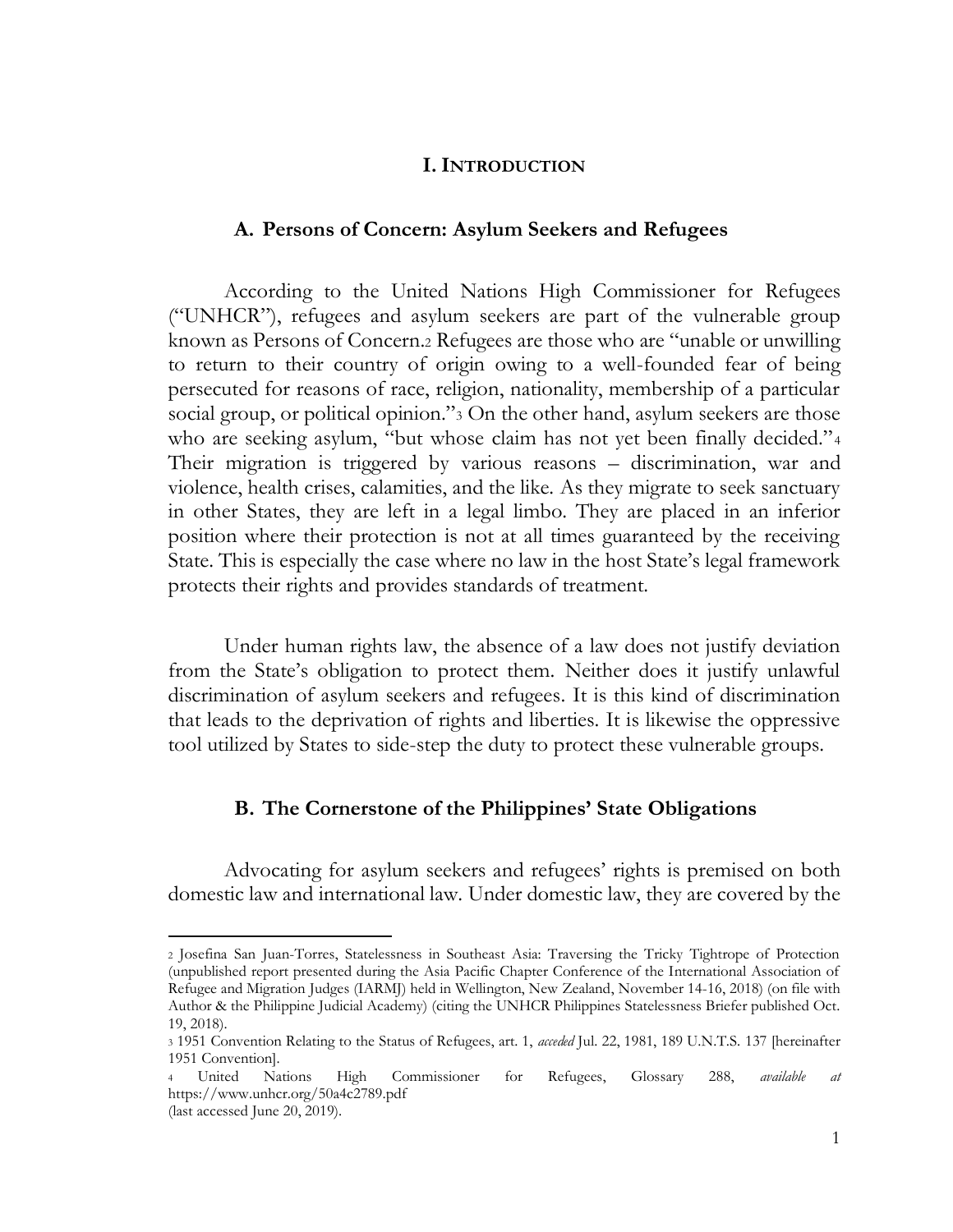# I. INTRODUCTION

## A. Persons of Concern: Asylum Seekers and Refugees

According to the United Nations High Commissioner for Refugees ("UNHCR"), refugees and asylum seekers are part of the vulnerable group known as Persons of Concern.[2] Refugees are those who are "unable or unwilling to return to their country of origin owing to a well-founded fear of being persecuted for reasons of race, religion, nationality, membership of a particular social group, or political opinion."[3] On the other hand, asylum seekers are those who are seeking asylum, "but whose claim has not yet been finally decided."[4] Their migration is triggered by various reasons – discrimination, war and violence, health crises, calamities, and the like. As they migrate to seek sanctuary in other States, they are left in a legal limbo. They are placed in an inferior position where their protection is not at all times guaranteed by the receiving State. This is especially the case where no law in the host State's legal framework protects their rights and provides standards of treatment.

Under human rights law, the absence of a law does not justify deviation from the State's obligation to protect them. Neither does it justify unlawful discrimination of asylum seekers and refugees. It is this kind of discrimination that leads to the deprivation of rights and liberties. It is likewise the oppressive tool utilized by States to side-step the duty to protect these vulnerable groups.

## B. The Cornerstone of the Philippines' State Obligations

Advocating for asylum seekers and refugees' rights is premised on both domestic law and international law. Under domestic law, they are covered by the

---

[2] Josefina San Juan-Torres, Statelessness in Southeast Asia: Traversing the Tricky Tightrope of Protection (unpublished report presented during the Asia Pacific Chapter Conference of the International Association of Refugee and Migration Judges (IARMJ) held in Wellington, New Zealand, November 14-16, 2018) (on file with Author & the Philippine Judicial Academy) (citing the UNHCR Philippines Statelessness Briefer published Oct. 19, 2018).

[3] 1951 Convention Relating to the Status of Refugees, art. 1, *acceded* Jul. 22, 1981, 189 U.N.T.S. 137 [hereinafter 1951 Convention].

[4] United Nations High Commissioner for Refugees, Glossary 288, *available at* https://www.unhcr.org/50a4c2789.pdf (last accessed June 20, 2019).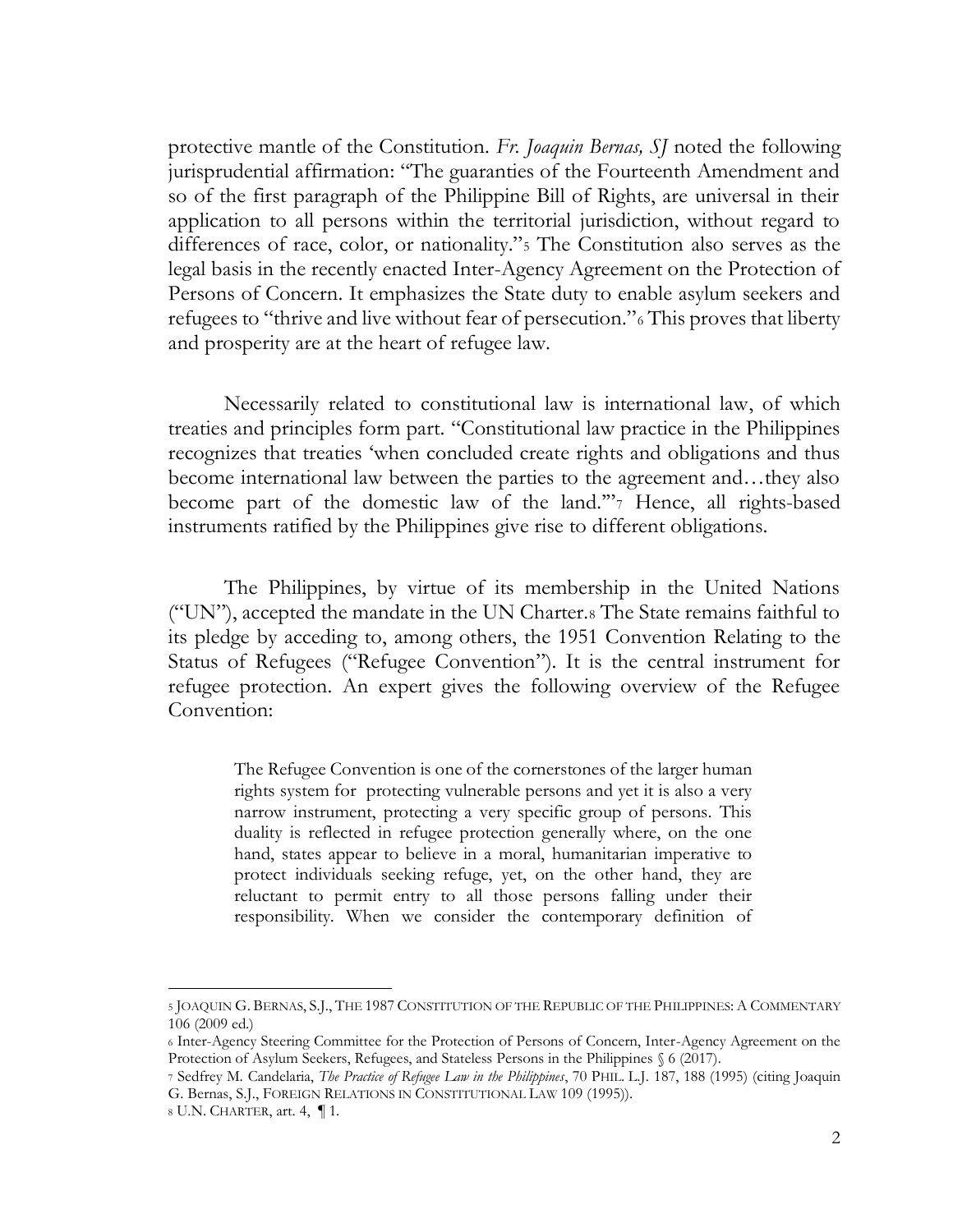protective mantle of the Constitution. *Fr. Joaquin Bernas, SJ* noted the following jurisprudential affirmation: "The guaranties of the Fourteenth Amendment and so of the first paragraph of the Philippine Bill of Rights, are universal in their application to all persons within the territorial jurisdiction, without regard to differences of race, color, or nationality."[5] The Constitution also serves as the legal basis in the recently enacted Inter-Agency Agreement on the Protection of Persons of Concern. It emphasizes the State duty to enable asylum seekers and refugees to "thrive and live without fear of persecution."[6] This proves that liberty and prosperity are at the heart of refugee law.

Necessarily related to constitutional law is international law, of which treaties and principles form part. "Constitutional law practice in the Philippines recognizes that treaties 'when concluded create rights and obligations and thus become international law between the parties to the agreement and…they also become part of the domestic law of the land.'"[7] Hence, all rights-based instruments ratified by the Philippines give rise to different obligations.

The Philippines, by virtue of its membership in the United Nations ("UN"), accepted the mandate in the UN Charter.[8] The State remains faithful to its pledge by acceding to, among others, the 1951 Convention Relating to the Status of Refugees ("Refugee Convention"). It is the central instrument for refugee protection. An expert gives the following overview of the Refugee Convention:

> The Refugee Convention is one of the cornerstones of the larger human rights system for protecting vulnerable persons and yet it is also a very narrow instrument, protecting a very specific group of persons. This duality is reflected in refugee protection generally where, on the one hand, states appear to believe in a moral, humanitarian imperative to protect individuals seeking refuge, yet, on the other hand, they are reluctant to permit entry to all those persons falling under their responsibility. When we consider the contemporary definition of

---

[5] JOAQUIN G. BERNAS, S.J., THE 1987 CONSTITUTION OF THE REPUBLIC OF THE PHILIPPINES: A COMMENTARY 106 (2009 ed.)

[6] Inter-Agency Steering Committee for the Protection of Persons of Concern, Inter-Agency Agreement on the Protection of Asylum Seekers, Refugees, and Stateless Persons in the Philippines § 6 (2017).

[7] Sedfrey M. Candelaria, *The Practice of Refugee Law in the Philippines*, 70 PHIL. L.J. 187, 188 (1995) (citing Joaquin G. Bernas, S.J., FOREIGN RELATIONS IN CONSTITUTIONAL LAW 109 (1995)).

[8] U.N. CHARTER, art. 4, ¶ 1.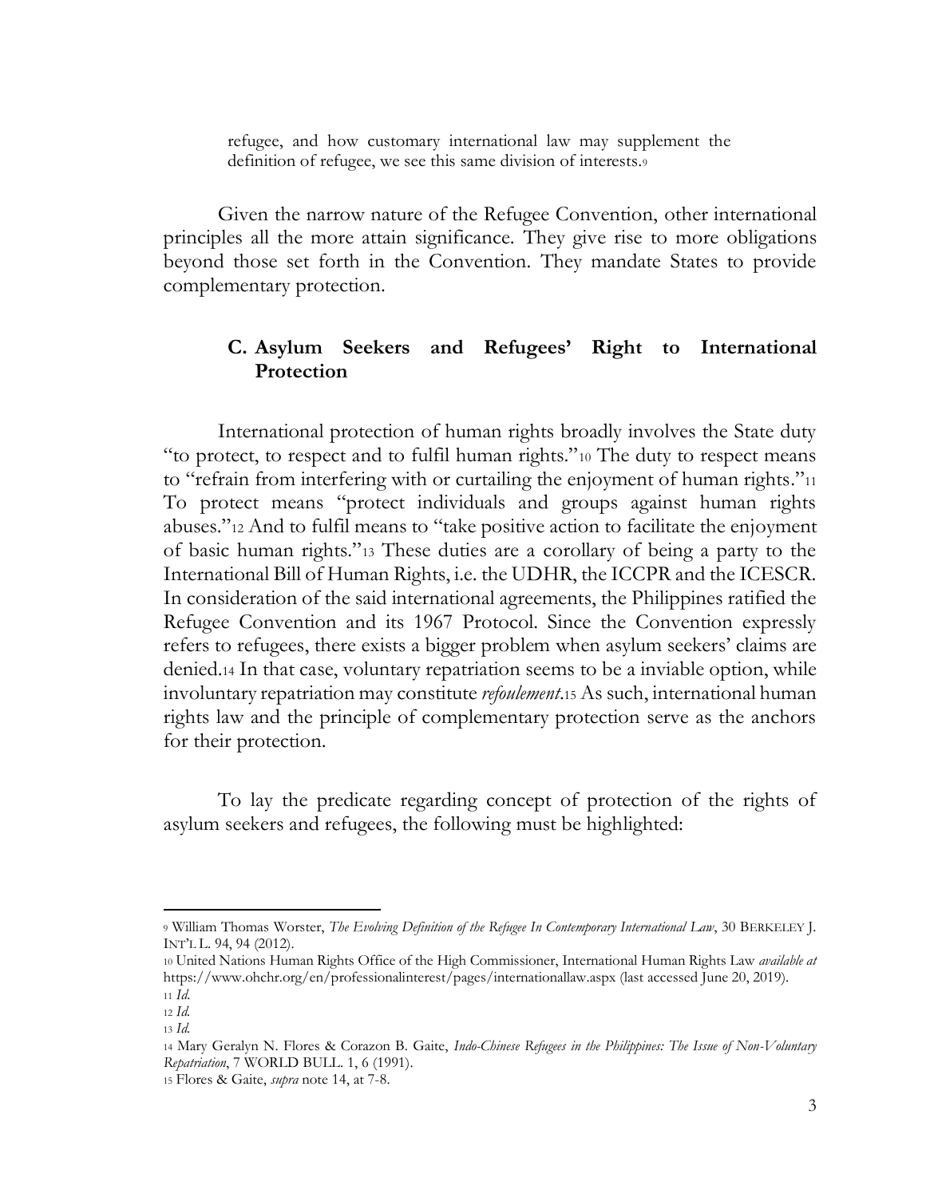refugee, and how customary international law may supplement the definition of refugee, we see this same division of interests.[9]

Given the narrow nature of the Refugee Convention, other international principles all the more attain significance. They give rise to more obligations beyond those set forth in the Convention. They mandate States to provide complementary protection.

### C. Asylum Seekers and Refugees' Right to International Protection

International protection of human rights broadly involves the State duty "to protect, to respect and to fulfil human rights."[10] The duty to respect means to "refrain from interfering with or curtailing the enjoyment of human rights."[11] To protect means "protect individuals and groups against human rights abuses."[12] And to fulfil means to "take positive action to facilitate the enjoyment of basic human rights."[13] These duties are a corollary of being a party to the International Bill of Human Rights, i.e. the UDHR, the ICCPR and the ICESCR. In consideration of the said international agreements, the Philippines ratified the Refugee Convention and its 1967 Protocol. Since the Convention expressly refers to refugees, there exists a bigger problem when asylum seekers' claims are denied.[14] In that case, voluntary repatriation seems to be a inviable option, while involuntary repatriation may constitute *refoulement*.[15] As such, international human rights law and the principle of complementary protection serve as the anchors for their protection.

To lay the predicate regarding concept of protection of the rights of asylum seekers and refugees, the following must be highlighted:

---

[9] William Thomas Worster, *The Evolving Definition of the Refugee In Contemporary International Law*, 30 BERKELEY J. INT'L L. 94, 94 (2012).

[10] United Nations Human Rights Office of the High Commissioner, International Human Rights Law *available at* https://www.ohchr.org/en/professionalinterest/pages/internationallaw.aspx (last accessed June 20, 2019).

[11] *Id.*

[12] *Id.*

[13] *Id.*

[14] Mary Geralyn N. Flores & Corazon B. Gaite, *Indo-Chinese Refugees in the Philippines: The Issue of Non-Voluntary Repatriation*, 7 WORLD BULL. 1, 6 (1991).

[15] Flores & Gaite, *supra* note 14, at 7-8.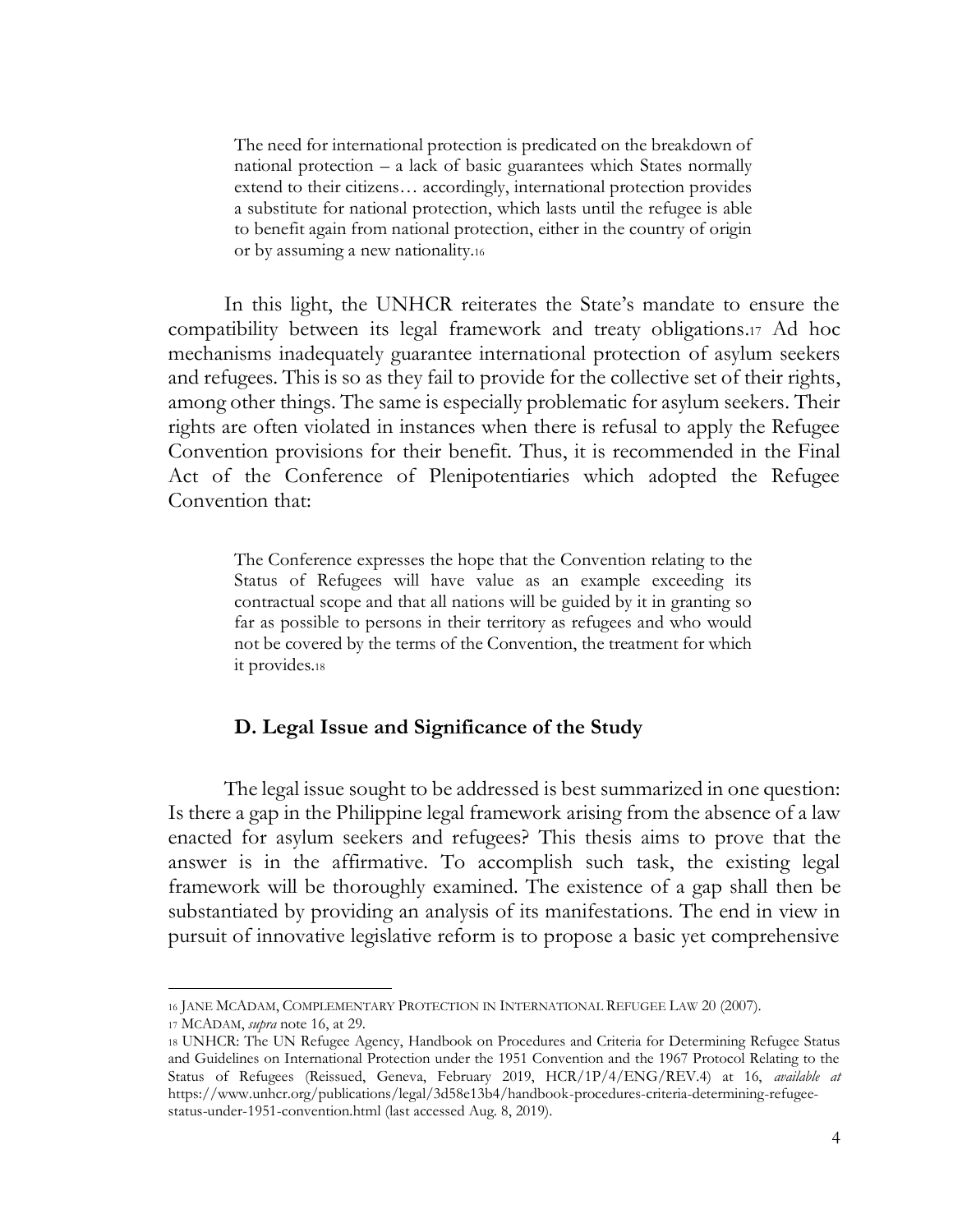> The need for international protection is predicated on the breakdown of national protection – a lack of basic guarantees which States normally extend to their citizens… accordingly, international protection provides a substitute for national protection, which lasts until the refugee is able to benefit again from national protection, either in the country of origin or by assuming a new nationality.[16]

In this light, the UNHCR reiterates the State's mandate to ensure the compatibility between its legal framework and treaty obligations.[17] Ad hoc mechanisms inadequately guarantee international protection of asylum seekers and refugees. This is so as they fail to provide for the collective set of their rights, among other things. The same is especially problematic for asylum seekers. Their rights are often violated in instances when there is refusal to apply the Refugee Convention provisions for their benefit. Thus, it is recommended in the Final Act of the Conference of Plenipotentiaries which adopted the Refugee Convention that:

> The Conference expresses the hope that the Convention relating to the Status of Refugees will have value as an example exceeding its contractual scope and that all nations will be guided by it in granting so far as possible to persons in their territory as refugees and who would not be covered by the terms of the Convention, the treatment for which it provides.[18]

### D. Legal Issue and Significance of the Study

The legal issue sought to be addressed is best summarized in one question: Is there a gap in the Philippine legal framework arising from the absence of a law enacted for asylum seekers and refugees? This thesis aims to prove that the answer is in the affirmative. To accomplish such task, the existing legal framework will be thoroughly examined. The existence of a gap shall then be substantiated by providing an analysis of its manifestations. The end in view in pursuit of innovative legislative reform is to propose a basic yet comprehensive

---

[16] JANE MCADAM, COMPLEMENTARY PROTECTION IN INTERNATIONAL REFUGEE LAW 20 (2007).

[17] MCADAM, *supra* note 16, at 29.

[18] UNHCR: The UN Refugee Agency, Handbook on Procedures and Criteria for Determining Refugee Status and Guidelines on International Protection under the 1951 Convention and the 1967 Protocol Relating to the Status of Refugees (Reissued, Geneva, February 2019, HCR/1P/4/ENG/REV.4) at 16, *available at* https://www.unhcr.org/publications/legal/3d58e13b4/handbook-procedures-criteria-determining-refugee-status-under-1951-convention.html (last accessed Aug. 8, 2019).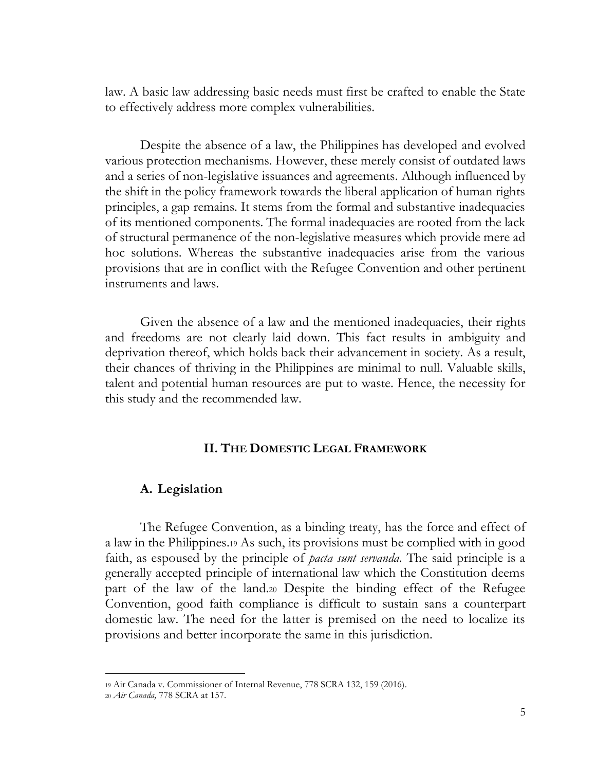law. A basic law addressing basic needs must first be crafted to enable the State to effectively address more complex vulnerabilities.

Despite the absence of a law, the Philippines has developed and evolved various protection mechanisms. However, these merely consist of outdated laws and a series of non-legislative issuances and agreements. Although influenced by the shift in the policy framework towards the liberal application of human rights principles, a gap remains. It stems from the formal and substantive inadequacies of its mentioned components. The formal inadequacies are rooted from the lack of structural permanence of the non-legislative measures which provide mere ad hoc solutions. Whereas the substantive inadequacies arise from the various provisions that are in conflict with the Refugee Convention and other pertinent instruments and laws.

Given the absence of a law and the mentioned inadequacies, their rights and freedoms are not clearly laid down. This fact results in ambiguity and deprivation thereof, which holds back their advancement in society. As a result, their chances of thriving in the Philippines are minimal to null. Valuable skills, talent and potential human resources are put to waste. Hence, the necessity for this study and the recommended law.

## II. THE DOMESTIC LEGAL FRAMEWORK

### A. Legislation

The Refugee Convention, as a binding treaty, has the force and effect of a law in the Philippines.[19] As such, its provisions must be complied with in good faith, as espoused by the principle of *pacta sunt servanda*. The said principle is a generally accepted principle of international law which the Constitution deems part of the law of the land.[20] Despite the binding effect of the Refugee Convention, good faith compliance is difficult to sustain sans a counterpart domestic law. The need for the latter is premised on the need to localize its provisions and better incorporate the same in this jurisdiction.

---

[19] Air Canada v. Commissioner of Internal Revenue, 778 SCRA 132, 159 (2016).

[20] *Air Canada,* 778 SCRA at 157.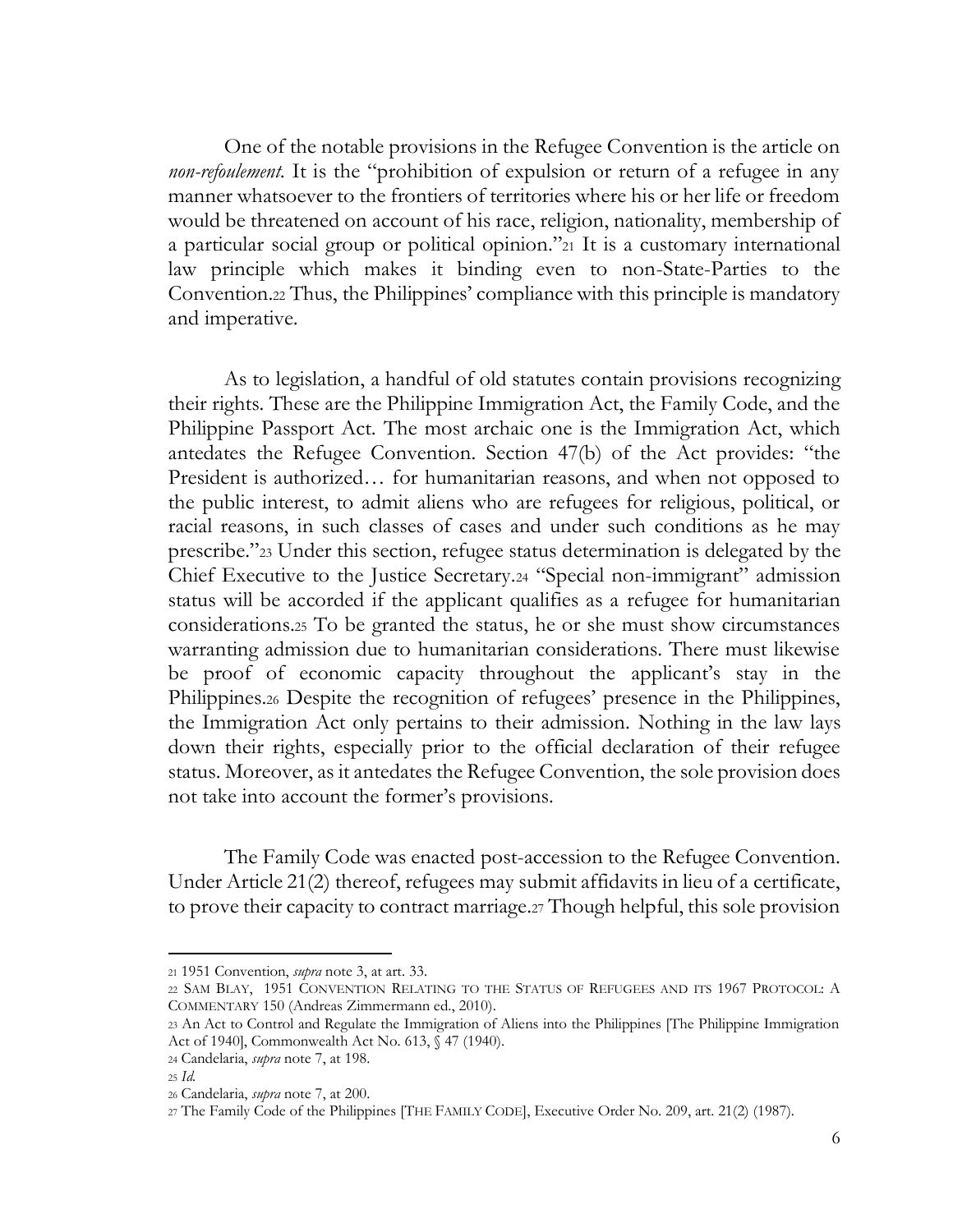One of the notable provisions in the Refugee Convention is the article on *non-refoulement.* It is the "prohibition of expulsion or return of a refugee in any manner whatsoever to the frontiers of territories where his or her life or freedom would be threatened on account of his race, religion, nationality, membership of a particular social group or political opinion."[21] It is a customary international law principle which makes it binding even to non-State-Parties to the Convention.[22] Thus, the Philippines' compliance with this principle is mandatory and imperative.

As to legislation, a handful of old statutes contain provisions recognizing their rights. These are the Philippine Immigration Act, the Family Code, and the Philippine Passport Act. The most archaic one is the Immigration Act, which antedates the Refugee Convention. Section 47(b) of the Act provides: "the President is authorized… for humanitarian reasons, and when not opposed to the public interest, to admit aliens who are refugees for religious, political, or racial reasons, in such classes of cases and under such conditions as he may prescribe."[23] Under this section, refugee status determination is delegated by the Chief Executive to the Justice Secretary.[24] "Special non-immigrant" admission status will be accorded if the applicant qualifies as a refugee for humanitarian considerations.[25] To be granted the status, he or she must show circumstances warranting admission due to humanitarian considerations. There must likewise be proof of economic capacity throughout the applicant's stay in the Philippines.[26] Despite the recognition of refugees' presence in the Philippines, the Immigration Act only pertains to their admission. Nothing in the law lays down their rights, especially prior to the official declaration of their refugee status. Moreover, as it antedates the Refugee Convention, the sole provision does not take into account the former's provisions.

The Family Code was enacted post-accession to the Refugee Convention. Under Article 21(2) thereof, refugees may submit affidavits in lieu of a certificate, to prove their capacity to contract marriage.[27] Though helpful, this sole provision

---

[21] 1951 Convention, *supra* note 3, at art. 33.

[22] SAM BLAY, 1951 CONVENTION RELATING TO THE STATUS OF REFUGEES AND ITS 1967 PROTOCOL: A COMMENTARY 150 (Andreas Zimmermann ed., 2010).

[23] An Act to Control and Regulate the Immigration of Aliens into the Philippines [The Philippine Immigration Act of 1940], Commonwealth Act No. 613, § 47 (1940).

[24] Candelaria, *supra* note 7, at 198.

[25] *Id.*

[26] Candelaria, *supra* note 7, at 200.

[27] The Family Code of the Philippines [THE FAMILY CODE], Executive Order No. 209, art. 21(2) (1987).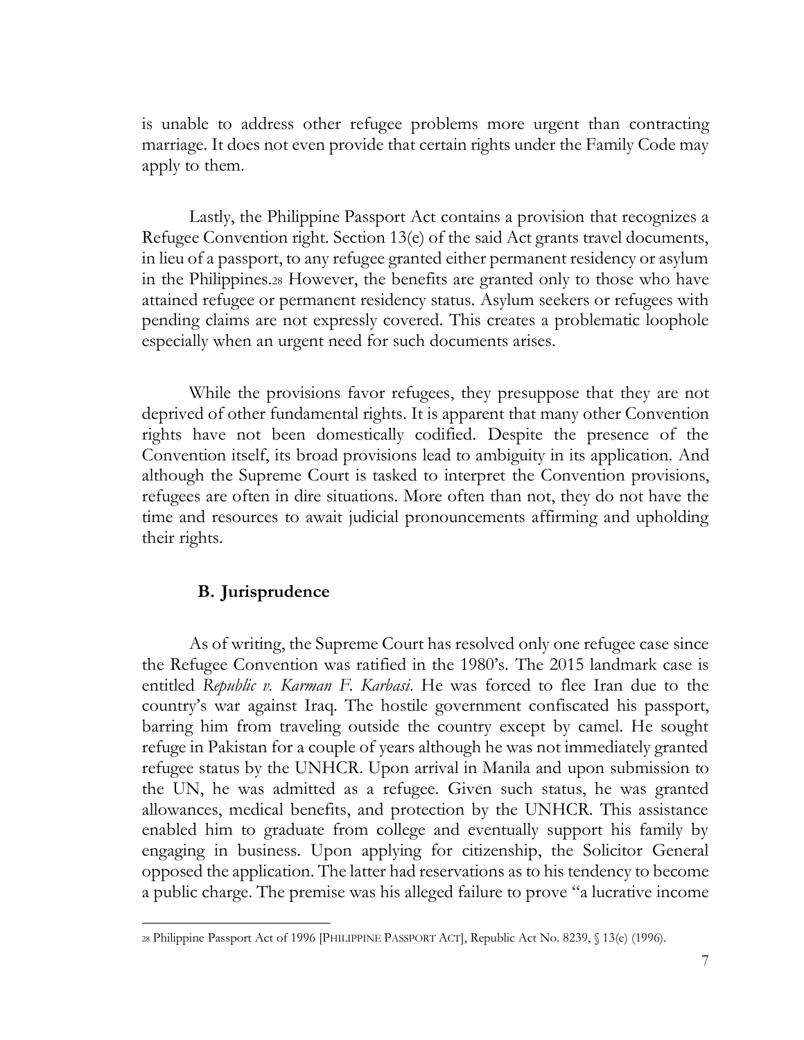is unable to address other refugee problems more urgent than contracting marriage. It does not even provide that certain rights under the Family Code may apply to them.

Lastly, the Philippine Passport Act contains a provision that recognizes a Refugee Convention right. Section 13(e) of the said Act grants travel documents, in lieu of a passport, to any refugee granted either permanent residency or asylum in the Philippines.[28] However, the benefits are granted only to those who have attained refugee or permanent residency status. Asylum seekers or refugees with pending claims are not expressly covered. This creates a problematic loophole especially when an urgent need for such documents arises.

While the provisions favor refugees, they presuppose that they are not deprived of other fundamental rights. It is apparent that many other Convention rights have not been domestically codified. Despite the presence of the Convention itself, its broad provisions lead to ambiguity in its application. And although the Supreme Court is tasked to interpret the Convention provisions, refugees are often in dire situations. More often than not, they do not have the time and resources to await judicial pronouncements affirming and upholding their rights.

### B. Jurisprudence

As of writing, the Supreme Court has resolved only one refugee case since the Refugee Convention was ratified in the 1980's. The 2015 landmark case is entitled *Republic v. Karman F. Karbasi*. He was forced to flee Iran due to the country's war against Iraq. The hostile government confiscated his passport, barring him from traveling outside the country except by camel. He sought refuge in Pakistan for a couple of years although he was not immediately granted refugee status by the UNHCR. Upon arrival in Manila and upon submission to the UN, he was admitted as a refugee. Given such status, he was granted allowances, medical benefits, and protection by the UNHCR. This assistance enabled him to graduate from college and eventually support his family by engaging in business. Upon applying for citizenship, the Solicitor General opposed the application. The latter had reservations as to his tendency to become a public charge. The premise was his alleged failure to prove "a lucrative income

---

[28] Philippine Passport Act of 1996 [PHILIPPINE PASSPORT ACT], Republic Act No. 8239, § 13(e) (1996).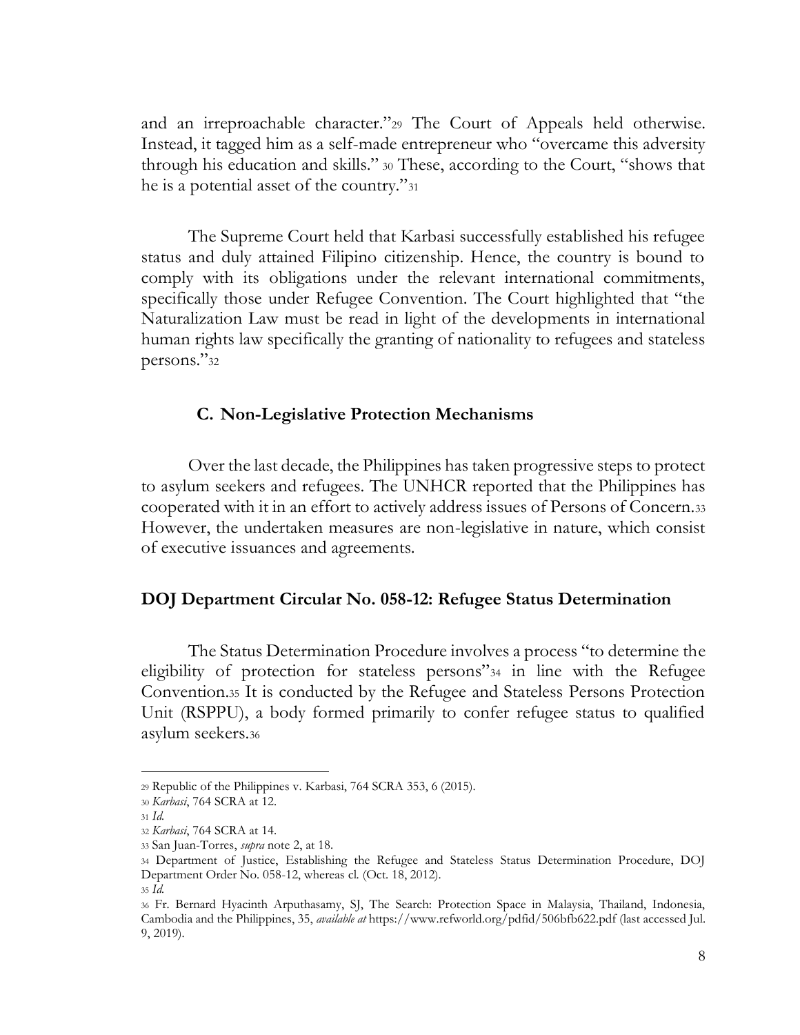and an irreproachable character."[29] The Court of Appeals held otherwise. Instead, it tagged him as a self-made entrepreneur who "overcame this adversity through his education and skills." [30] These, according to the Court, "shows that he is a potential asset of the country."[31]

The Supreme Court held that Karbasi successfully established his refugee status and duly attained Filipino citizenship. Hence, the country is bound to comply with its obligations under the relevant international commitments, specifically those under Refugee Convention. The Court highlighted that "the Naturalization Law must be read in light of the developments in international human rights law specifically the granting of nationality to refugees and stateless persons."[32]

### C. Non-Legislative Protection Mechanisms

Over the last decade, the Philippines has taken progressive steps to protect to asylum seekers and refugees. The UNHCR reported that the Philippines has cooperated with it in an effort to actively address issues of Persons of Concern.[33] However, the undertaken measures are non-legislative in nature, which consist of executive issuances and agreements.

### DOJ Department Circular No. 058-12: Refugee Status Determination

The Status Determination Procedure involves a process "to determine the eligibility of protection for stateless persons"[34] in line with the Refugee Convention.[35] It is conducted by the Refugee and Stateless Persons Protection Unit (RSPPU), a body formed primarily to confer refugee status to qualified asylum seekers.[36]

---

[29] Republic of the Philippines v. Karbasi, 764 SCRA 353, 6 (2015).

[30] *Karbasi*, 764 SCRA at 12.

[31] *Id.*

[32] *Karbasi*, 764 SCRA at 14.

[33] San Juan-Torres, *supra* note 2, at 18.

[34] Department of Justice, Establishing the Refugee and Stateless Status Determination Procedure, DOJ Department Order No. 058-12, whereas cl. (Oct. 18, 2012).

[35] *Id.*

[36] Fr. Bernard Hyacinth Arputhasamy, SJ, The Search: Protection Space in Malaysia, Thailand, Indonesia, Cambodia and the Philippines, 35, *available at* https://www.refworld.org/pdfid/506bfb622.pdf (last accessed Jul. 9, 2019).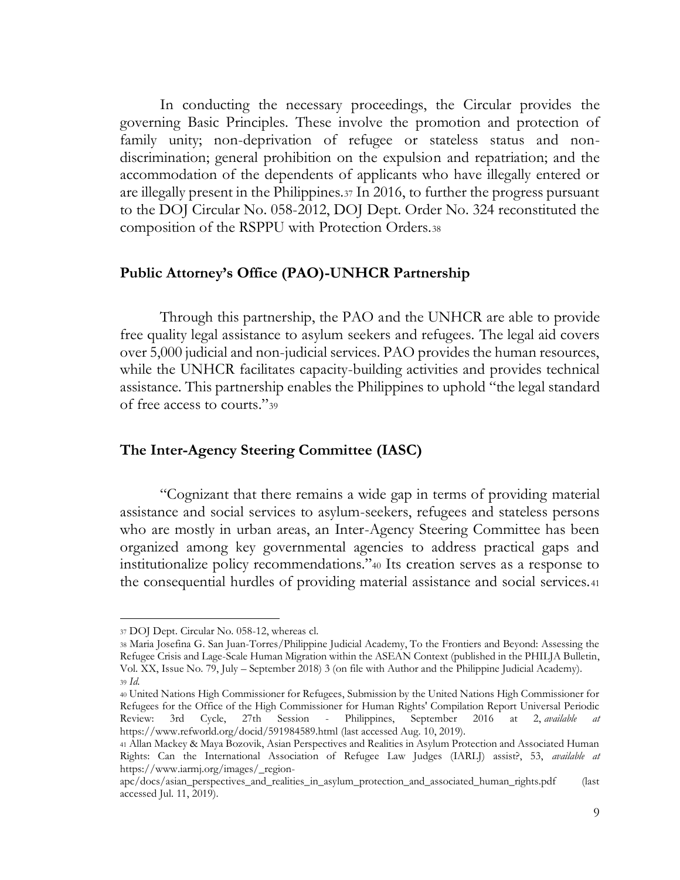In conducting the necessary proceedings, the Circular provides the governing Basic Principles. These involve the promotion and protection of family unity; non-deprivation of refugee or stateless status and non-discrimination; general prohibition on the expulsion and repatriation; and the accommodation of the dependents of applicants who have illegally entered or are illegally present in the Philippines.[37] In 2016, to further the progress pursuant to the DOJ Circular No. 058-2012, DOJ Dept. Order No. 324 reconstituted the composition of the RSPPU with Protection Orders.[38]

### Public Attorney's Office (PAO)-UNHCR Partnership

Through this partnership, the PAO and the UNHCR are able to provide free quality legal assistance to asylum seekers and refugees. The legal aid covers over 5,000 judicial and non-judicial services. PAO provides the human resources, while the UNHCR facilitates capacity-building activities and provides technical assistance. This partnership enables the Philippines to uphold "the legal standard of free access to courts."[39]

### The Inter-Agency Steering Committee (IASC)

"Cognizant that there remains a wide gap in terms of providing material assistance and social services to asylum-seekers, refugees and stateless persons who are mostly in urban areas, an Inter-Agency Steering Committee has been organized among key governmental agencies to address practical gaps and institutionalize policy recommendations."[40] Its creation serves as a response to the consequential hurdles of providing material assistance and social services.[41]

---

[37] DOJ Dept. Circular No. 058-12, whereas cl.

[38] Maria Josefina G. San Juan-Torres/Philippine Judicial Academy, To the Frontiers and Beyond: Assessing the Refugee Crisis and Lage-Scale Human Migration within the ASEAN Context (published in the PHILJA Bulletin, Vol. XX, Issue No. 79, July – September 2018) 3 (on file with Author and the Philippine Judicial Academy).

[39] *Id.*

[40] United Nations High Commissioner for Refugees, Submission by the United Nations High Commissioner for Refugees for the Office of the High Commissioner for Human Rights' Compilation Report Universal Periodic Review: 3rd Cycle, 27th Session - Philippines, September 2016 at 2, *available at* https://www.refworld.org/docid/591984589.html (last accessed Aug. 10, 2019).

[41] Allan Mackey & Maya Bozovik, Asian Perspectives and Realities in Asylum Protection and Associated Human Rights: Can the International Association of Refugee Law Judges (IARLJ) assist?, 53, *available at* https://www.iarmj.org/images/_region-apc/docs/asian_perspectives_and_realities_in_asylum_protection_and_associated_human_rights.pdf (last accessed Jul. 11, 2019).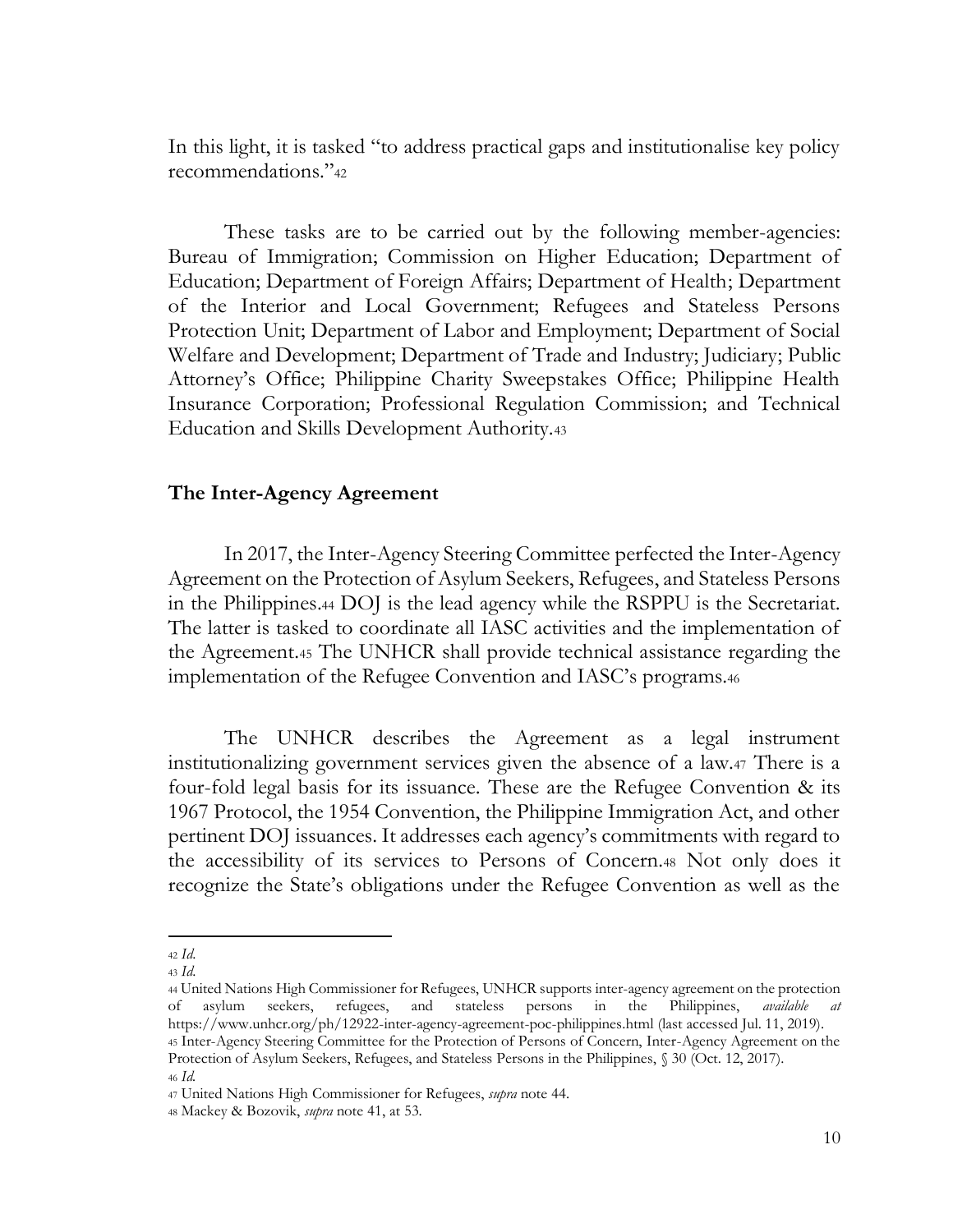In this light, it is tasked "to address practical gaps and institutionalise key policy recommendations."[42]

These tasks are to be carried out by the following member-agencies: Bureau of Immigration; Commission on Higher Education; Department of Education; Department of Foreign Affairs; Department of Health; Department of the Interior and Local Government; Refugees and Stateless Persons Protection Unit; Department of Labor and Employment; Department of Social Welfare and Development; Department of Trade and Industry; Judiciary; Public Attorney's Office; Philippine Charity Sweepstakes Office; Philippine Health Insurance Corporation; Professional Regulation Commission; and Technical Education and Skills Development Authority.[43]

**The Inter-Agency Agreement**

In 2017, the Inter-Agency Steering Committee perfected the Inter-Agency Agreement on the Protection of Asylum Seekers, Refugees, and Stateless Persons in the Philippines.[44] DOJ is the lead agency while the RSPPU is the Secretariat. The latter is tasked to coordinate all IASC activities and the implementation of the Agreement.[45] The UNHCR shall provide technical assistance regarding the implementation of the Refugee Convention and IASC's programs.[46]

The UNHCR describes the Agreement as a legal instrument institutionalizing government services given the absence of a law.[47] There is a four-fold legal basis for its issuance. These are the Refugee Convention & its 1967 Protocol, the 1954 Convention, the Philippine Immigration Act, and other pertinent DOJ issuances. It addresses each agency's commitments with regard to the accessibility of its services to Persons of Concern.[48] Not only does it recognize the State's obligations under the Refugee Convention as well as the

---

[42] *Id.*

[43] *Id.*

[44] United Nations High Commissioner for Refugees, UNHCR supports inter-agency agreement on the protection of asylum seekers, refugees, and stateless persons in the Philippines, *available at* https://www.unhcr.org/ph/12922-inter-agency-agreement-poc-philippines.html (last accessed Jul. 11, 2019).

[45] Inter-Agency Steering Committee for the Protection of Persons of Concern, Inter-Agency Agreement on the Protection of Asylum Seekers, Refugees, and Stateless Persons in the Philippines, § 30 (Oct. 12, 2017).

[46] *Id.*

[47] United Nations High Commissioner for Refugees, *supra* note 44.

[48] Mackey & Bozovik, *supra* note 41, at 53.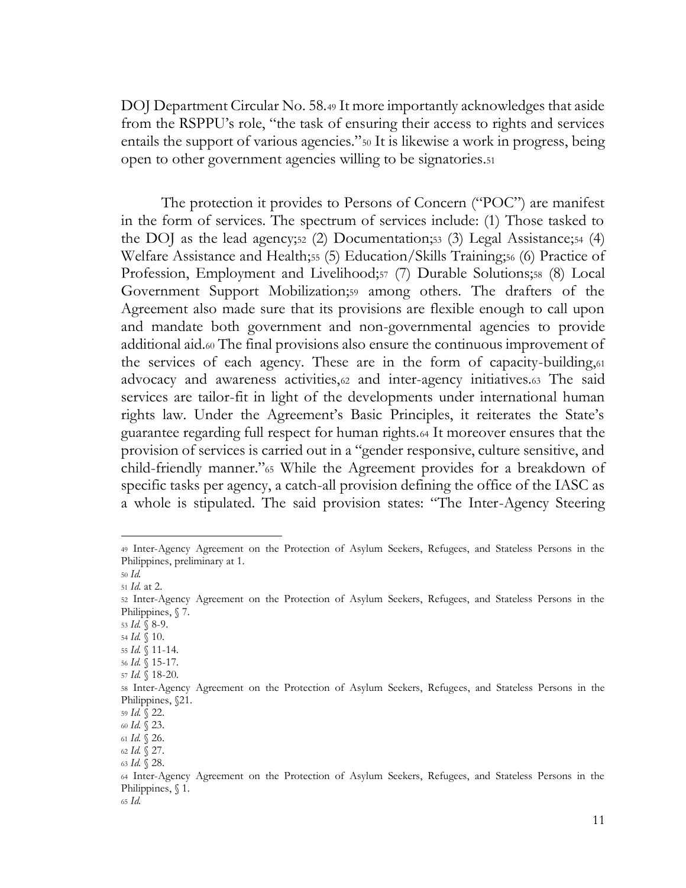DOJ Department Circular No. 58.[49] It more importantly acknowledges that aside from the RSPPU's role, "the task of ensuring their access to rights and services entails the support of various agencies."[50] It is likewise a work in progress, being open to other government agencies willing to be signatories.[51]

The protection it provides to Persons of Concern ("POC") are manifest in the form of services. The spectrum of services include: (1) Those tasked to the DOJ as the lead agency;[52] (2) Documentation;[53] (3) Legal Assistance;[54] (4) Welfare Assistance and Health;[55] (5) Education/Skills Training;[56] (6) Practice of Profession, Employment and Livelihood;[57] (7) Durable Solutions;[58] (8) Local Government Support Mobilization;[59] among others. The drafters of the Agreement also made sure that its provisions are flexible enough to call upon and mandate both government and non-governmental agencies to provide additional aid.[60] The final provisions also ensure the continuous improvement of the services of each agency. These are in the form of capacity-building,[61] advocacy and awareness activities,[62] and inter-agency initiatives.[63] The said services are tailor-fit in light of the developments under international human rights law. Under the Agreement's Basic Principles, it reiterates the State's guarantee regarding full respect for human rights.[64] It moreover ensures that the provision of services is carried out in a "gender responsive, culture sensitive, and child-friendly manner."[65] While the Agreement provides for a breakdown of specific tasks per agency, a catch-all provision defining the office of the IASC as a whole is stipulated. The said provision states: "The Inter-Agency Steering

---

[49] Inter-Agency Agreement on the Protection of Asylum Seekers, Refugees, and Stateless Persons in the Philippines, preliminary at 1.

[50] *Id.*

[51] *Id.* at 2.

[52] Inter-Agency Agreement on the Protection of Asylum Seekers, Refugees, and Stateless Persons in the Philippines, § 7.

[53] *Id.* § 8-9.

[54] *Id.* § 10.

[55] *Id.* § 11-14.

[56] *Id.* § 15-17.

[57] *Id.* § 18-20.

[58] Inter-Agency Agreement on the Protection of Asylum Seekers, Refugees, and Stateless Persons in the Philippines, §21.

[59] *Id.* § 22.

[60] *Id.* § 23.

[61] *Id.* § 26.

[62] *Id.* § 27.

[63] *Id.* § 28.

[64] Inter-Agency Agreement on the Protection of Asylum Seekers, Refugees, and Stateless Persons in the Philippines, § 1.

[65] *Id.*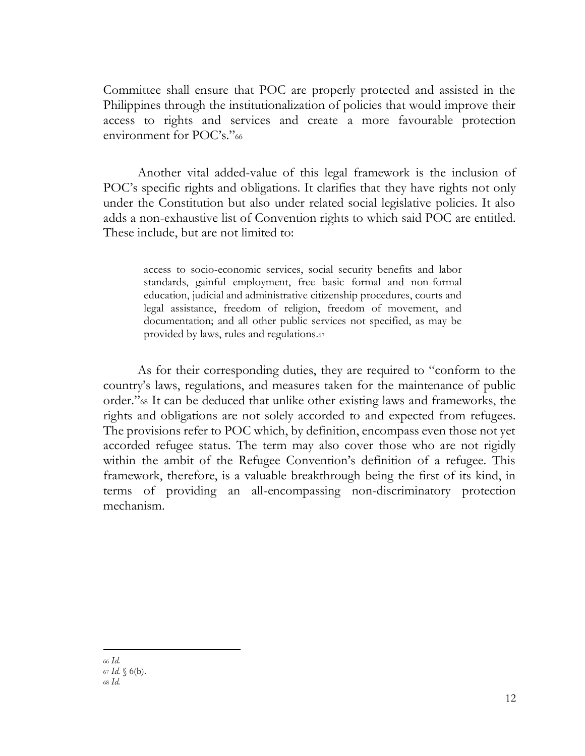Committee shall ensure that POC are properly protected and assisted in the Philippines through the institutionalization of policies that would improve their access to rights and services and create a more favourable protection environment for POC's."[66]

Another vital added-value of this legal framework is the inclusion of POC's specific rights and obligations. It clarifies that they have rights not only under the Constitution but also under related social legislative policies. It also adds a non-exhaustive list of Convention rights to which said POC are entitled. These include, but are not limited to:

> access to socio-economic services, social security benefits and labor standards, gainful employment, free basic formal and non-formal education, judicial and administrative citizenship procedures, courts and legal assistance, freedom of religion, freedom of movement, and documentation; and all other public services not specified, as may be provided by laws, rules and regulations.[67]

As for their corresponding duties, they are required to "conform to the country's laws, regulations, and measures taken for the maintenance of public order."[68] It can be deduced that unlike other existing laws and frameworks, the rights and obligations are not solely accorded to and expected from refugees. The provisions refer to POC which, by definition, encompass even those not yet accorded refugee status. The term may also cover those who are not rigidly within the ambit of the Refugee Convention's definition of a refugee. This framework, therefore, is a valuable breakthrough being the first of its kind, in terms of providing an all-encompassing non-discriminatory protection mechanism.

---

[66] *Id.*
[67] *Id.* § 6(b).
[68] *Id.*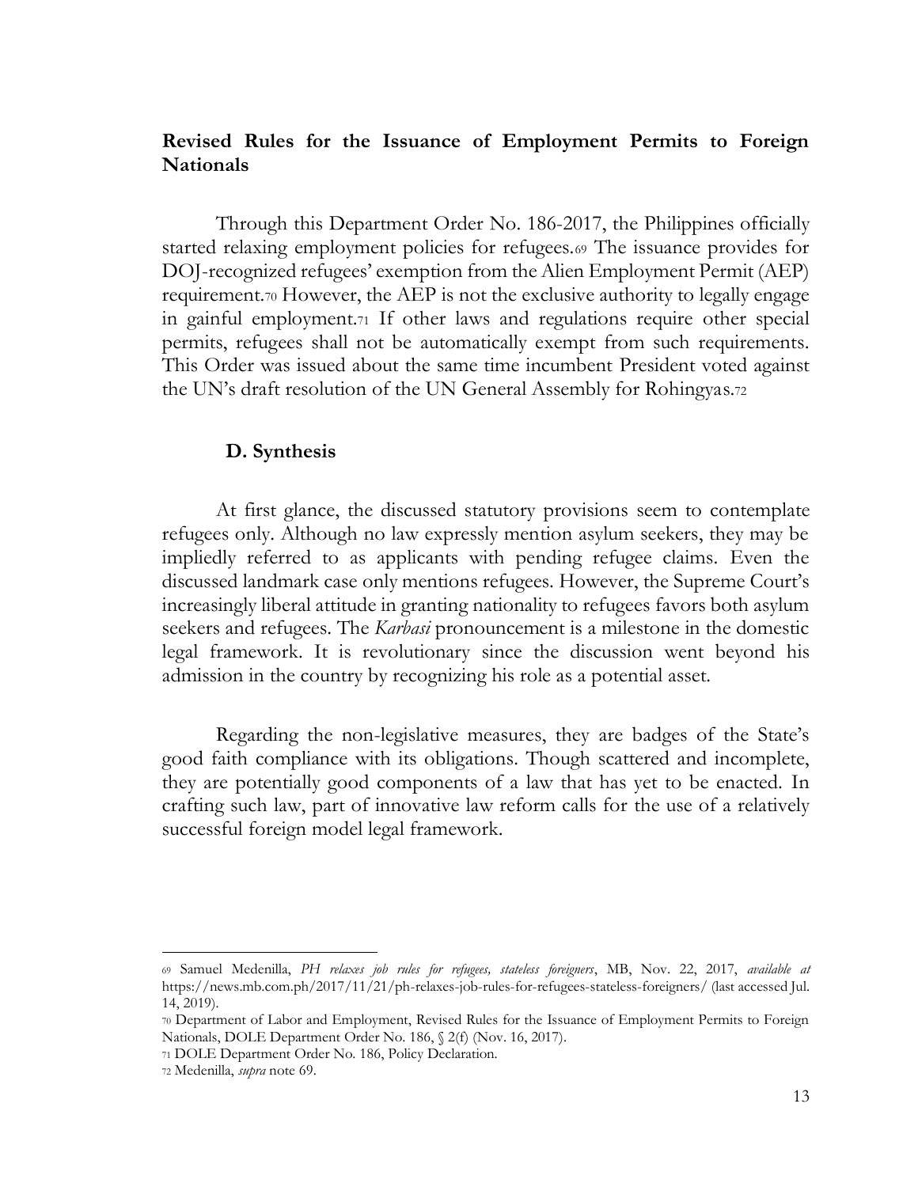**Revised Rules for the Issuance of Employment Permits to Foreign Nationals**

Through this Department Order No. 186-2017, the Philippines officially started relaxing employment policies for refugees.[69] The issuance provides for DOJ-recognized refugees' exemption from the Alien Employment Permit (AEP) requirement.[70] However, the AEP is not the exclusive authority to legally engage in gainful employment.[71] If other laws and regulations require other special permits, refugees shall not be automatically exempt from such requirements. This Order was issued about the same time incumbent President voted against the UN's draft resolution of the UN General Assembly for Rohingyas.[72]

### D. Synthesis

At first glance, the discussed statutory provisions seem to contemplate refugees only. Although no law expressly mention asylum seekers, they may be impliedly referred to as applicants with pending refugee claims. Even the discussed landmark case only mentions refugees. However, the Supreme Court's increasingly liberal attitude in granting nationality to refugees favors both asylum seekers and refugees. The *Karbasi* pronouncement is a milestone in the domestic legal framework. It is revolutionary since the discussion went beyond his admission in the country by recognizing his role as a potential asset.

Regarding the non-legislative measures, they are badges of the State's good faith compliance with its obligations. Though scattered and incomplete, they are potentially good components of a law that has yet to be enacted. In crafting such law, part of innovative law reform calls for the use of a relatively successful foreign model legal framework.

---

[69] Samuel Medenilla, *PH relaxes job rules for refugees, stateless foreigners*, MB, Nov. 22, 2017, *available at* https://news.mb.com.ph/2017/11/21/ph-relaxes-job-rules-for-refugees-stateless-foreigners/ (last accessed Jul. 14, 2019).

[70] Department of Labor and Employment, Revised Rules for the Issuance of Employment Permits to Foreign Nationals, DOLE Department Order No. 186, § 2(f) (Nov. 16, 2017).

[71] DOLE Department Order No. 186, Policy Declaration.

[72] Medenilla, *supra* note 69.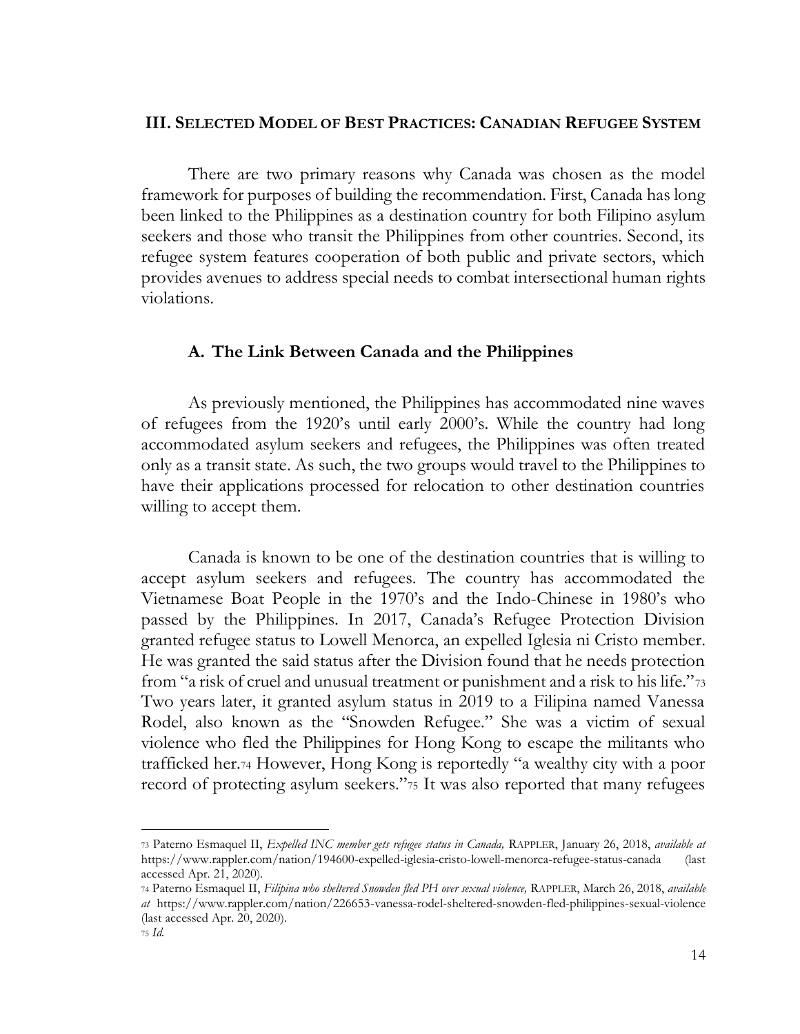## III. SELECTED MODEL OF BEST PRACTICES: CANADIAN REFUGEE SYSTEM

There are two primary reasons why Canada was chosen as the model framework for purposes of building the recommendation. First, Canada has long been linked to the Philippines as a destination country for both Filipino asylum seekers and those who transit the Philippines from other countries. Second, its refugee system features cooperation of both public and private sectors, which provides avenues to address special needs to combat intersectional human rights violations.

### A. The Link Between Canada and the Philippines

As previously mentioned, the Philippines has accommodated nine waves of refugees from the 1920's until early 2000's. While the country had long accommodated asylum seekers and refugees, the Philippines was often treated only as a transit state. As such, the two groups would travel to the Philippines to have their applications processed for relocation to other destination countries willing to accept them.

Canada is known to be one of the destination countries that is willing to accept asylum seekers and refugees. The country has accommodated the Vietnamese Boat People in the 1970's and the Indo-Chinese in 1980's who passed by the Philippines. In 2017, Canada's Refugee Protection Division granted refugee status to Lowell Menorca, an expelled Iglesia ni Cristo member. He was granted the said status after the Division found that he needs protection from "a risk of cruel and unusual treatment or punishment and a risk to his life."[73] Two years later, it granted asylum status in 2019 to a Filipina named Vanessa Rodel, also known as the "Snowden Refugee." She was a victim of sexual violence who fled the Philippines for Hong Kong to escape the militants who trafficked her.[74] However, Hong Kong is reportedly "a wealthy city with a poor record of protecting asylum seekers."[75] It was also reported that many refugees

---

[73] Paterno Esmaquel II, *Expelled INC member gets refugee status in Canada,* RAPPLER, January 26, 2018, *available at* https://www.rappler.com/nation/194600-expelled-iglesia-cristo-lowell-menorca-refugee-status-canada (last accessed Apr. 21, 2020).

[74] Paterno Esmaquel II, *Filipina who sheltered Snowden fled PH over sexual violence,* RAPPLER, March 26, 2018, *available at* https://www.rappler.com/nation/226653-vanessa-rodel-sheltered-snowden-fled-philippines-sexual-violence (last accessed Apr. 20, 2020).

[75] *Id.*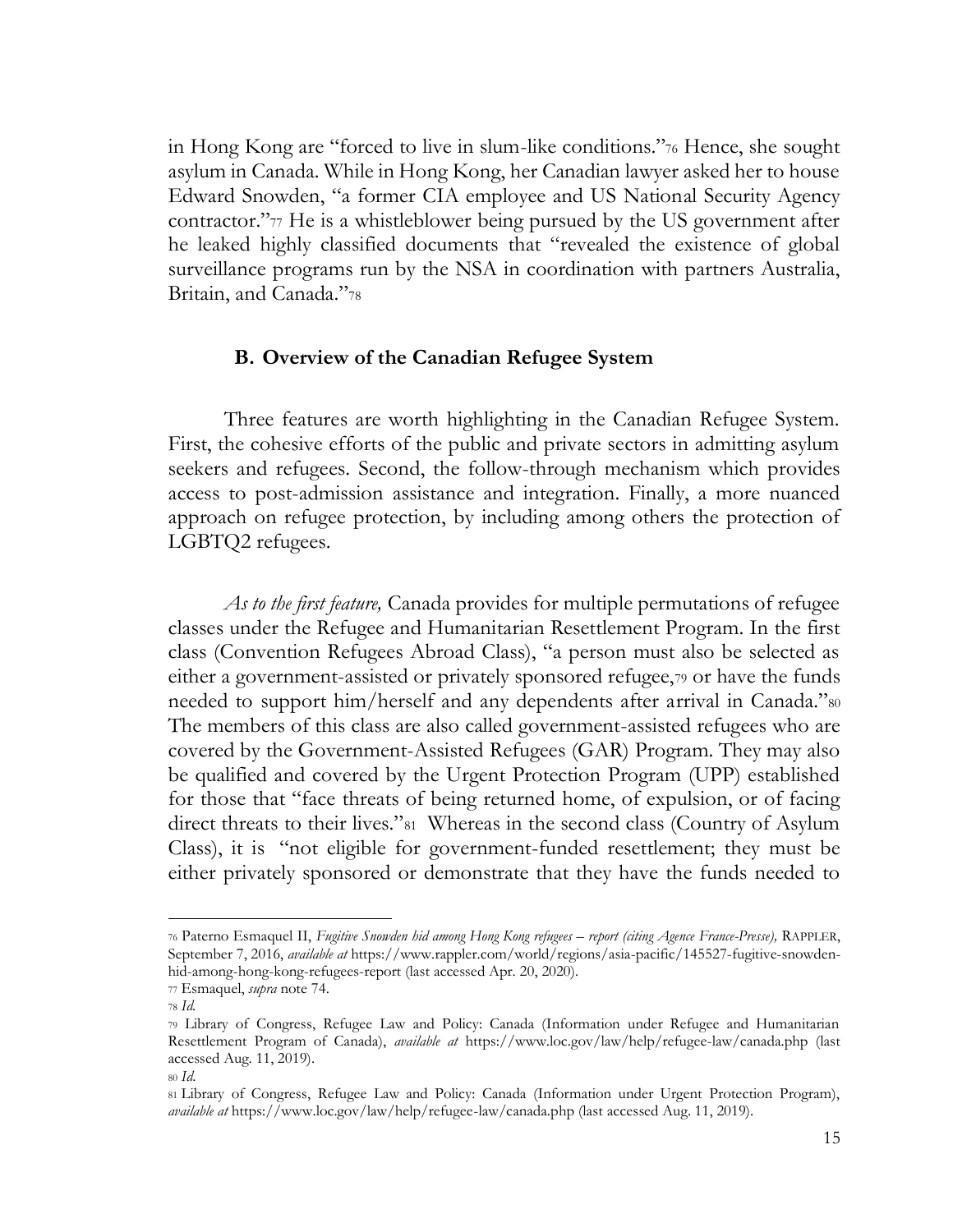in Hong Kong are "forced to live in slum-like conditions."[76] Hence, she sought asylum in Canada. While in Hong Kong, her Canadian lawyer asked her to house Edward Snowden, "a former CIA employee and US National Security Agency contractor."[77] He is a whistleblower being pursued by the US government after he leaked highly classified documents that "revealed the existence of global surveillance programs run by the NSA in coordination with partners Australia, Britain, and Canada."[78]

### B. Overview of the Canadian Refugee System

Three features are worth highlighting in the Canadian Refugee System. First, the cohesive efforts of the public and private sectors in admitting asylum seekers and refugees. Second, the follow-through mechanism which provides access to post-admission assistance and integration. Finally, a more nuanced approach on refugee protection, by including among others the protection of LGBTQ2 refugees.

*As to the first feature,* Canada provides for multiple permutations of refugee classes under the Refugee and Humanitarian Resettlement Program. In the first class (Convention Refugees Abroad Class), "a person must also be selected as either a government-assisted or privately sponsored refugee,[79] or have the funds needed to support him/herself and any dependents after arrival in Canada."[80] The members of this class are also called government-assisted refugees who are covered by the Government-Assisted Refugees (GAR) Program. They may also be qualified and covered by the Urgent Protection Program (UPP) established for those that "face threats of being returned home, of expulsion, or of facing direct threats to their lives."[81] Whereas in the second class (Country of Asylum Class), it is "not eligible for government-funded resettlement; they must be either privately sponsored or demonstrate that they have the funds needed to

---

[76] Paterno Esmaquel II, *Fugitive Snowden hid among Hong Kong refugees – report (citing Agence France-Presse),* RAPPLER, September 7, 2016, *available at* https://www.rappler.com/world/regions/asia-pacific/145527-fugitive-snowden-hid-among-hong-kong-refugees-report (last accessed Apr. 20, 2020).

[77] Esmaquel, *supra* note 74.

[78] *Id.*

[79] Library of Congress, Refugee Law and Policy: Canada (Information under Refugee and Humanitarian Resettlement Program of Canada), *available at* https://www.loc.gov/law/help/refugee-law/canada.php (last accessed Aug. 11, 2019).

[80] *Id.*

[81] Library of Congress, Refugee Law and Policy: Canada (Information under Urgent Protection Program), *available at* https://www.loc.gov/law/help/refugee-law/canada.php (last accessed Aug. 11, 2019).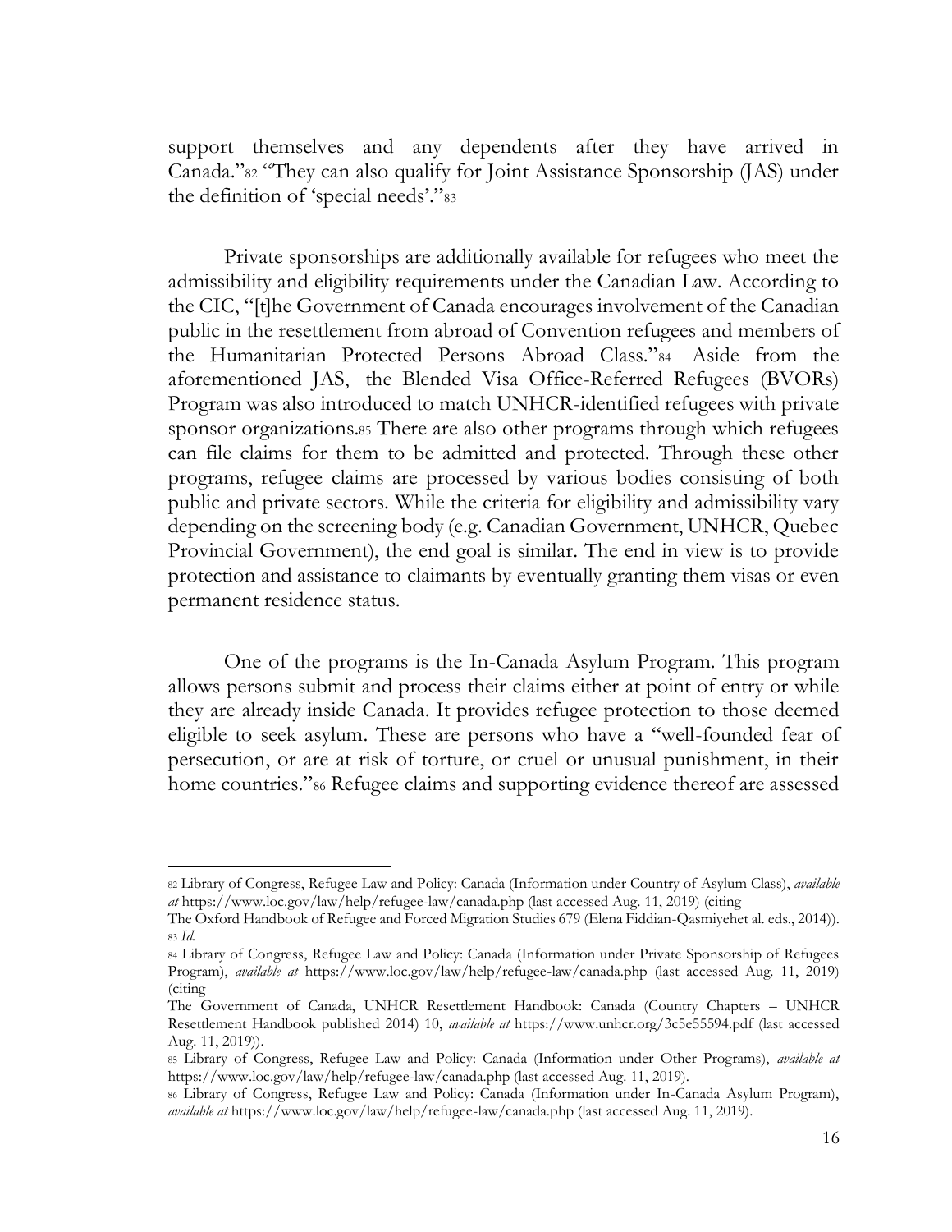support themselves and any dependents after they have arrived in Canada."[82] "They can also qualify for Joint Assistance Sponsorship (JAS) under the definition of 'special needs'."[83]

Private sponsorships are additionally available for refugees who meet the admissibility and eligibility requirements under the Canadian Law. According to the CIC, "[t]he Government of Canada encourages involvement of the Canadian public in the resettlement from abroad of Convention refugees and members of the Humanitarian Protected Persons Abroad Class."[84] Aside from the aforementioned JAS, the Blended Visa Office-Referred Refugees (BVORs) Program was also introduced to match UNHCR-identified refugees with private sponsor organizations.[85] There are also other programs through which refugees can file claims for them to be admitted and protected. Through these other programs, refugee claims are processed by various bodies consisting of both public and private sectors. While the criteria for eligibility and admissibility vary depending on the screening body (e.g. Canadian Government, UNHCR, Quebec Provincial Government), the end goal is similar. The end in view is to provide protection and assistance to claimants by eventually granting them visas or even permanent residence status.

One of the programs is the In-Canada Asylum Program. This program allows persons submit and process their claims either at point of entry or while they are already inside Canada. It provides refugee protection to those deemed eligible to seek asylum. These are persons who have a "well-founded fear of persecution, or are at risk of torture, or cruel or unusual punishment, in their home countries."[86] Refugee claims and supporting evidence thereof are assessed

---

[82] Library of Congress, Refugee Law and Policy: Canada (Information under Country of Asylum Class), *available at* https://www.loc.gov/law/help/refugee-law/canada.php (last accessed Aug. 11, 2019) (citing The Oxford Handbook of Refugee and Forced Migration Studies 679 (Elena Fiddian-Qasmiyehet al. eds., 2014)).

[83] *Id.*

[84] Library of Congress, Refugee Law and Policy: Canada (Information under Private Sponsorship of Refugees Program), *available at* https://www.loc.gov/law/help/refugee-law/canada.php (last accessed Aug. 11, 2019) (citing The Government of Canada, UNHCR Resettlement Handbook: Canada (Country Chapters – UNHCR Resettlement Handbook published 2014) 10, *available at* https://www.unhcr.org/3c5e55594.pdf (last accessed Aug. 11, 2019)).

[85] Library of Congress, Refugee Law and Policy: Canada (Information under Other Programs), *available at* https://www.loc.gov/law/help/refugee-law/canada.php (last accessed Aug. 11, 2019).

[86] Library of Congress, Refugee Law and Policy: Canada (Information under In-Canada Asylum Program), *available at* https://www.loc.gov/law/help/refugee-law/canada.php (last accessed Aug. 11, 2019).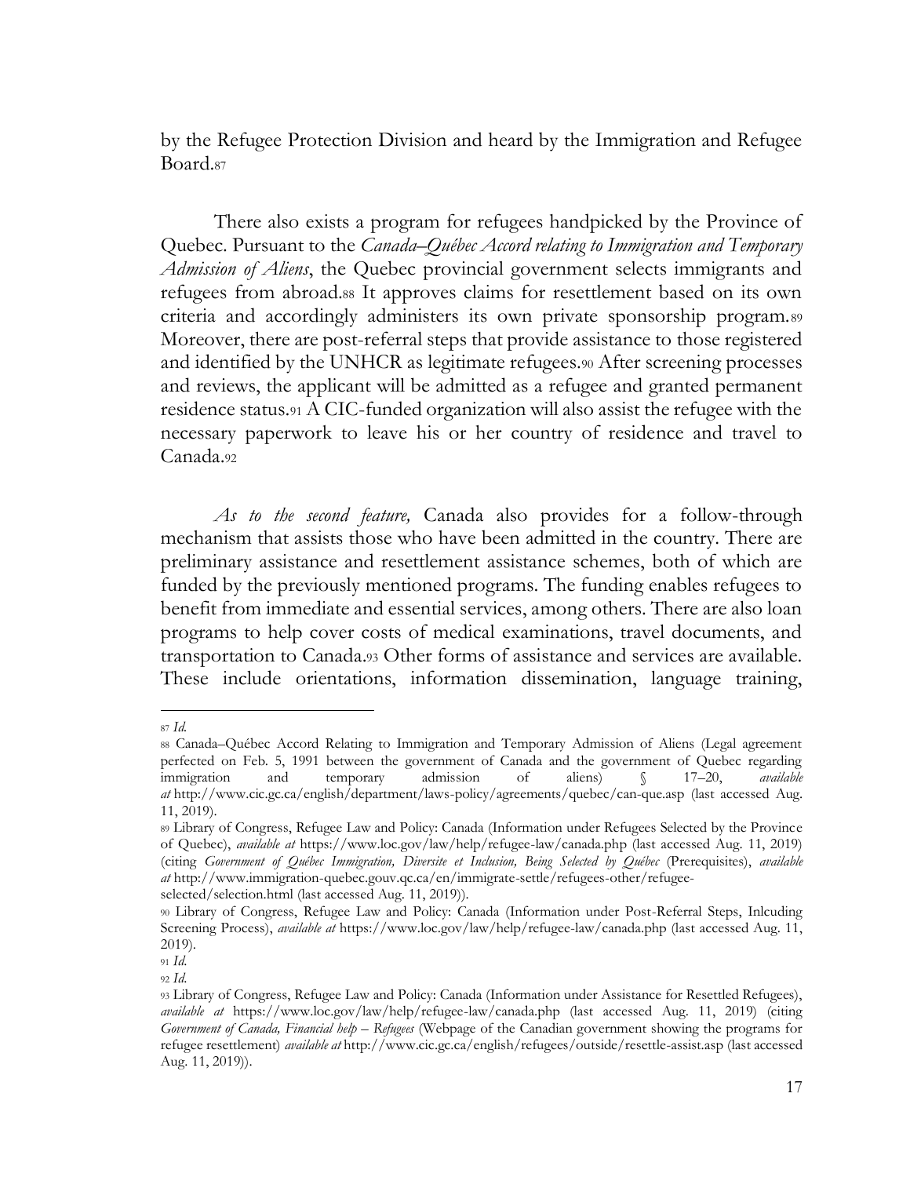by the Refugee Protection Division and heard by the Immigration and Refugee Board.[87]

There also exists a program for refugees handpicked by the Province of Quebec. Pursuant to the *Canada–Québec Accord relating to Immigration and Temporary Admission of Aliens*, the Quebec provincial government selects immigrants and refugees from abroad.[88] It approves claims for resettlement based on its own criteria and accordingly administers its own private sponsorship program.[89] Moreover, there are post-referral steps that provide assistance to those registered and identified by the UNHCR as legitimate refugees.[90] After screening processes and reviews, the applicant will be admitted as a refugee and granted permanent residence status.[91] A CIC-funded organization will also assist the refugee with the necessary paperwork to leave his or her country of residence and travel to Canada.[92]

*As to the second feature,* Canada also provides for a follow-through mechanism that assists those who have been admitted in the country. There are preliminary assistance and resettlement assistance schemes, both of which are funded by the previously mentioned programs. The funding enables refugees to benefit from immediate and essential services, among others. There are also loan programs to help cover costs of medical examinations, travel documents, and transportation to Canada.[93] Other forms of assistance and services are available. These include orientations, information dissemination, language training,

---

[87] *Id.*

[88] Canada–Québec Accord Relating to Immigration and Temporary Admission of Aliens (Legal agreement perfected on Feb. 5, 1991 between the government of Canada and the government of Quebec regarding immigration and temporary admission of aliens) § 17–20, *available at* http://www.cic.gc.ca/english/department/laws-policy/agreements/quebec/can-que.asp (last accessed Aug. 11, 2019).

[89] Library of Congress, Refugee Law and Policy: Canada (Information under Refugees Selected by the Province of Quebec), *available at* https://www.loc.gov/law/help/refugee-law/canada.php (last accessed Aug. 11, 2019) (citing *Government of Québec Immigration, Diversite et Inclusion, Being Selected by Québec* (Prerequisites), *available at* http://www.immigration-quebec.gouv.qc.ca/en/immigrate-settle/refugees-other/refugee-selected/selection.html (last accessed Aug. 11, 2019)).

[90] Library of Congress, Refugee Law and Policy: Canada (Information under Post-Referral Steps, Inlcuding Screening Process), *available at* https://www.loc.gov/law/help/refugee-law/canada.php (last accessed Aug. 11, 2019).

[91] *Id.*

[92] *Id.*

[93] Library of Congress, Refugee Law and Policy: Canada (Information under Assistance for Resettled Refugees), *available at* https://www.loc.gov/law/help/refugee-law/canada.php (last accessed Aug. 11, 2019) (citing *Government of Canada, Financial help – Refugees* (Webpage of the Canadian government showing the programs for refugee resettlement) *available at* http://www.cic.gc.ca/english/refugees/outside/resettle-assist.asp (last accessed Aug. 11, 2019)).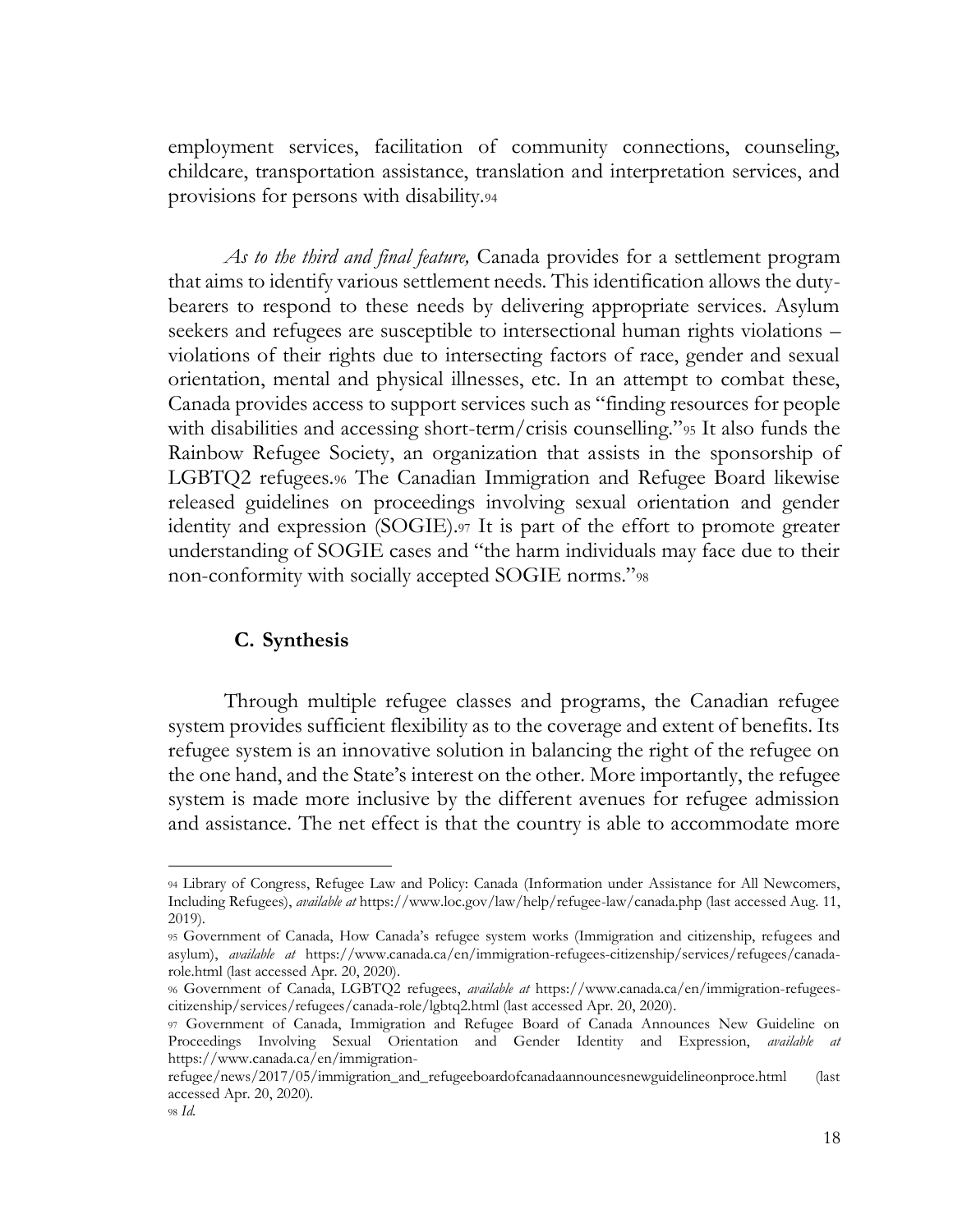employment services, facilitation of community connections, counseling, childcare, transportation assistance, translation and interpretation services, and provisions for persons with disability.[94]

*As to the third and final feature,* Canada provides for a settlement program that aims to identify various settlement needs. This identification allows the duty-bearers to respond to these needs by delivering appropriate services. Asylum seekers and refugees are susceptible to intersectional human rights violations – violations of their rights due to intersecting factors of race, gender and sexual orientation, mental and physical illnesses, etc. In an attempt to combat these, Canada provides access to support services such as "finding resources for people with disabilities and accessing short-term/crisis counselling."[95] It also funds the Rainbow Refugee Society, an organization that assists in the sponsorship of LGBTQ2 refugees.[96] The Canadian Immigration and Refugee Board likewise released guidelines on proceedings involving sexual orientation and gender identity and expression (SOGIE).[97] It is part of the effort to promote greater understanding of SOGIE cases and "the harm individuals may face due to their non-conformity with socially accepted SOGIE norms."[98]

### C. Synthesis

Through multiple refugee classes and programs, the Canadian refugee system provides sufficient flexibility as to the coverage and extent of benefits. Its refugee system is an innovative solution in balancing the right of the refugee on the one hand, and the State's interest on the other. More importantly, the refugee system is made more inclusive by the different avenues for refugee admission and assistance. The net effect is that the country is able to accommodate more

---

[94] Library of Congress, Refugee Law and Policy: Canada (Information under Assistance for All Newcomers, Including Refugees), *available at* https://www.loc.gov/law/help/refugee-law/canada.php (last accessed Aug. 11, 2019).

[95] Government of Canada, How Canada's refugee system works (Immigration and citizenship, refugees and asylum), *available at* https://www.canada.ca/en/immigration-refugees-citizenship/services/refugees/canada-role.html (last accessed Apr. 20, 2020).

[96] Government of Canada, LGBTQ2 refugees, *available at* https://www.canada.ca/en/immigration-refugees-citizenship/services/refugees/canada-role/lgbtq2.html (last accessed Apr. 20, 2020).

[97] Government of Canada, Immigration and Refugee Board of Canada Announces New Guideline on Proceedings Involving Sexual Orientation and Gender Identity and Expression, *available at* https://www.canada.ca/en/immigration-refugee/news/2017/05/immigration_and_refugeeboardofcanadaannouncesnewguidelineonproce.html (last accessed Apr. 20, 2020).

[98] *Id.*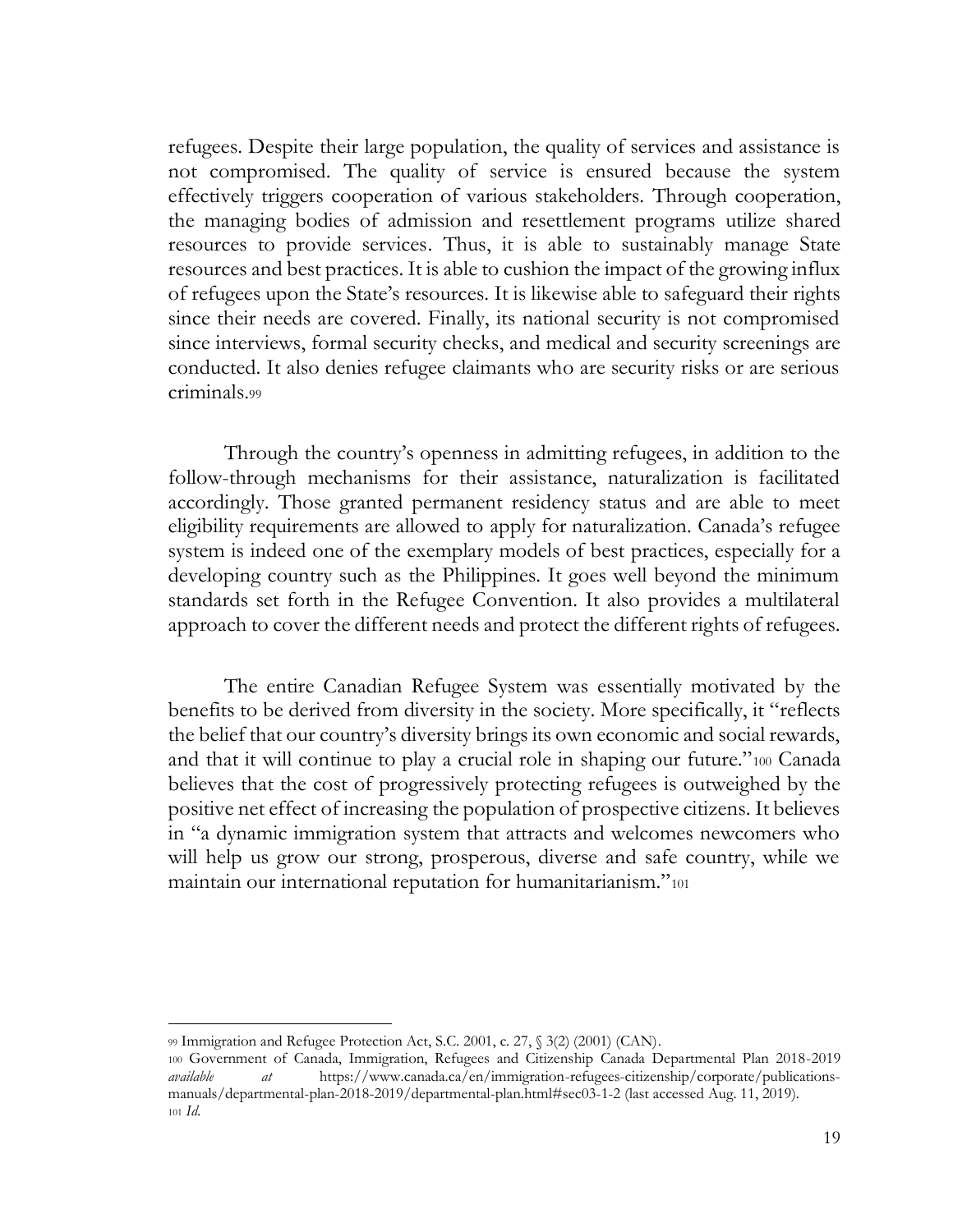refugees. Despite their large population, the quality of services and assistance is not compromised. The quality of service is ensured because the system effectively triggers cooperation of various stakeholders. Through cooperation, the managing bodies of admission and resettlement programs utilize shared resources to provide services. Thus, it is able to sustainably manage State resources and best practices. It is able to cushion the impact of the growing influx of refugees upon the State's resources. It is likewise able to safeguard their rights since their needs are covered. Finally, its national security is not compromised since interviews, formal security checks, and medical and security screenings are conducted. It also denies refugee claimants who are security risks or are serious criminals.[99]

Through the country's openness in admitting refugees, in addition to the follow-through mechanisms for their assistance, naturalization is facilitated accordingly. Those granted permanent residency status and are able to meet eligibility requirements are allowed to apply for naturalization. Canada's refugee system is indeed one of the exemplary models of best practices, especially for a developing country such as the Philippines. It goes well beyond the minimum standards set forth in the Refugee Convention. It also provides a multilateral approach to cover the different needs and protect the different rights of refugees.

The entire Canadian Refugee System was essentially motivated by the benefits to be derived from diversity in the society. More specifically, it "reflects the belief that our country's diversity brings its own economic and social rewards, and that it will continue to play a crucial role in shaping our future."[100] Canada believes that the cost of progressively protecting refugees is outweighed by the positive net effect of increasing the population of prospective citizens. It believes in "a dynamic immigration system that attracts and welcomes newcomers who will help us grow our strong, prosperous, diverse and safe country, while we maintain our international reputation for humanitarianism."[101]

---

[99] Immigration and Refugee Protection Act, S.C. 2001, c. 27, § 3(2) (2001) (CAN).

[100] Government of Canada, Immigration, Refugees and Citizenship Canada Departmental Plan 2018-2019 *available at* https://www.canada.ca/en/immigration-refugees-citizenship/corporate/publications-manuals/departmental-plan-2018-2019/departmental-plan.html#sec03-1-2 (last accessed Aug. 11, 2019).

[101] *Id.*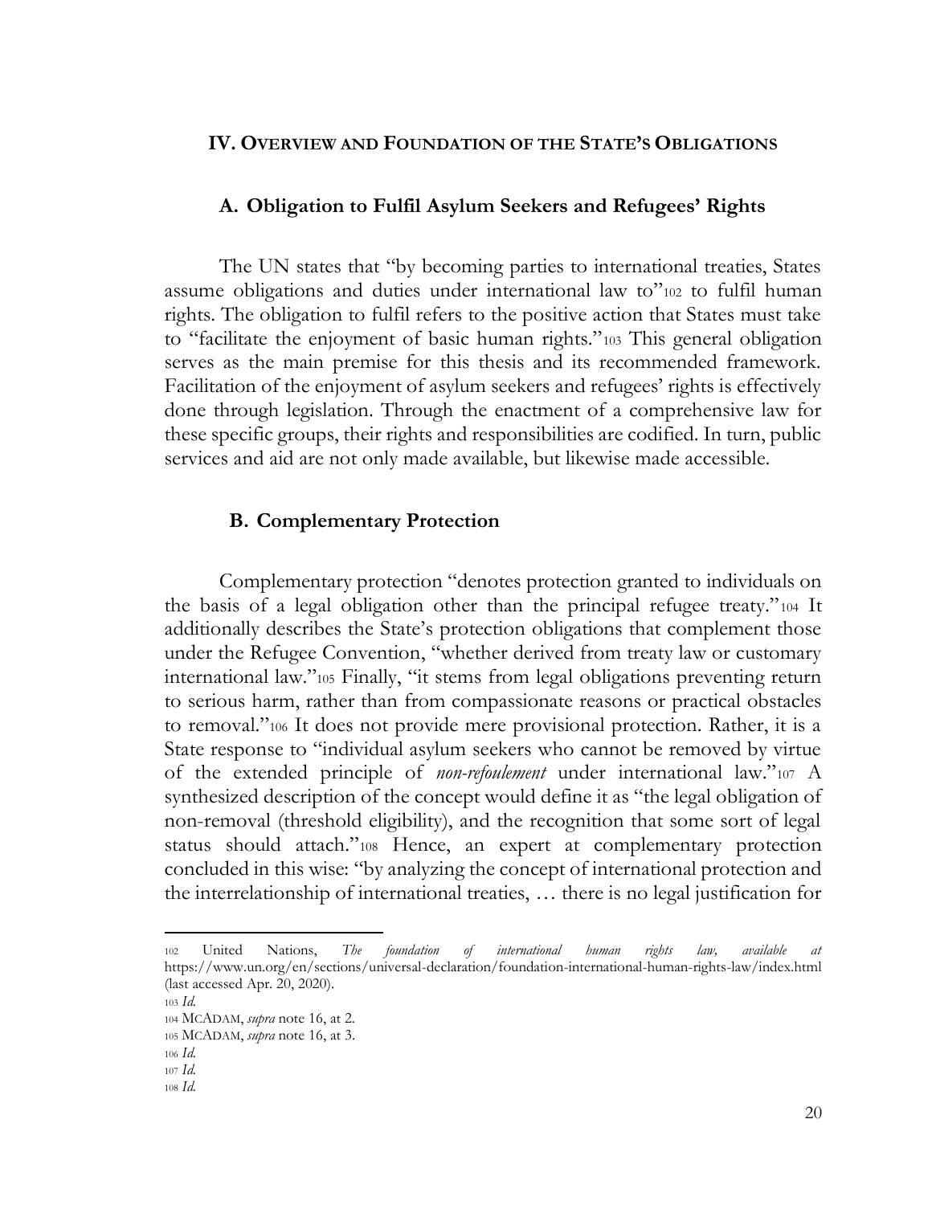## IV. Overview and Foundation of the State's Obligations

### A. Obligation to Fulfil Asylum Seekers and Refugees' Rights

The UN states that "by becoming parties to international treaties, States assume obligations and duties under international law to"[102] to fulfil human rights. The obligation to fulfil refers to the positive action that States must take to "facilitate the enjoyment of basic human rights."[103] This general obligation serves as the main premise for this thesis and its recommended framework. Facilitation of the enjoyment of asylum seekers and refugees' rights is effectively done through legislation. Through the enactment of a comprehensive law for these specific groups, their rights and responsibilities are codified. In turn, public services and aid are not only made available, but likewise made accessible.

### B. Complementary Protection

Complementary protection "denotes protection granted to individuals on the basis of a legal obligation other than the principal refugee treaty."[104] It additionally describes the State's protection obligations that complement those under the Refugee Convention, "whether derived from treaty law or customary international law."[105] Finally, "it stems from legal obligations preventing return to serious harm, rather than from compassionate reasons or practical obstacles to removal."[106] It does not provide mere provisional protection. Rather, it is a State response to "individual asylum seekers who cannot be removed by virtue of the extended principle of *non-refoulement* under international law."[107] A synthesized description of the concept would define it as "the legal obligation of non-removal (threshold eligibility), and the recognition that some sort of legal status should attach."[108] Hence, an expert at complementary protection concluded in this wise: "by analyzing the concept of international protection and the interrelationship of international treaties, … there is no legal justification for

---

[102] United Nations, *The foundation of international human rights law, available at* https://www.un.org/en/sections/universal-declaration/foundation-international-human-rights-law/index.html (last accessed Apr. 20, 2020).

[103] *Id.*

[104] McAdam, *supra* note 16, at 2.

[105] McAdam, *supra* note 16, at 3.

[106] *Id.*

[107] *Id.*

[108] *Id.*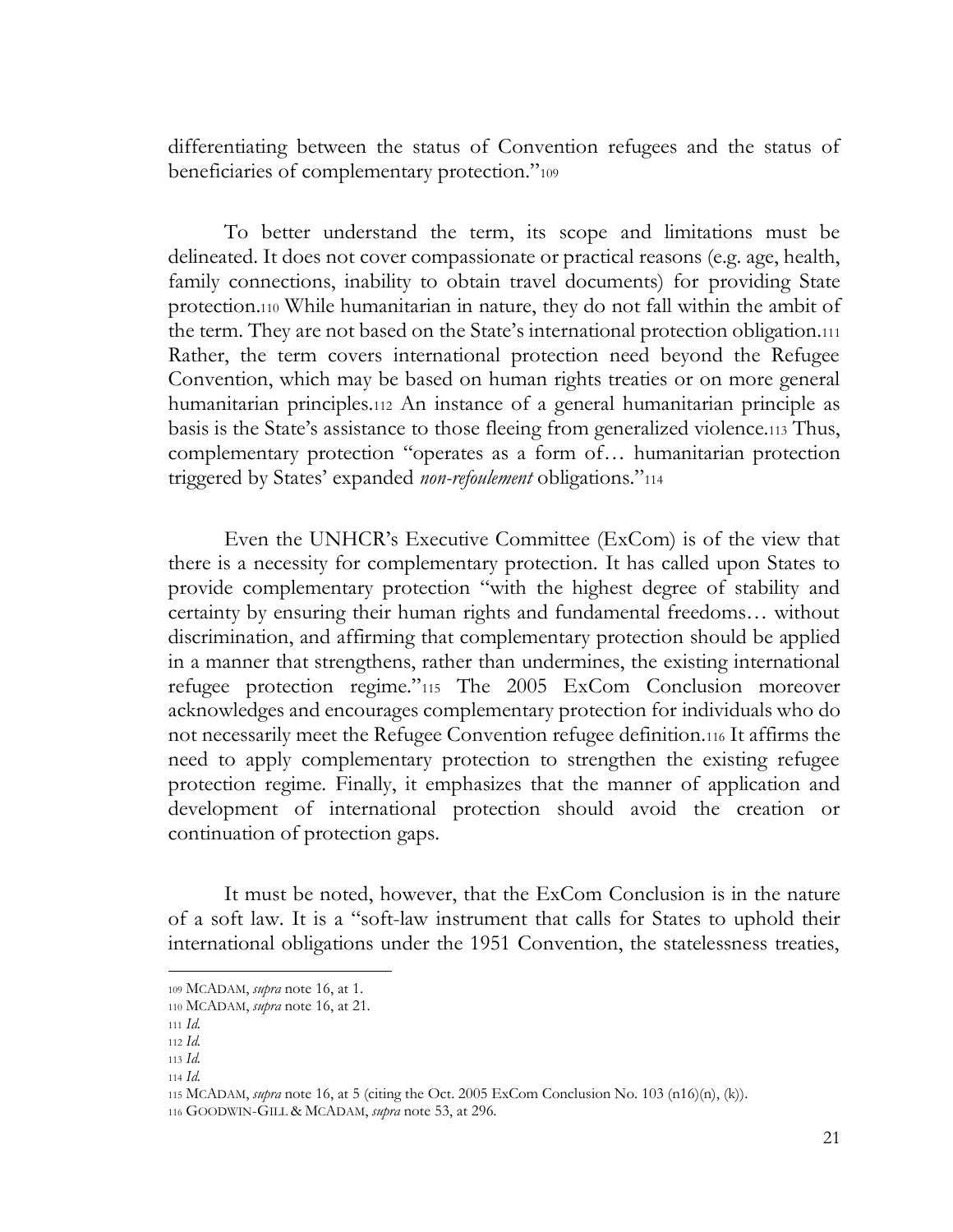differentiating between the status of Convention refugees and the status of beneficiaries of complementary protection."[109]

To better understand the term, its scope and limitations must be delineated. It does not cover compassionate or practical reasons (e.g. age, health, family connections, inability to obtain travel documents) for providing State protection.[110] While humanitarian in nature, they do not fall within the ambit of the term. They are not based on the State's international protection obligation.[111] Rather, the term covers international protection need beyond the Refugee Convention, which may be based on human rights treaties or on more general humanitarian principles.[112] An instance of a general humanitarian principle as basis is the State's assistance to those fleeing from generalized violence.[113] Thus, complementary protection "operates as a form of… humanitarian protection triggered by States' expanded *non-refoulement* obligations."[114]

Even the UNHCR's Executive Committee (ExCom) is of the view that there is a necessity for complementary protection. It has called upon States to provide complementary protection "with the highest degree of stability and certainty by ensuring their human rights and fundamental freedoms… without discrimination, and affirming that complementary protection should be applied in a manner that strengthens, rather than undermines, the existing international refugee protection regime."[115] The 2005 ExCom Conclusion moreover acknowledges and encourages complementary protection for individuals who do not necessarily meet the Refugee Convention refugee definition.[116] It affirms the need to apply complementary protection to strengthen the existing refugee protection regime. Finally, it emphasizes that the manner of application and development of international protection should avoid the creation or continuation of protection gaps.

It must be noted, however, that the ExCom Conclusion is in the nature of a soft law. It is a "soft-law instrument that calls for States to uphold their international obligations under the 1951 Convention, the statelessness treaties,

---

109 MCADAM, *supra* note 16, at 1.

110 MCADAM, *supra* note 16, at 21.

111 *Id.*

112 *Id.*

113 *Id.*

114 *Id.*

115 MCADAM, *supra* note 16, at 5 (citing the Oct. 2005 ExCom Conclusion No. 103 (n16)(n), (k)).

116 GOODWIN-GILL & MCADAM, *supra* note 53, at 296.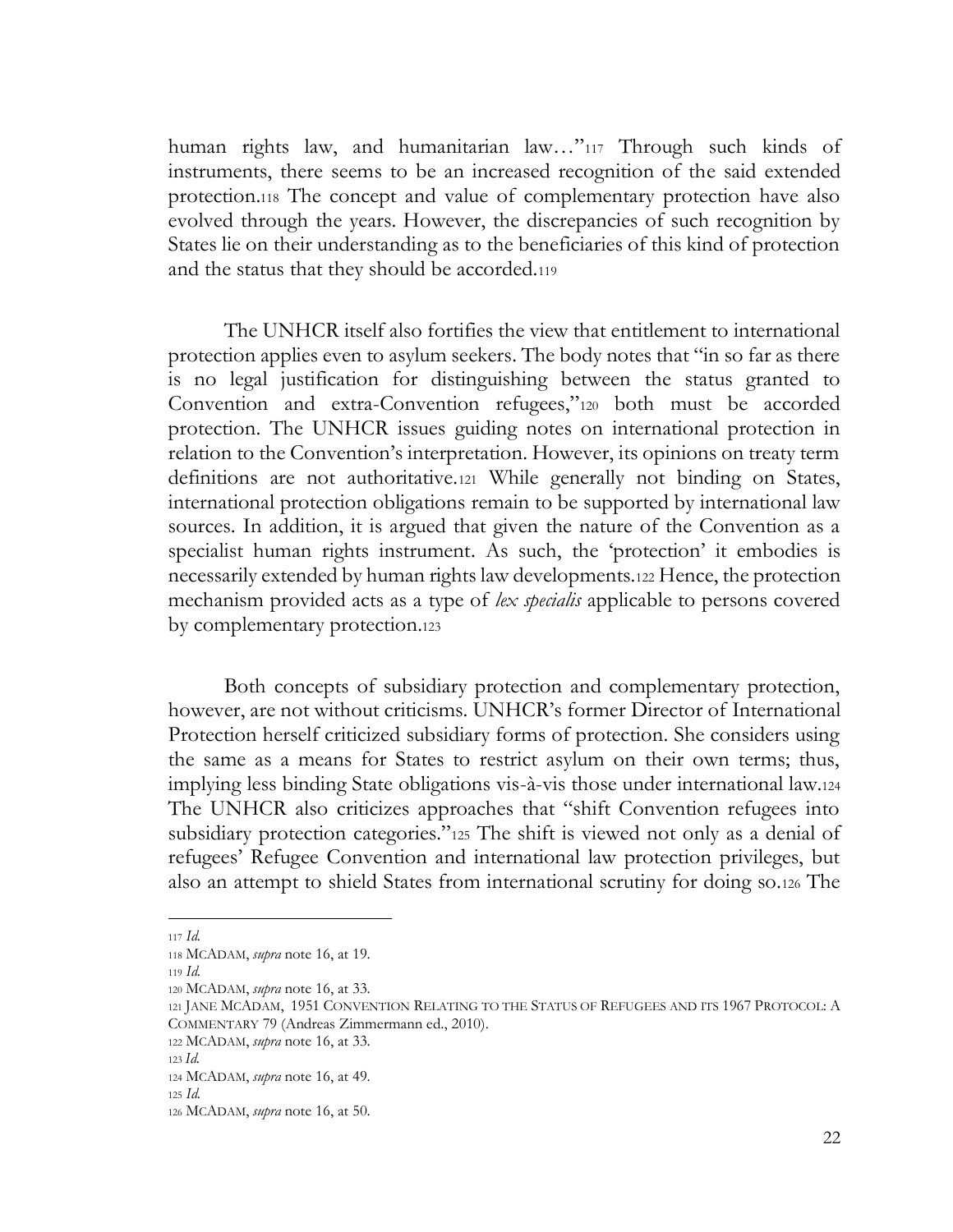human rights law, and humanitarian law…"[117] Through such kinds of instruments, there seems to be an increased recognition of the said extended protection.[118] The concept and value of complementary protection have also evolved through the years. However, the discrepancies of such recognition by States lie on their understanding as to the beneficiaries of this kind of protection and the status that they should be accorded.[119]

The UNHCR itself also fortifies the view that entitlement to international protection applies even to asylum seekers. The body notes that "in so far as there is no legal justification for distinguishing between the status granted to Convention and extra-Convention refugees,"[120] both must be accorded protection. The UNHCR issues guiding notes on international protection in relation to the Convention's interpretation. However, its opinions on treaty term definitions are not authoritative.[121] While generally not binding on States, international protection obligations remain to be supported by international law sources. In addition, it is argued that given the nature of the Convention as a specialist human rights instrument. As such, the 'protection' it embodies is necessarily extended by human rights law developments.[122] Hence, the protection mechanism provided acts as a type of *lex specialis* applicable to persons covered by complementary protection.[123]

Both concepts of subsidiary protection and complementary protection, however, are not without criticisms. UNHCR's former Director of International Protection herself criticized subsidiary forms of protection. She considers using the same as a means for States to restrict asylum on their own terms; thus, implying less binding State obligations vis-à-vis those under international law.[124] The UNHCR also criticizes approaches that "shift Convention refugees into subsidiary protection categories."[125] The shift is viewed not only as a denial of refugees' Refugee Convention and international law protection privileges, but also an attempt to shield States from international scrutiny for doing so.[126] The

---

[117] *Id.*

[118] MCADAM, *supra* note 16, at 19.

[119] *Id.*

[120] MCADAM, *supra* note 16, at 33.

[121] JANE MCADAM, 1951 CONVENTION RELATING TO THE STATUS OF REFUGEES AND ITS 1967 PROTOCOL: A COMMENTARY 79 (Andreas Zimmermann ed., 2010).

[122] MCADAM, *supra* note 16, at 33.

[123] *Id.*

[124] MCADAM, *supra* note 16, at 49.

[125] *Id.*

[126] MCADAM, *supra* note 16, at 50.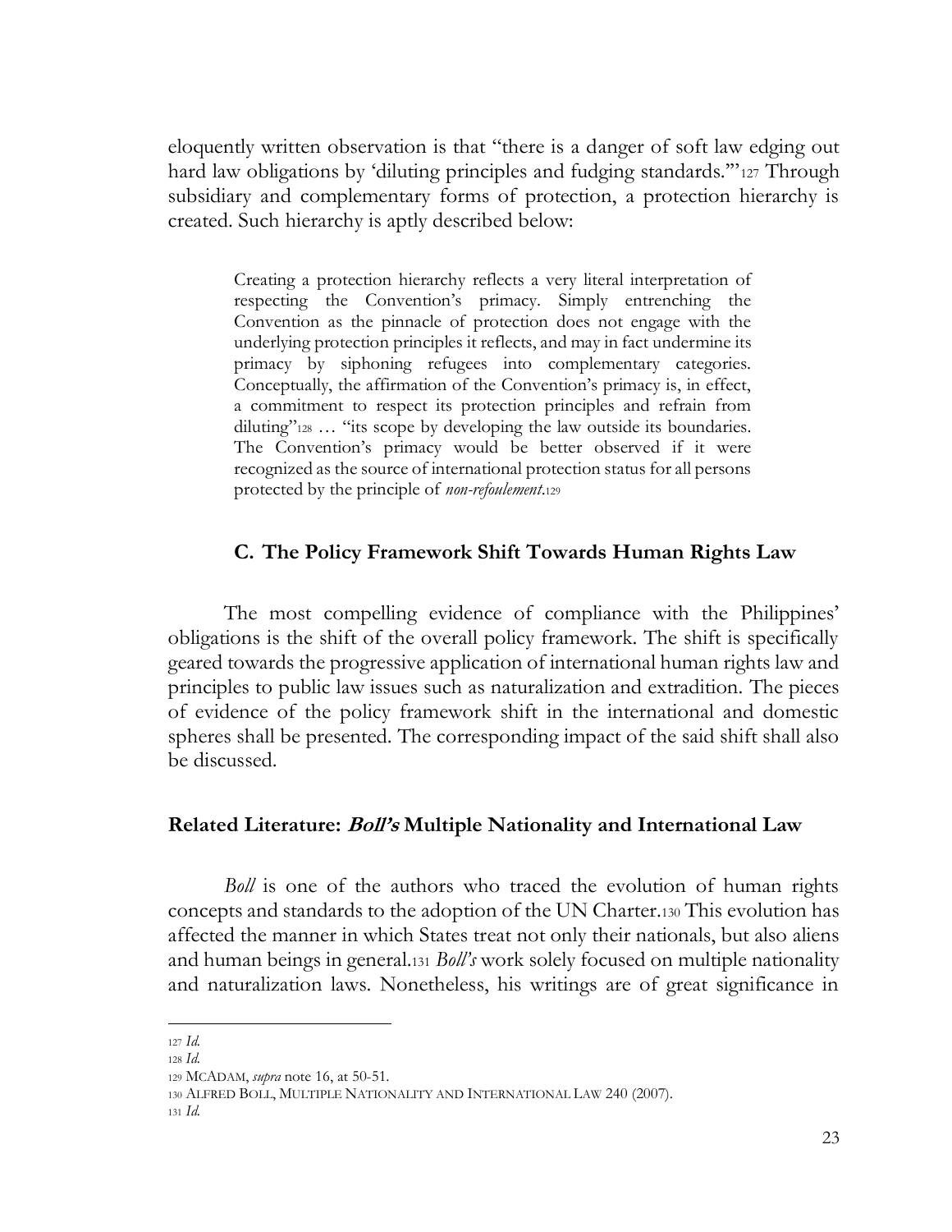eloquently written observation is that "there is a danger of soft law edging out hard law obligations by 'diluting principles and fudging standards.'"[127] Through subsidiary and complementary forms of protection, a protection hierarchy is created. Such hierarchy is aptly described below:

> Creating a protection hierarchy reflects a very literal interpretation of respecting the Convention's primacy. Simply entrenching the Convention as the pinnacle of protection does not engage with the underlying protection principles it reflects, and may in fact undermine its primacy by siphoning refugees into complementary categories. Conceptually, the affirmation of the Convention's primacy is, in effect, a commitment to respect its protection principles and refrain from diluting"[128] … "its scope by developing the law outside its boundaries. The Convention's primacy would be better observed if it were recognized as the source of international protection status for all persons protected by the principle of *non-refoulement*.[129]

### C. The Policy Framework Shift Towards Human Rights Law

The most compelling evidence of compliance with the Philippines' obligations is the shift of the overall policy framework. The shift is specifically geared towards the progressive application of international human rights law and principles to public law issues such as naturalization and extradition. The pieces of evidence of the policy framework shift in the international and domestic spheres shall be presented. The corresponding impact of the said shift shall also be discussed.

#### Related Literature: *Boll's* Multiple Nationality and International Law

*Boll* is one of the authors who traced the evolution of human rights concepts and standards to the adoption of the UN Charter.[130] This evolution has affected the manner in which States treat not only their nationals, but also aliens and human beings in general.[131] *Boll's* work solely focused on multiple nationality and naturalization laws. Nonetheless, his writings are of great significance in

---

[127] *Id.*
[128] *Id.*
[129] MCADAM, *supra* note 16, at 50-51.
[130] ALFRED BOLL, MULTIPLE NATIONALITY AND INTERNATIONAL LAW 240 (2007).
[131] *Id.*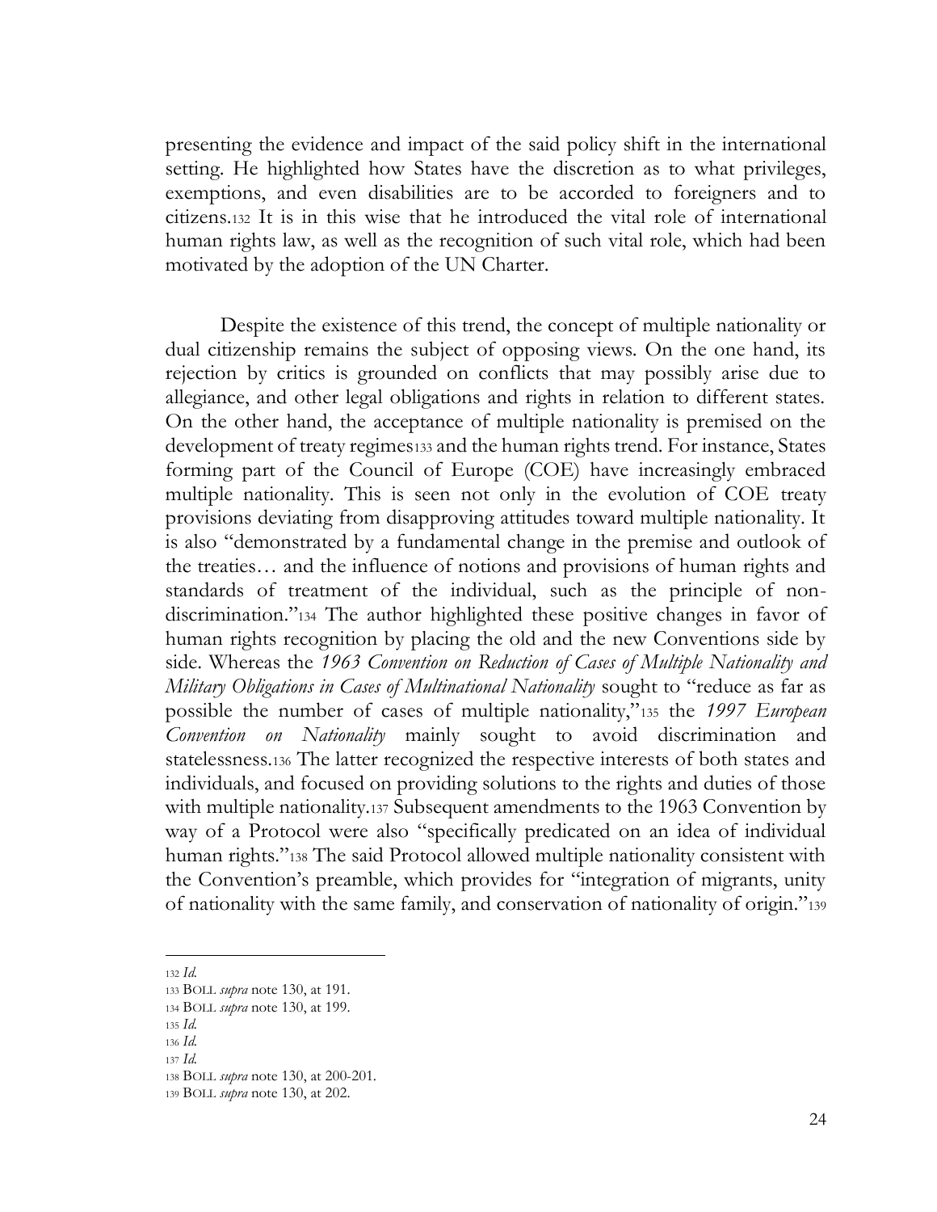presenting the evidence and impact of the said policy shift in the international setting. He highlighted how States have the discretion as to what privileges, exemptions, and even disabilities are to be accorded to foreigners and to citizens.[132] It is in this wise that he introduced the vital role of international human rights law, as well as the recognition of such vital role, which had been motivated by the adoption of the UN Charter.

Despite the existence of this trend, the concept of multiple nationality or dual citizenship remains the subject of opposing views. On the one hand, its rejection by critics is grounded on conflicts that may possibly arise due to allegiance, and other legal obligations and rights in relation to different states. On the other hand, the acceptance of multiple nationality is premised on the development of treaty regimes[133] and the human rights trend. For instance, States forming part of the Council of Europe (COE) have increasingly embraced multiple nationality. This is seen not only in the evolution of COE treaty provisions deviating from disapproving attitudes toward multiple nationality. It is also "demonstrated by a fundamental change in the premise and outlook of the treaties… and the influence of notions and provisions of human rights and standards of treatment of the individual, such as the principle of non-discrimination."[134] The author highlighted these positive changes in favor of human rights recognition by placing the old and the new Conventions side by side. Whereas the *1963 Convention on Reduction of Cases of Multiple Nationality and Military Obligations in Cases of Multinational Nationality* sought to "reduce as far as possible the number of cases of multiple nationality,"[135] the *1997 European Convention on Nationality* mainly sought to avoid discrimination and statelessness.[136] The latter recognized the respective interests of both states and individuals, and focused on providing solutions to the rights and duties of those with multiple nationality.[137] Subsequent amendments to the 1963 Convention by way of a Protocol were also "specifically predicated on an idea of individual human rights."[138] The said Protocol allowed multiple nationality consistent with the Convention's preamble, which provides for "integration of migrants, unity of nationality with the same family, and conservation of nationality of origin."[139]

---

[132] *Id.*

[133] BOLL *supra* note 130, at 191.

[134] BOLL *supra* note 130, at 199.

[135] *Id.*

[136] *Id.*

[137] *Id.*

[138] BOLL *supra* note 130, at 200-201.

[139] BOLL *supra* note 130, at 202.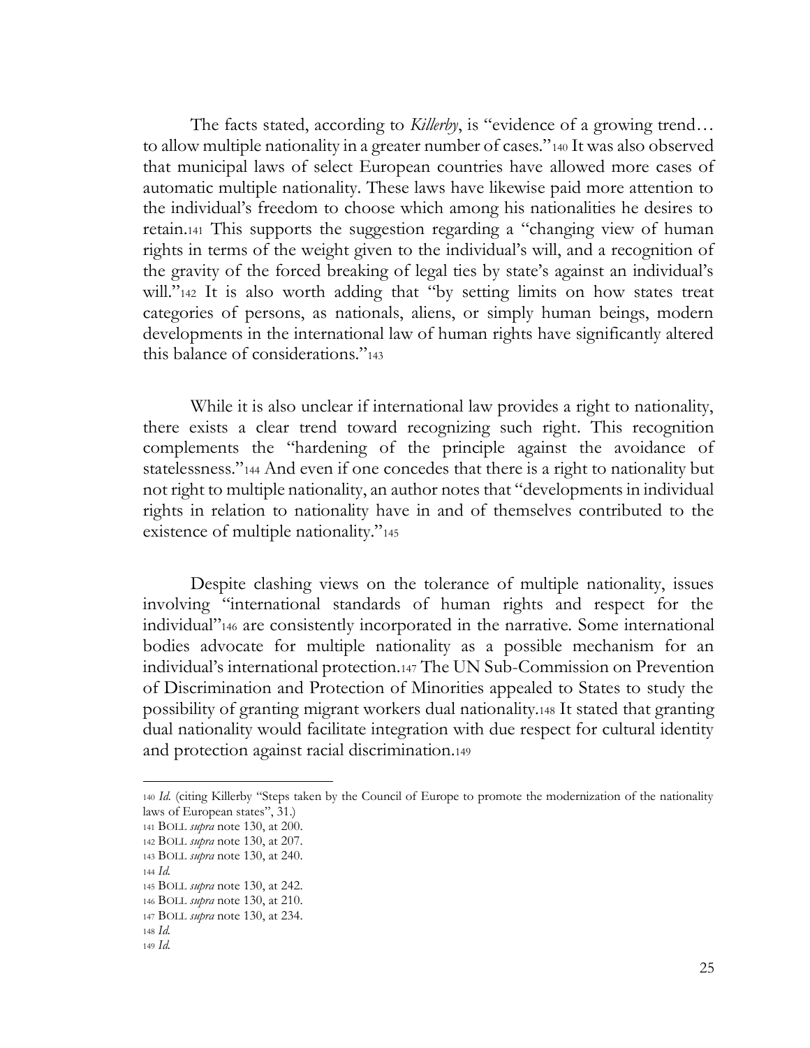The facts stated, according to *Killerby*, is "evidence of a growing trend… to allow multiple nationality in a greater number of cases."[140] It was also observed that municipal laws of select European countries have allowed more cases of automatic multiple nationality. These laws have likewise paid more attention to the individual's freedom to choose which among his nationalities he desires to retain.[141] This supports the suggestion regarding a "changing view of human rights in terms of the weight given to the individual's will, and a recognition of the gravity of the forced breaking of legal ties by state's against an individual's will."[142] It is also worth adding that "by setting limits on how states treat categories of persons, as nationals, aliens, or simply human beings, modern developments in the international law of human rights have significantly altered this balance of considerations."[143]

While it is also unclear if international law provides a right to nationality, there exists a clear trend toward recognizing such right. This recognition complements the "hardening of the principle against the avoidance of statelessness."[144] And even if one concedes that there is a right to nationality but not right to multiple nationality, an author notes that "developments in individual rights in relation to nationality have in and of themselves contributed to the existence of multiple nationality."[145]

Despite clashing views on the tolerance of multiple nationality, issues involving "international standards of human rights and respect for the individual"[146] are consistently incorporated in the narrative. Some international bodies advocate for multiple nationality as a possible mechanism for an individual's international protection.[147] The UN Sub-Commission on Prevention of Discrimination and Protection of Minorities appealed to States to study the possibility of granting migrant workers dual nationality.[148] It stated that granting dual nationality would facilitate integration with due respect for cultural identity and protection against racial discrimination.[149]

---

140 *Id.* (citing Killerby "Steps taken by the Council of Europe to promote the modernization of the nationality laws of European states", 31.)

141 BOLL *supra* note 130, at 200.

142 BOLL *supra* note 130, at 207.

143 BOLL *supra* note 130, at 240.

144 *Id.*

145 BOLL *supra* note 130, at 242.

146 BOLL *supra* note 130, at 210.

147 BOLL *supra* note 130, at 234.

148 *Id.*

149 *Id.*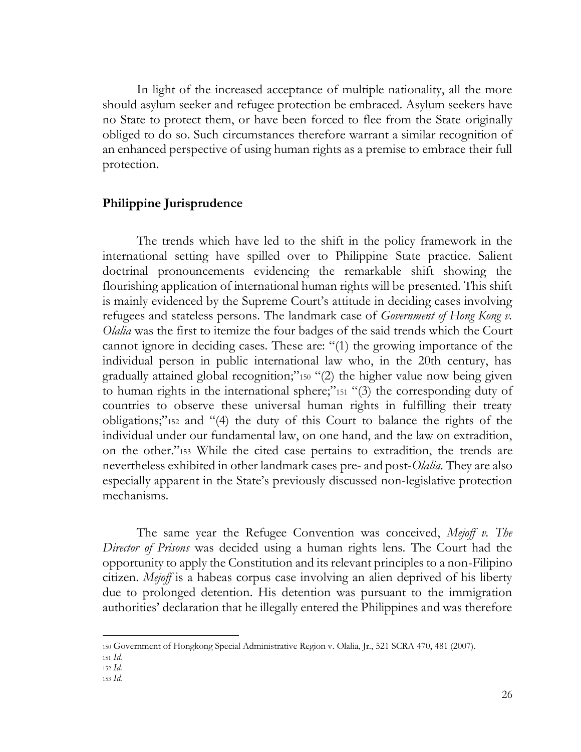In light of the increased acceptance of multiple nationality, all the more should asylum seeker and refugee protection be embraced. Asylum seekers have no State to protect them, or have been forced to flee from the State originally obliged to do so. Such circumstances therefore warrant a similar recognition of an enhanced perspective of using human rights as a premise to embrace their full protection.

## Philippine Jurisprudence

The trends which have led to the shift in the policy framework in the international setting have spilled over to Philippine State practice. Salient doctrinal pronouncements evidencing the remarkable shift showing the flourishing application of international human rights will be presented. This shift is mainly evidenced by the Supreme Court's attitude in deciding cases involving refugees and stateless persons. The landmark case of *Government of Hong Kong v. Olalia* was the first to itemize the four badges of the said trends which the Court cannot ignore in deciding cases. These are: "(1) the growing importance of the individual person in public international law who, in the 20th century, has gradually attained global recognition;"[150] "(2) the higher value now being given to human rights in the international sphere;"[151] "(3) the corresponding duty of countries to observe these universal human rights in fulfilling their treaty obligations;"[152] and "(4) the duty of this Court to balance the rights of the individual under our fundamental law, on one hand, and the law on extradition, on the other."[153] While the cited case pertains to extradition, the trends are nevertheless exhibited in other landmark cases pre- and post-*Olalia*. They are also especially apparent in the State's previously discussed non-legislative protection mechanisms.

The same year the Refugee Convention was conceived, *Mejoff v. The Director of Prisons* was decided using a human rights lens. The Court had the opportunity to apply the Constitution and its relevant principles to a non-Filipino citizen. *Mejoff* is a habeas corpus case involving an alien deprived of his liberty due to prolonged detention. His detention was pursuant to the immigration authorities' declaration that he illegally entered the Philippines and was therefore

---

[150] Government of Hongkong Special Administrative Region v. Olalia, Jr., 521 SCRA 470, 481 (2007).

[151] *Id.*

[152] *Id.*

[153] *Id.*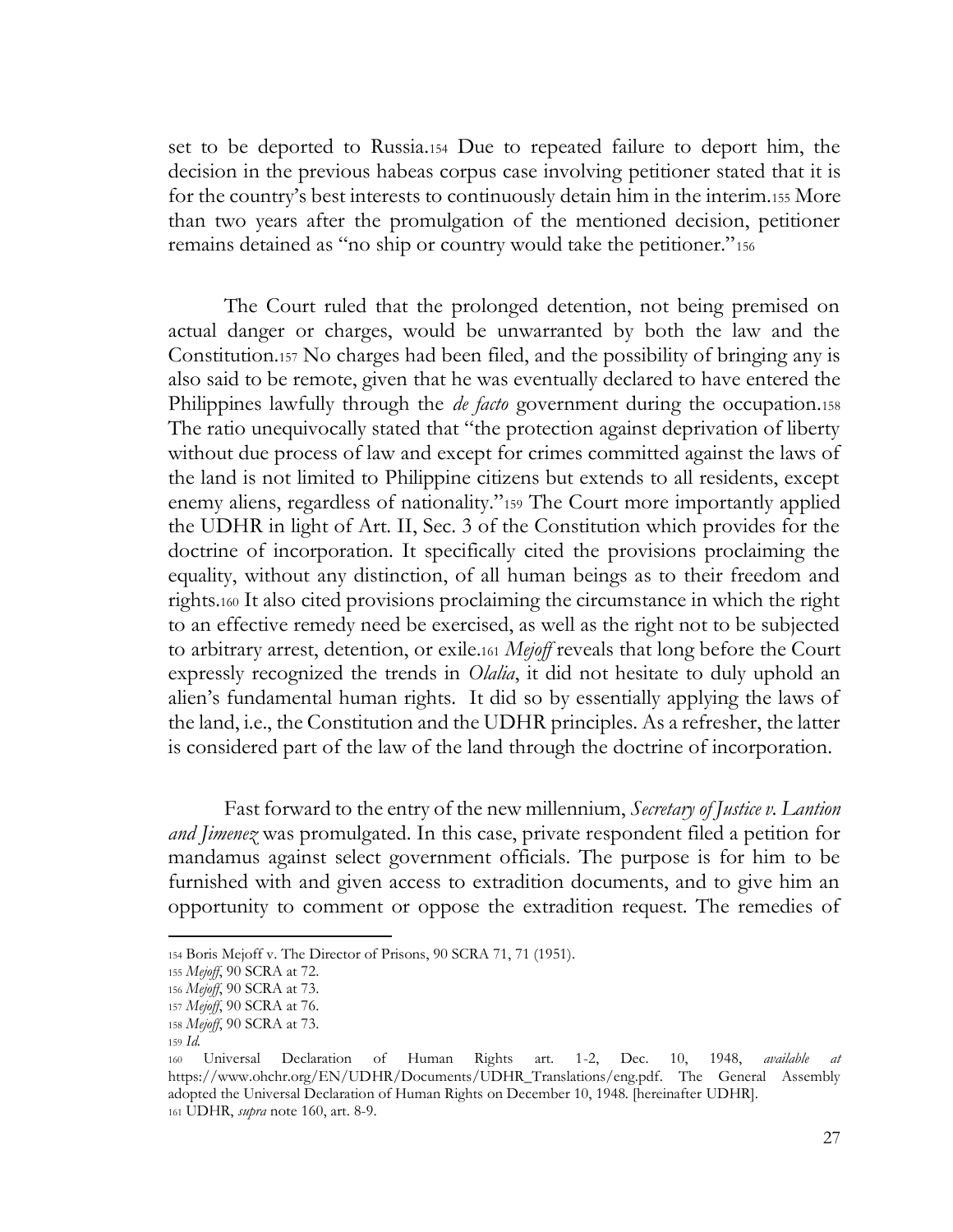set to be deported to Russia.[154] Due to repeated failure to deport him, the decision in the previous habeas corpus case involving petitioner stated that it is for the country's best interests to continuously detain him in the interim.[155] More than two years after the promulgation of the mentioned decision, petitioner remains detained as "no ship or country would take the petitioner."[156]

The Court ruled that the prolonged detention, not being premised on actual danger or charges, would be unwarranted by both the law and the Constitution.[157] No charges had been filed, and the possibility of bringing any is also said to be remote, given that he was eventually declared to have entered the Philippines lawfully through the *de facto* government during the occupation.[158] The ratio unequivocally stated that "the protection against deprivation of liberty without due process of law and except for crimes committed against the laws of the land is not limited to Philippine citizens but extends to all residents, except enemy aliens, regardless of nationality."[159] The Court more importantly applied the UDHR in light of Art. II, Sec. 3 of the Constitution which provides for the doctrine of incorporation. It specifically cited the provisions proclaiming the equality, without any distinction, of all human beings as to their freedom and rights.[160] It also cited provisions proclaiming the circumstance in which the right to an effective remedy need be exercised, as well as the right not to be subjected to arbitrary arrest, detention, or exile.[161] *Mejoff* reveals that long before the Court expressly recognized the trends in *Olalia*, it did not hesitate to duly uphold an alien's fundamental human rights. It did so by essentially applying the laws of the land, i.e., the Constitution and the UDHR principles. As a refresher, the latter is considered part of the law of the land through the doctrine of incorporation.

Fast forward to the entry of the new millennium, *Secretary of Justice v. Lantion and Jimenez* was promulgated. In this case, private respondent filed a petition for mandamus against select government officials. The purpose is for him to be furnished with and given access to extradition documents, and to give him an opportunity to comment or oppose the extradition request. The remedies of

---

154 Boris Mejoff v. The Director of Prisons, 90 SCRA 71, 71 (1951).
155 *Mejoff*, 90 SCRA at 72.
156 *Mejoff*, 90 SCRA at 73.
157 *Mejoff*, 90 SCRA at 76.
158 *Mejoff*, 90 SCRA at 73.
159 *Id.*
160 Universal Declaration of Human Rights art. 1-2, Dec. 10, 1948, *available at* https://www.ohchr.org/EN/UDHR/Documents/UDHR_Translations/eng.pdf. The General Assembly adopted the Universal Declaration of Human Rights on December 10, 1948. [hereinafter UDHR].
161 UDHR, *supra* note 160, art. 8-9.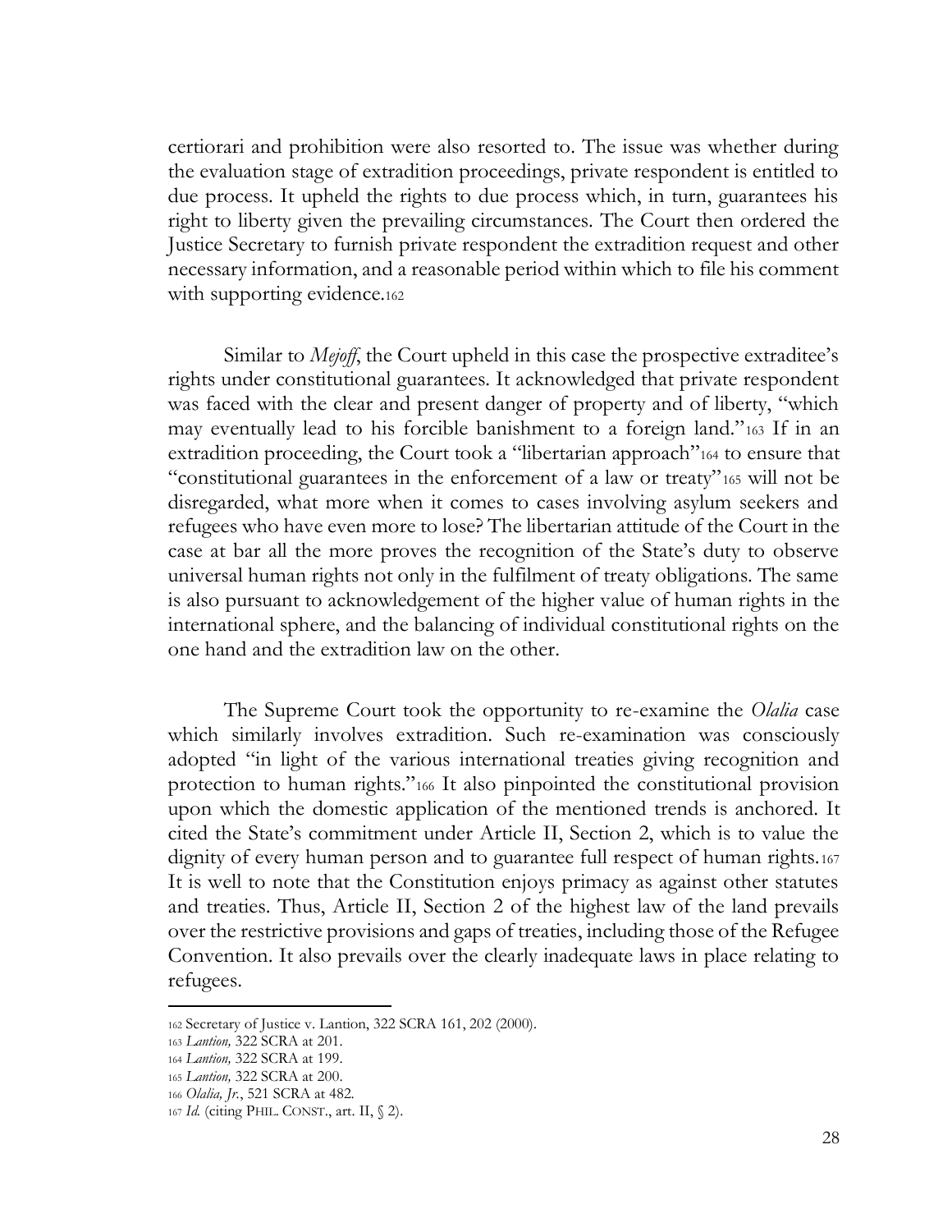certiorari and prohibition were also resorted to. The issue was whether during the evaluation stage of extradition proceedings, private respondent is entitled to due process. It upheld the rights to due process which, in turn, guarantees his right to liberty given the prevailing circumstances. The Court then ordered the Justice Secretary to furnish private respondent the extradition request and other necessary information, and a reasonable period within which to file his comment with supporting evidence.[162]

Similar to *Mejoff*, the Court upheld in this case the prospective extraditee's rights under constitutional guarantees. It acknowledged that private respondent was faced with the clear and present danger of property and of liberty, "which may eventually lead to his forcible banishment to a foreign land."[163] If in an extradition proceeding, the Court took a "libertarian approach"[164] to ensure that "constitutional guarantees in the enforcement of a law or treaty"[165] will not be disregarded, what more when it comes to cases involving asylum seekers and refugees who have even more to lose? The libertarian attitude of the Court in the case at bar all the more proves the recognition of the State's duty to observe universal human rights not only in the fulfilment of treaty obligations. The same is also pursuant to acknowledgement of the higher value of human rights in the international sphere, and the balancing of individual constitutional rights on the one hand and the extradition law on the other.

The Supreme Court took the opportunity to re-examine the *Olalia* case which similarly involves extradition. Such re-examination was consciously adopted "in light of the various international treaties giving recognition and protection to human rights."[166] It also pinpointed the constitutional provision upon which the domestic application of the mentioned trends is anchored. It cited the State's commitment under Article II, Section 2, which is to value the dignity of every human person and to guarantee full respect of human rights.[167] It is well to note that the Constitution enjoys primacy as against other statutes and treaties. Thus, Article II, Section 2 of the highest law of the land prevails over the restrictive provisions and gaps of treaties, including those of the Refugee Convention. It also prevails over the clearly inadequate laws in place relating to refugees.

---

[162] Secretary of Justice v. Lantion, 322 SCRA 161, 202 (2000).

[163] *Lantion,* 322 SCRA at 201.

[164] *Lantion,* 322 SCRA at 199.

[165] *Lantion,* 322 SCRA at 200.

[166] *Olalia, Jr.*, 521 SCRA at 482.

[167] *Id.* (citing PHIL. CONST., art. II, § 2).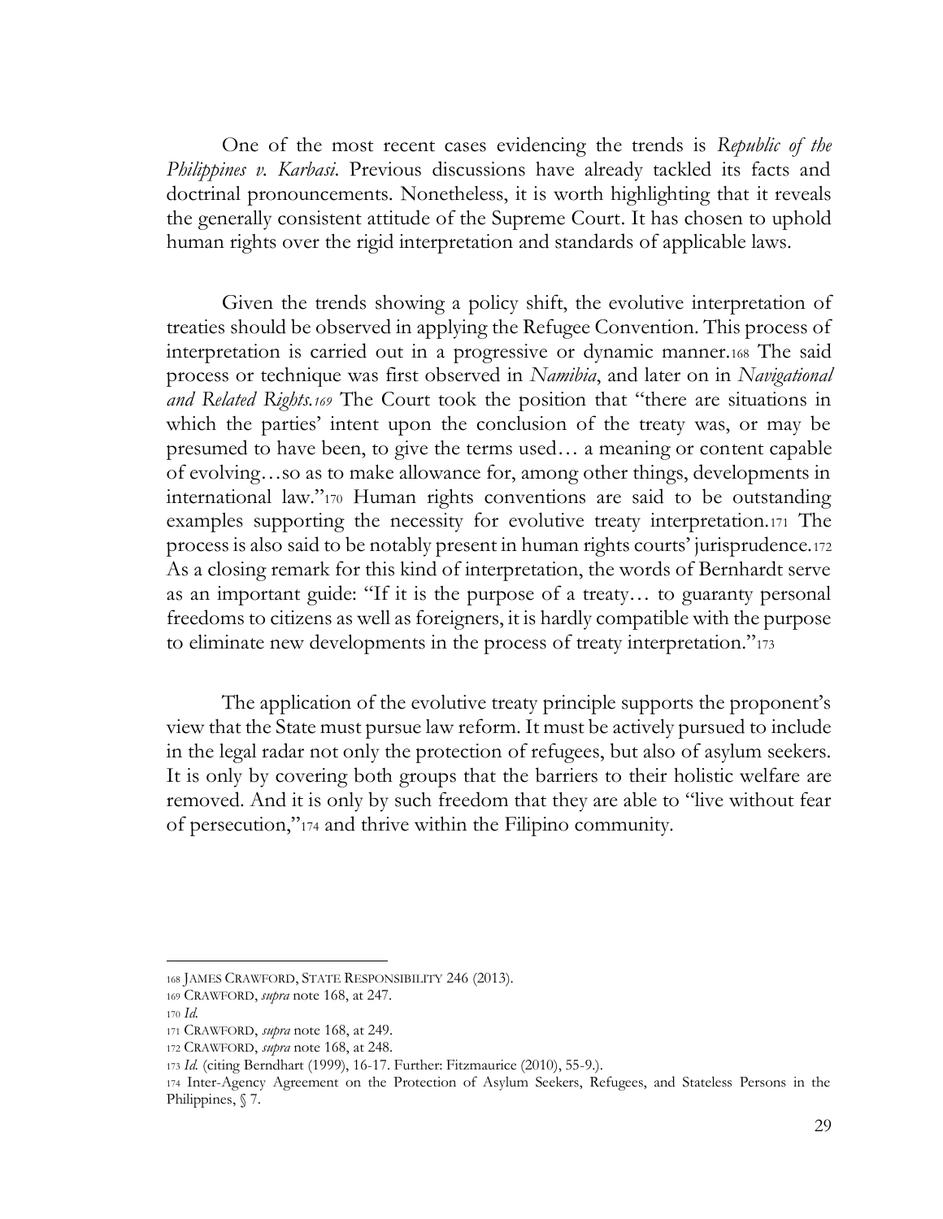One of the most recent cases evidencing the trends is *Republic of the Philippines v. Karbasi*. Previous discussions have already tackled its facts and doctrinal pronouncements. Nonetheless, it is worth highlighting that it reveals the generally consistent attitude of the Supreme Court. It has chosen to uphold human rights over the rigid interpretation and standards of applicable laws.

Given the trends showing a policy shift, the evolutive interpretation of treaties should be observed in applying the Refugee Convention. This process of interpretation is carried out in a progressive or dynamic manner.[168] The said process or technique was first observed in *Namibia*, and later on in *Navigational and Related Rights.*[169] The Court took the position that "there are situations in which the parties' intent upon the conclusion of the treaty was, or may be presumed to have been, to give the terms used… a meaning or content capable of evolving…so as to make allowance for, among other things, developments in international law."[170] Human rights conventions are said to be outstanding examples supporting the necessity for evolutive treaty interpretation.[171] The process is also said to be notably present in human rights courts' jurisprudence.[172] As a closing remark for this kind of interpretation, the words of Bernhardt serve as an important guide: "If it is the purpose of a treaty… to guaranty personal freedoms to citizens as well as foreigners, it is hardly compatible with the purpose to eliminate new developments in the process of treaty interpretation."[173]

The application of the evolutive treaty principle supports the proponent's view that the State must pursue law reform. It must be actively pursued to include in the legal radar not only the protection of refugees, but also of asylum seekers. It is only by covering both groups that the barriers to their holistic welfare are removed. And it is only by such freedom that they are able to "live without fear of persecution,"[174] and thrive within the Filipino community.

---

[168] JAMES CRAWFORD, STATE RESPONSIBILITY 246 (2013).

[169] CRAWFORD, *supra* note 168, at 247.

[170] *Id.*

[171] CRAWFORD, *supra* note 168, at 249.

[172] CRAWFORD, *supra* note 168, at 248.

[173] *Id.* (citing Berndhart (1999), 16-17. Further: Fitzmaurice (2010), 55-9.).

[174] Inter-Agency Agreement on the Protection of Asylum Seekers, Refugees, and Stateless Persons in the Philippines, § 7.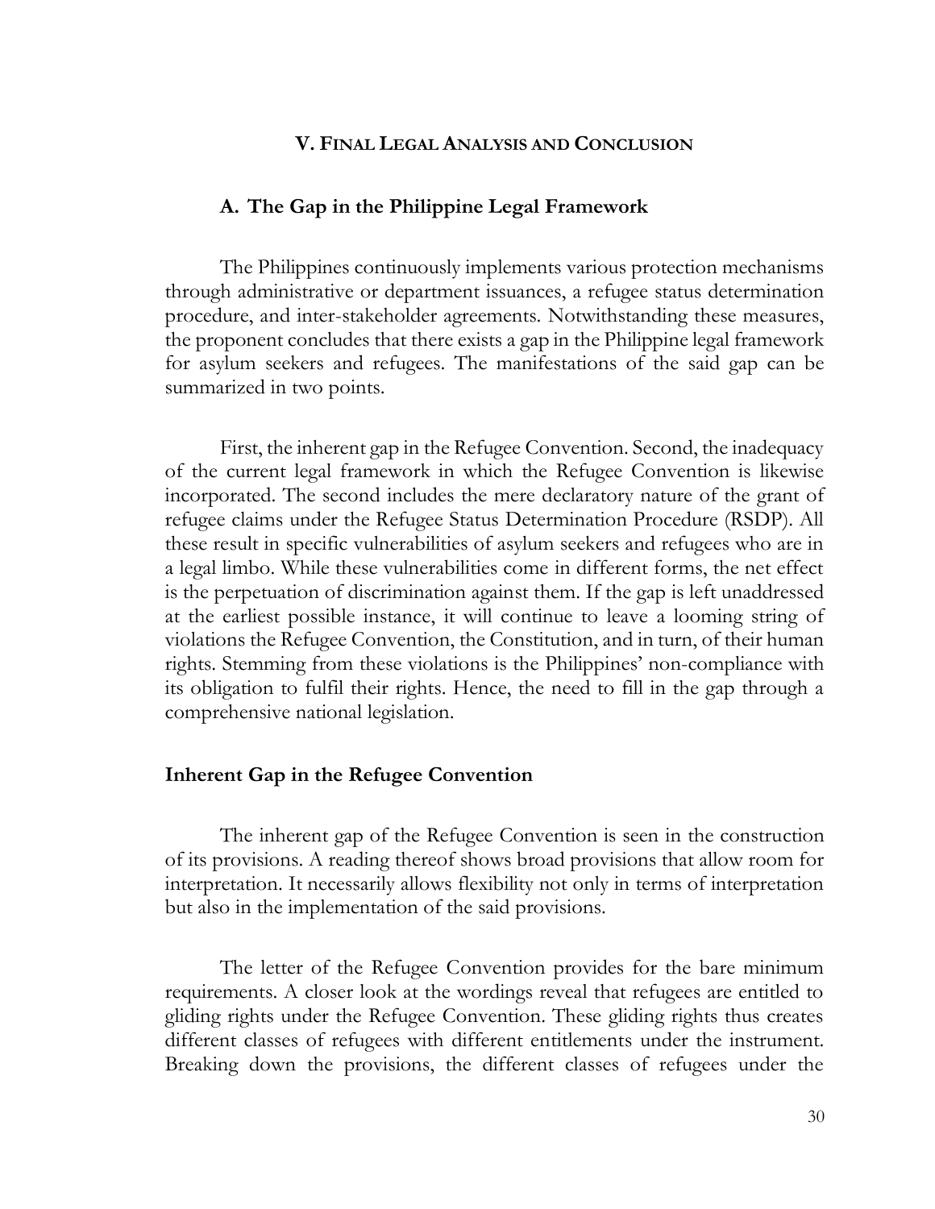## V. Final Legal Analysis and Conclusion

### A. The Gap in the Philippine Legal Framework

The Philippines continuously implements various protection mechanisms through administrative or department issuances, a refugee status determination procedure, and inter-stakeholder agreements. Notwithstanding these measures, the proponent concludes that there exists a gap in the Philippine legal framework for asylum seekers and refugees. The manifestations of the said gap can be summarized in two points.

First, the inherent gap in the Refugee Convention. Second, the inadequacy of the current legal framework in which the Refugee Convention is likewise incorporated. The second includes the mere declaratory nature of the grant of refugee claims under the Refugee Status Determination Procedure (RSDP). All these result in specific vulnerabilities of asylum seekers and refugees who are in a legal limbo. While these vulnerabilities come in different forms, the net effect is the perpetuation of discrimination against them. If the gap is left unaddressed at the earliest possible instance, it will continue to leave a looming string of violations the Refugee Convention, the Constitution, and in turn, of their human rights. Stemming from these violations is the Philippines' non-compliance with its obligation to fulfil their rights. Hence, the need to fill in the gap through a comprehensive national legislation.

**Inherent Gap in the Refugee Convention**

The inherent gap of the Refugee Convention is seen in the construction of its provisions. A reading thereof shows broad provisions that allow room for interpretation. It necessarily allows flexibility not only in terms of interpretation but also in the implementation of the said provisions.

The letter of the Refugee Convention provides for the bare minimum requirements. A closer look at the wordings reveal that refugees are entitled to gliding rights under the Refugee Convention. These gliding rights thus creates different classes of refugees with different entitlements under the instrument. Breaking down the provisions, the different classes of refugees under the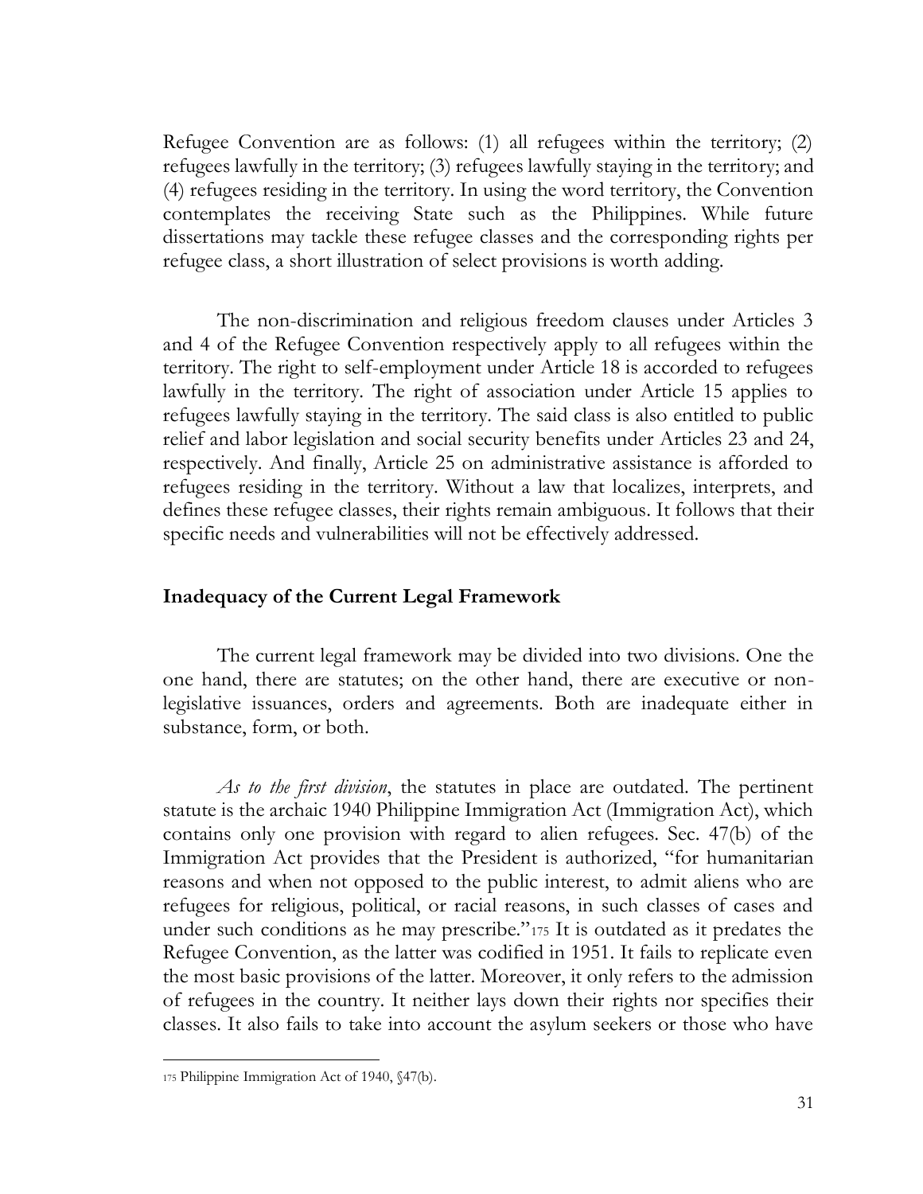Refugee Convention are as follows: (1) all refugees within the territory; (2) refugees lawfully in the territory; (3) refugees lawfully staying in the territory; and (4) refugees residing in the territory. In using the word territory, the Convention contemplates the receiving State such as the Philippines. While future dissertations may tackle these refugee classes and the corresponding rights per refugee class, a short illustration of select provisions is worth adding.

The non-discrimination and religious freedom clauses under Articles 3 and 4 of the Refugee Convention respectively apply to all refugees within the territory. The right to self-employment under Article 18 is accorded to refugees lawfully in the territory. The right of association under Article 15 applies to refugees lawfully staying in the territory. The said class is also entitled to public relief and labor legislation and social security benefits under Articles 23 and 24, respectively. And finally, Article 25 on administrative assistance is afforded to refugees residing in the territory. Without a law that localizes, interprets, and defines these refugee classes, their rights remain ambiguous. It follows that their specific needs and vulnerabilities will not be effectively addressed.

### Inadequacy of the Current Legal Framework

The current legal framework may be divided into two divisions. One the one hand, there are statutes; on the other hand, there are executive or non-legislative issuances, orders and agreements. Both are inadequate either in substance, form, or both.

*As to the first division*, the statutes in place are outdated. The pertinent statute is the archaic 1940 Philippine Immigration Act (Immigration Act), which contains only one provision with regard to alien refugees. Sec. 47(b) of the Immigration Act provides that the President is authorized, "for humanitarian reasons and when not opposed to the public interest, to admit aliens who are refugees for religious, political, or racial reasons, in such classes of cases and under such conditions as he may prescribe."[175] It is outdated as it predates the Refugee Convention, as the latter was codified in 1951. It fails to replicate even the most basic provisions of the latter. Moreover, it only refers to the admission of refugees in the country. It neither lays down their rights nor specifies their classes. It also fails to take into account the asylum seekers or those who have

[175] Philippine Immigration Act of 1940, §47(b).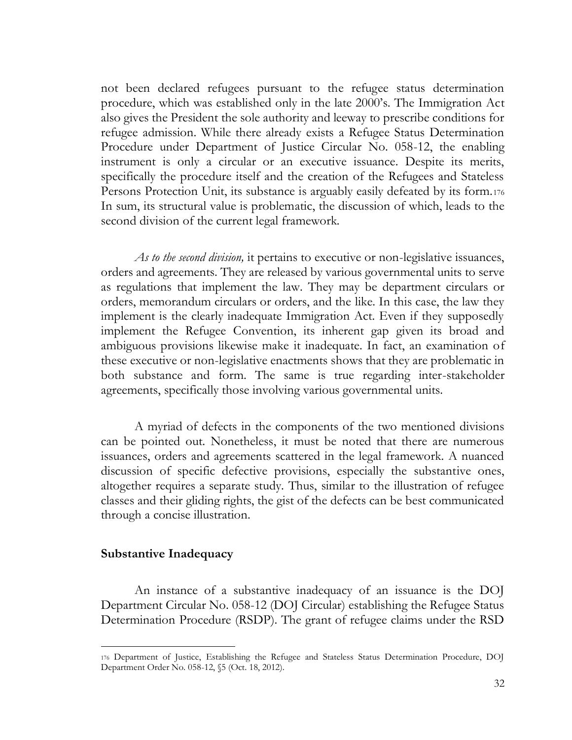not been declared refugees pursuant to the refugee status determination procedure, which was established only in the late 2000's. The Immigration Act also gives the President the sole authority and leeway to prescribe conditions for refugee admission. While there already exists a Refugee Status Determination Procedure under Department of Justice Circular No. 058-12, the enabling instrument is only a circular or an executive issuance. Despite its merits, specifically the procedure itself and the creation of the Refugees and Stateless Persons Protection Unit, its substance is arguably easily defeated by its form.[176] In sum, its structural value is problematic, the discussion of which, leads to the second division of the current legal framework.

*As to the second division,* it pertains to executive or non-legislative issuances, orders and agreements. They are released by various governmental units to serve as regulations that implement the law. They may be department circulars or orders, memorandum circulars or orders, and the like. In this case, the law they implement is the clearly inadequate Immigration Act. Even if they supposedly implement the Refugee Convention, its inherent gap given its broad and ambiguous provisions likewise make it inadequate. In fact, an examination of these executive or non-legislative enactments shows that they are problematic in both substance and form. The same is true regarding inter-stakeholder agreements, specifically those involving various governmental units.

A myriad of defects in the components of the two mentioned divisions can be pointed out. Nonetheless, it must be noted that there are numerous issuances, orders and agreements scattered in the legal framework. A nuanced discussion of specific defective provisions, especially the substantive ones, altogether requires a separate study. Thus, similar to the illustration of refugee classes and their gliding rights, the gist of the defects can be best communicated through a concise illustration.

**Substantive Inadequacy**

An instance of a substantive inadequacy of an issuance is the DOJ Department Circular No. 058-12 (DOJ Circular) establishing the Refugee Status Determination Procedure (RSDP). The grant of refugee claims under the RSD

---

[176] Department of Justice, Establishing the Refugee and Stateless Status Determination Procedure, DOJ Department Order No. 058-12, §5 (Oct. 18, 2012).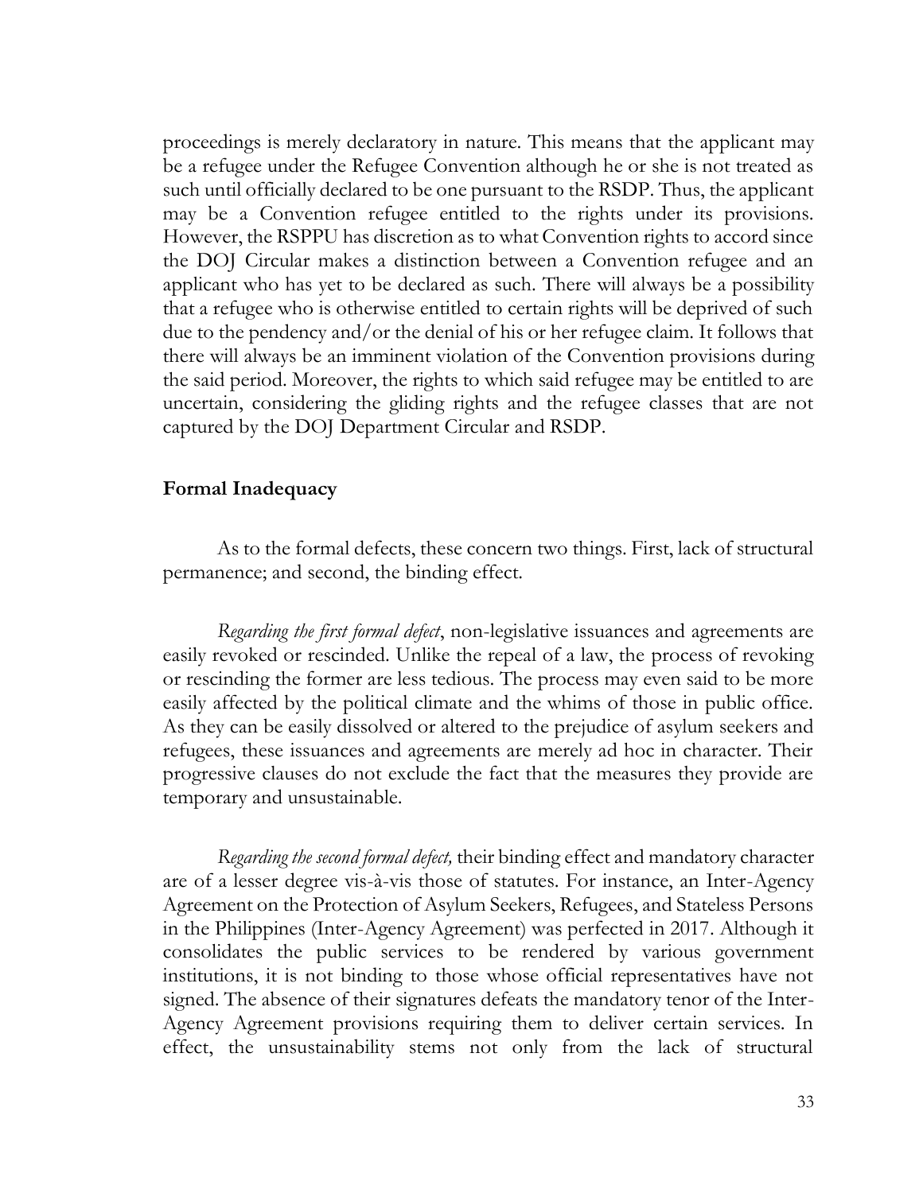proceedings is merely declaratory in nature. This means that the applicant may be a refugee under the Refugee Convention although he or she is not treated as such until officially declared to be one pursuant to the RSDP. Thus, the applicant may be a Convention refugee entitled to the rights under its provisions. However, the RSPPU has discretion as to what Convention rights to accord since the DOJ Circular makes a distinction between a Convention refugee and an applicant who has yet to be declared as such. There will always be a possibility that a refugee who is otherwise entitled to certain rights will be deprived of such due to the pendency and/or the denial of his or her refugee claim. It follows that there will always be an imminent violation of the Convention provisions during the said period. Moreover, the rights to which said refugee may be entitled to are uncertain, considering the gliding rights and the refugee classes that are not captured by the DOJ Department Circular and RSDP.

### Formal Inadequacy

As to the formal defects, these concern two things. First, lack of structural permanence; and second, the binding effect.

*Regarding the first formal defect*, non-legislative issuances and agreements are easily revoked or rescinded. Unlike the repeal of a law, the process of revoking or rescinding the former are less tedious. The process may even said to be more easily affected by the political climate and the whims of those in public office. As they can be easily dissolved or altered to the prejudice of asylum seekers and refugees, these issuances and agreements are merely ad hoc in character. Their progressive clauses do not exclude the fact that the measures they provide are temporary and unsustainable.

*Regarding the second formal defect,* their binding effect and mandatory character are of a lesser degree vis-à-vis those of statutes. For instance, an Inter-Agency Agreement on the Protection of Asylum Seekers, Refugees, and Stateless Persons in the Philippines (Inter-Agency Agreement) was perfected in 2017. Although it consolidates the public services to be rendered by various government institutions, it is not binding to those whose official representatives have not signed. The absence of their signatures defeats the mandatory tenor of the Inter-Agency Agreement provisions requiring them to deliver certain services. In effect, the unsustainability stems not only from the lack of structural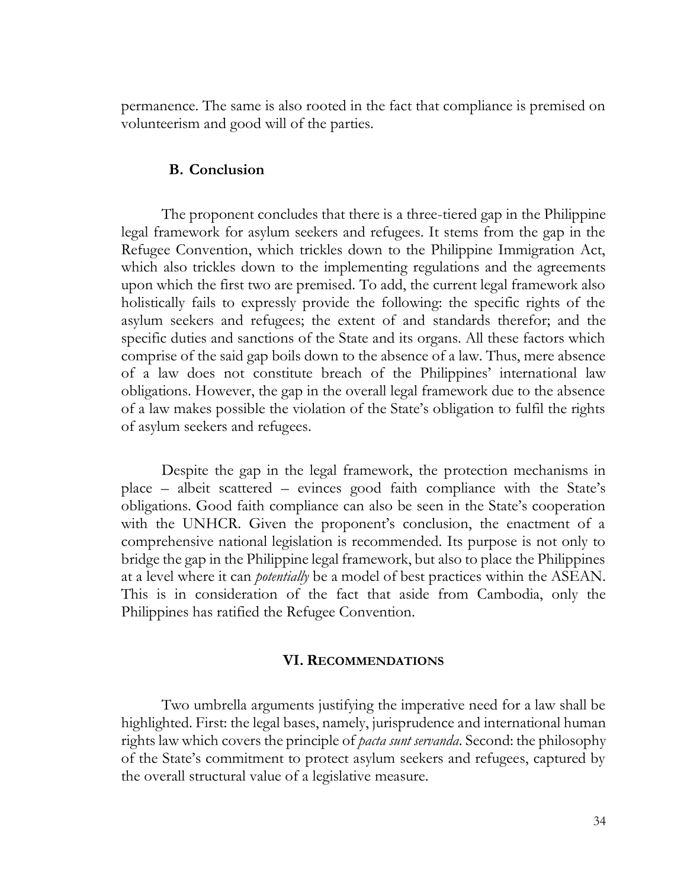permanence. The same is also rooted in the fact that compliance is premised on volunteerism and good will of the parties.

### B. Conclusion

The proponent concludes that there is a three-tiered gap in the Philippine legal framework for asylum seekers and refugees. It stems from the gap in the Refugee Convention, which trickles down to the Philippine Immigration Act, which also trickles down to the implementing regulations and the agreements upon which the first two are premised. To add, the current legal framework also holistically fails to expressly provide the following: the specific rights of the asylum seekers and refugees; the extent of and standards therefor; and the specific duties and sanctions of the State and its organs. All these factors which comprise of the said gap boils down to the absence of a law. Thus, mere absence of a law does not constitute breach of the Philippines' international law obligations. However, the gap in the overall legal framework due to the absence of a law makes possible the violation of the State's obligation to fulfil the rights of asylum seekers and refugees.

Despite the gap in the legal framework, the protection mechanisms in place – albeit scattered – evinces good faith compliance with the State's obligations. Good faith compliance can also be seen in the State's cooperation with the UNHCR. Given the proponent's conclusion, the enactment of a comprehensive national legislation is recommended. Its purpose is not only to bridge the gap in the Philippine legal framework, but also to place the Philippines at a level where it can *potentially* be a model of best practices within the ASEAN. This is in consideration of the fact that aside from Cambodia, only the Philippines has ratified the Refugee Convention.

## VI. RECOMMENDATIONS

Two umbrella arguments justifying the imperative need for a law shall be highlighted. First: the legal bases, namely, jurisprudence and international human rights law which covers the principle of *pacta sunt servanda*. Second: the philosophy of the State's commitment to protect asylum seekers and refugees, captured by the overall structural value of a legislative measure.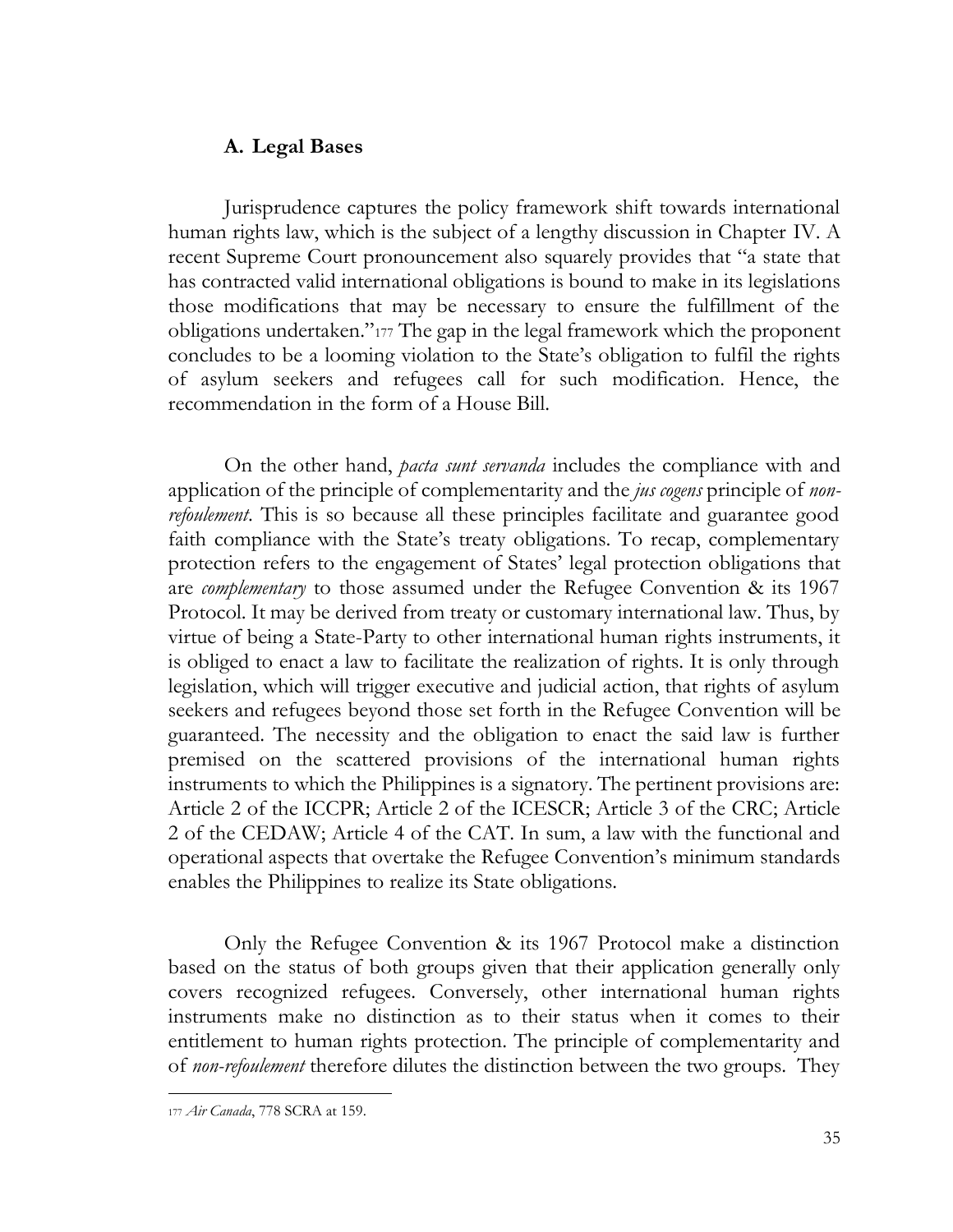## A. Legal Bases

Jurisprudence captures the policy framework shift towards international human rights law, which is the subject of a lengthy discussion in Chapter IV. A recent Supreme Court pronouncement also squarely provides that "a state that has contracted valid international obligations is bound to make in its legislations those modifications that may be necessary to ensure the fulfillment of the obligations undertaken."[177] The gap in the legal framework which the proponent concludes to be a looming violation to the State's obligation to fulfil the rights of asylum seekers and refugees call for such modification. Hence, the recommendation in the form of a House Bill.

On the other hand, *pacta sunt servanda* includes the compliance with and application of the principle of complementarity and the *jus cogens* principle of *non-refoulement*. This is so because all these principles facilitate and guarantee good faith compliance with the State's treaty obligations. To recap, complementary protection refers to the engagement of States' legal protection obligations that are *complementary* to those assumed under the Refugee Convention & its 1967 Protocol. It may be derived from treaty or customary international law. Thus, by virtue of being a State-Party to other international human rights instruments, it is obliged to enact a law to facilitate the realization of rights. It is only through legislation, which will trigger executive and judicial action, that rights of asylum seekers and refugees beyond those set forth in the Refugee Convention will be guaranteed. The necessity and the obligation to enact the said law is further premised on the scattered provisions of the international human rights instruments to which the Philippines is a signatory. The pertinent provisions are: Article 2 of the ICCPR; Article 2 of the ICESCR; Article 3 of the CRC; Article 2 of the CEDAW; Article 4 of the CAT. In sum, a law with the functional and operational aspects that overtake the Refugee Convention's minimum standards enables the Philippines to realize its State obligations.

Only the Refugee Convention & its 1967 Protocol make a distinction based on the status of both groups given that their application generally only covers recognized refugees. Conversely, other international human rights instruments make no distinction as to their status when it comes to their entitlement to human rights protection. The principle of complementarity and of *non-refoulement* therefore dilutes the distinction between the two groups. They

---

[177] *Air Canada*, 778 SCRA at 159.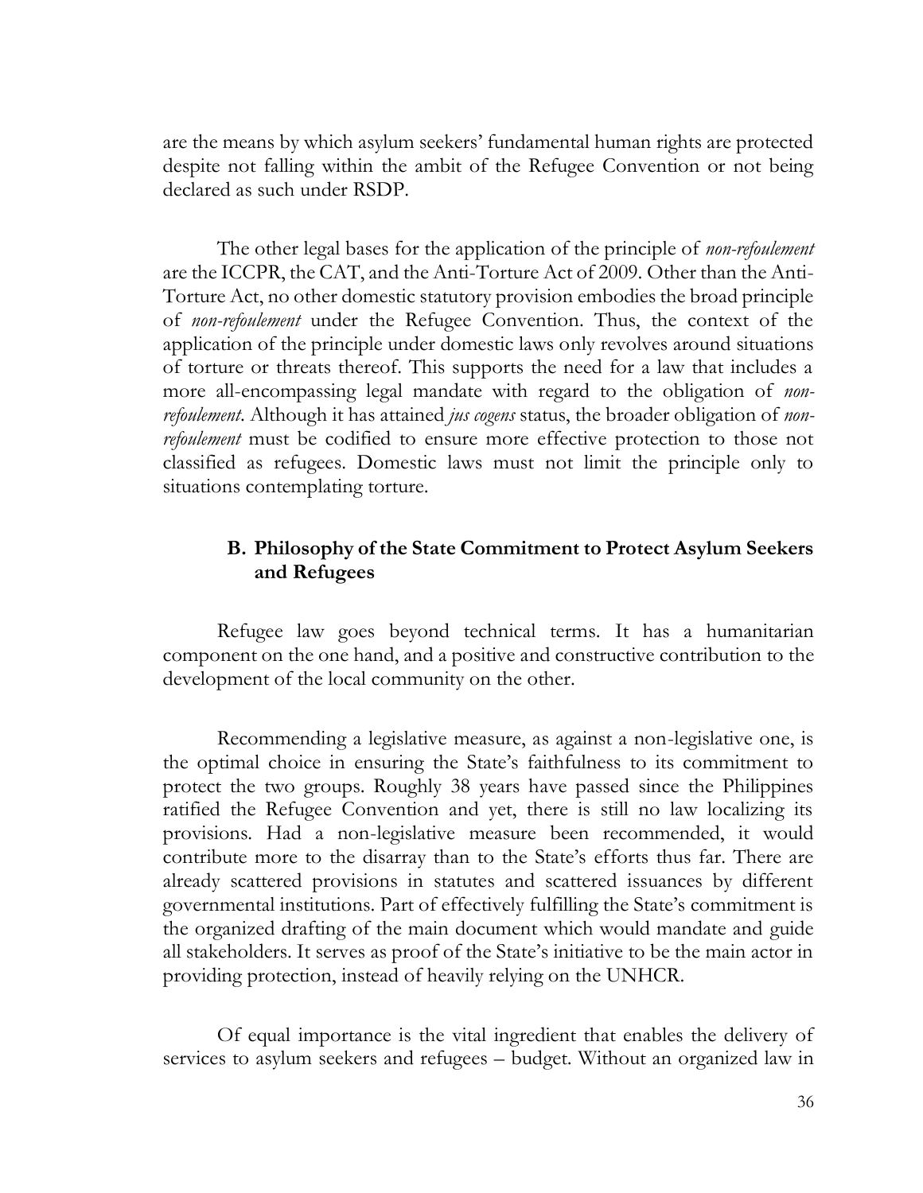are the means by which asylum seekers' fundamental human rights are protected despite not falling within the ambit of the Refugee Convention or not being declared as such under RSDP.

The other legal bases for the application of the principle of *non-refoulement* are the ICCPR, the CAT, and the Anti-Torture Act of 2009. Other than the Anti-Torture Act, no other domestic statutory provision embodies the broad principle of *non-refoulement* under the Refugee Convention. Thus, the context of the application of the principle under domestic laws only revolves around situations of torture or threats thereof. This supports the need for a law that includes a more all-encompassing legal mandate with regard to the obligation of *non-refoulement*. Although it has attained *jus cogens* status, the broader obligation of *non-refoulement* must be codified to ensure more effective protection to those not classified as refugees. Domestic laws must not limit the principle only to situations contemplating torture.

### B. Philosophy of the State Commitment to Protect Asylum Seekers and Refugees

Refugee law goes beyond technical terms. It has a humanitarian component on the one hand, and a positive and constructive contribution to the development of the local community on the other.

Recommending a legislative measure, as against a non-legislative one, is the optimal choice in ensuring the State's faithfulness to its commitment to protect the two groups. Roughly 38 years have passed since the Philippines ratified the Refugee Convention and yet, there is still no law localizing its provisions. Had a non-legislative measure been recommended, it would contribute more to the disarray than to the State's efforts thus far. There are already scattered provisions in statutes and scattered issuances by different governmental institutions. Part of effectively fulfilling the State's commitment is the organized drafting of the main document which would mandate and guide all stakeholders. It serves as proof of the State's initiative to be the main actor in providing protection, instead of heavily relying on the UNHCR.

Of equal importance is the vital ingredient that enables the delivery of services to asylum seekers and refugees – budget. Without an organized law in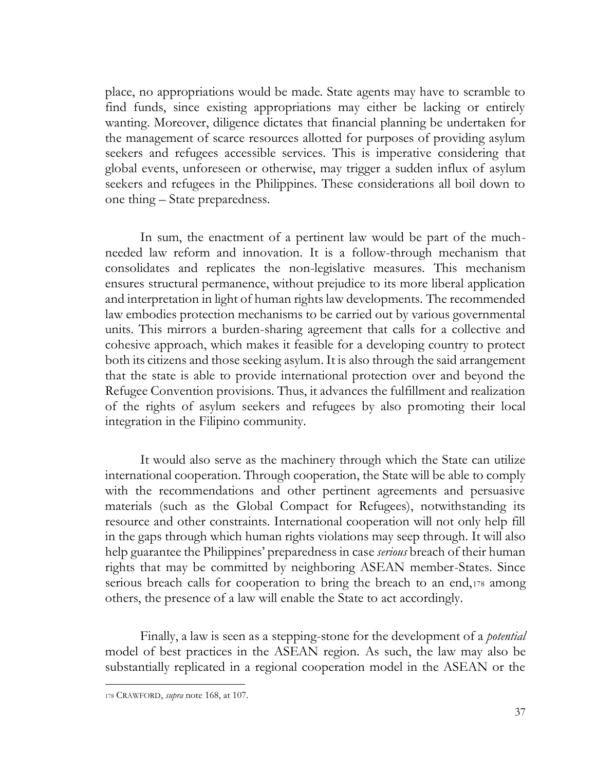place, no appropriations would be made. State agents may have to scramble to find funds, since existing appropriations may either be lacking or entirely wanting. Moreover, diligence dictates that financial planning be undertaken for the management of scarce resources allotted for purposes of providing asylum seekers and refugees accessible services. This is imperative considering that global events, unforeseen or otherwise, may trigger a sudden influx of asylum seekers and refugees in the Philippines. These considerations all boil down to one thing – State preparedness.

In sum, the enactment of a pertinent law would be part of the much-needed law reform and innovation. It is a follow-through mechanism that consolidates and replicates the non-legislative measures. This mechanism ensures structural permanence, without prejudice to its more liberal application and interpretation in light of human rights law developments. The recommended law embodies protection mechanisms to be carried out by various governmental units. This mirrors a burden-sharing agreement that calls for a collective and cohesive approach, which makes it feasible for a developing country to protect both its citizens and those seeking asylum. It is also through the said arrangement that the state is able to provide international protection over and beyond the Refugee Convention provisions. Thus, it advances the fulfillment and realization of the rights of asylum seekers and refugees by also promoting their local integration in the Filipino community.

It would also serve as the machinery through which the State can utilize international cooperation. Through cooperation, the State will be able to comply with the recommendations and other pertinent agreements and persuasive materials (such as the Global Compact for Refugees), notwithstanding its resource and other constraints. International cooperation will not only help fill in the gaps through which human rights violations may seep through. It will also help guarantee the Philippines' preparedness in case *serious* breach of their human rights that may be committed by neighboring ASEAN member-States. Since serious breach calls for cooperation to bring the breach to an end,[178] among others, the presence of a law will enable the State to act accordingly.

Finally, a law is seen as a stepping-stone for the development of a *potential* model of best practices in the ASEAN region. As such, the law may also be substantially replicated in a regional cooperation model in the ASEAN or the

---

[178] CRAWFORD, *supra* note 168, at 107.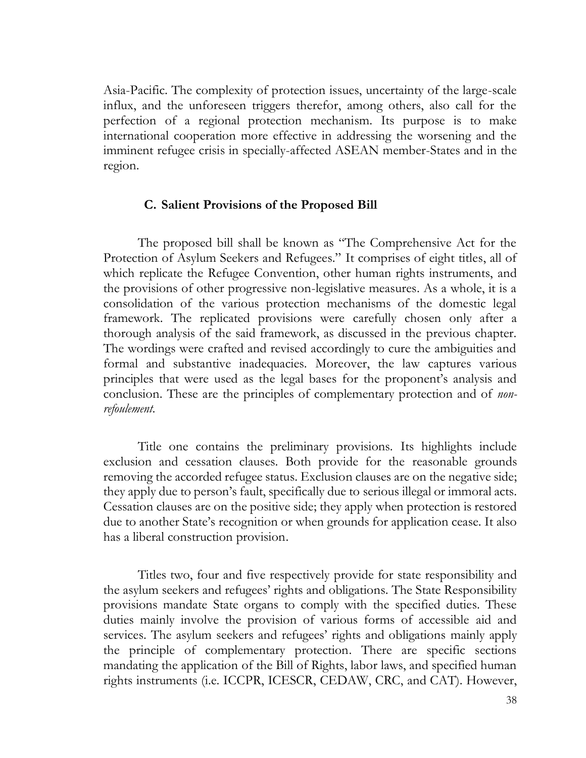Asia-Pacific. The complexity of protection issues, uncertainty of the large-scale influx, and the unforeseen triggers therefor, among others, also call for the perfection of a regional protection mechanism. Its purpose is to make international cooperation more effective in addressing the worsening and the imminent refugee crisis in specially-affected ASEAN member-States and in the region.

### C. Salient Provisions of the Proposed Bill

The proposed bill shall be known as "The Comprehensive Act for the Protection of Asylum Seekers and Refugees." It comprises of eight titles, all of which replicate the Refugee Convention, other human rights instruments, and the provisions of other progressive non-legislative measures. As a whole, it is a consolidation of the various protection mechanisms of the domestic legal framework. The replicated provisions were carefully chosen only after a thorough analysis of the said framework, as discussed in the previous chapter. The wordings were crafted and revised accordingly to cure the ambiguities and formal and substantive inadequacies. Moreover, the law captures various principles that were used as the legal bases for the proponent's analysis and conclusion. These are the principles of complementary protection and of *non-refoulement*.

Title one contains the preliminary provisions. Its highlights include exclusion and cessation clauses. Both provide for the reasonable grounds removing the accorded refugee status. Exclusion clauses are on the negative side; they apply due to person's fault, specifically due to serious illegal or immoral acts. Cessation clauses are on the positive side; they apply when protection is restored due to another State's recognition or when grounds for application cease. It also has a liberal construction provision.

Titles two, four and five respectively provide for state responsibility and the asylum seekers and refugees' rights and obligations. The State Responsibility provisions mandate State organs to comply with the specified duties. These duties mainly involve the provision of various forms of accessible aid and services. The asylum seekers and refugees' rights and obligations mainly apply the principle of complementary protection. There are specific sections mandating the application of the Bill of Rights, labor laws, and specified human rights instruments (i.e. ICCPR, ICESCR, CEDAW, CRC, and CAT). However,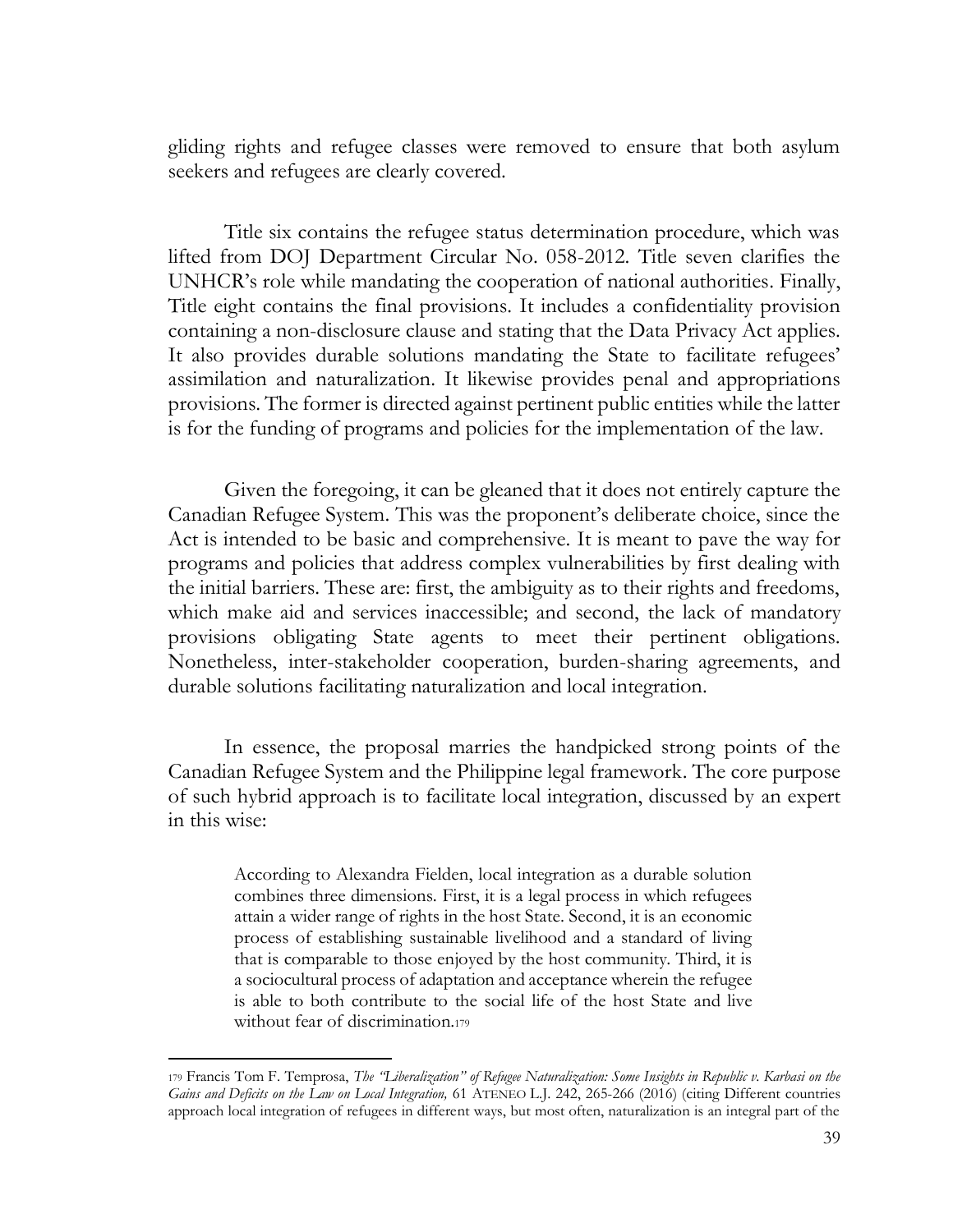gliding rights and refugee classes were removed to ensure that both asylum seekers and refugees are clearly covered.

Title six contains the refugee status determination procedure, which was lifted from DOJ Department Circular No. 058-2012. Title seven clarifies the UNHCR's role while mandating the cooperation of national authorities. Finally, Title eight contains the final provisions. It includes a confidentiality provision containing a non-disclosure clause and stating that the Data Privacy Act applies. It also provides durable solutions mandating the State to facilitate refugees' assimilation and naturalization. It likewise provides penal and appropriations provisions. The former is directed against pertinent public entities while the latter is for the funding of programs and policies for the implementation of the law.

Given the foregoing, it can be gleaned that it does not entirely capture the Canadian Refugee System. This was the proponent's deliberate choice, since the Act is intended to be basic and comprehensive. It is meant to pave the way for programs and policies that address complex vulnerabilities by first dealing with the initial barriers. These are: first, the ambiguity as to their rights and freedoms, which make aid and services inaccessible; and second, the lack of mandatory provisions obligating State agents to meet their pertinent obligations. Nonetheless, inter-stakeholder cooperation, burden-sharing agreements, and durable solutions facilitating naturalization and local integration.

In essence, the proposal marries the handpicked strong points of the Canadian Refugee System and the Philippine legal framework. The core purpose of such hybrid approach is to facilitate local integration, discussed by an expert in this wise:

> According to Alexandra Fielden, local integration as a durable solution combines three dimensions. First, it is a legal process in which refugees attain a wider range of rights in the host State. Second, it is an economic process of establishing sustainable livelihood and a standard of living that is comparable to those enjoyed by the host community. Third, it is a sociocultural process of adaptation and acceptance wherein the refugee is able to both contribute to the social life of the host State and live without fear of discrimination.[179]

---

[179] Francis Tom F. Temprosa, *The "Liberalization" of Refugee Naturalization: Some Insights in Republic v. Karbasi on the Gains and Deficits on the Law on Local Integration,* 61 ATENEO L.J. 242, 265-266 (2016) (citing Different countries approach local integration of refugees in different ways, but most often, naturalization is an integral part of the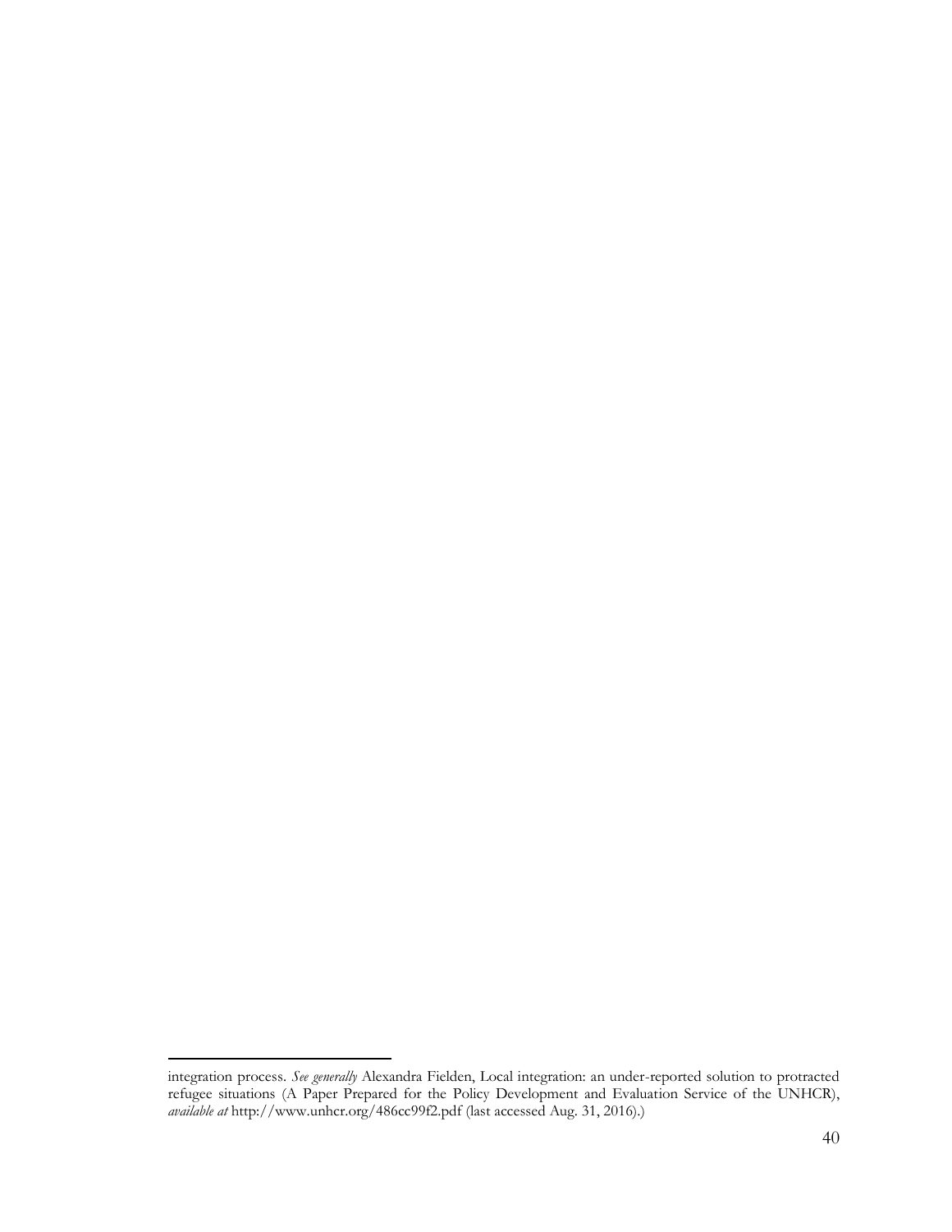integration process. *See generally* Alexandra Fielden, Local integration: an under-reported solution to protracted refugee situations (A Paper Prepared for the Policy Development and Evaluation Service of the UNHCR), *available at* http://www.unhcr.org/486cc99f2.pdf (last accessed Aug. 31, 2016).)